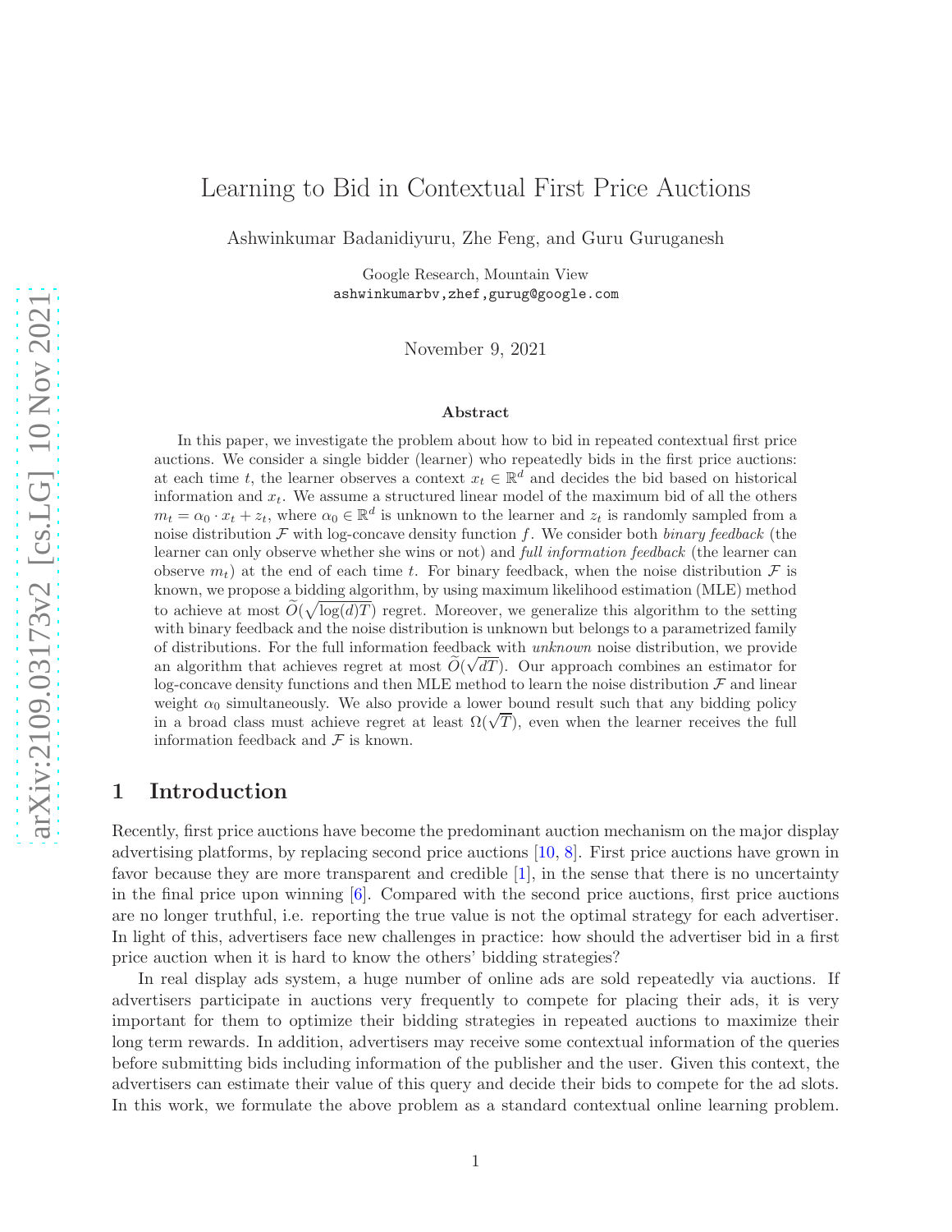# Learning to Bid in Contextual First Price Auctions

Ashwinkumar Badanidiyuru, Zhe Feng, and Guru Guruganesh

Google Research, Mountain View
ashwinkumarbv,zhef,gurug@google.com

November 9, 2021

### Abstract

In this paper, we investigate the problem about how to bid in repeated contextual first price auctions. We consider a single bidder (learner) who repeatedly bids in the first price auctions: at each time $t$, the learner observes a context $x_t \in \mathbb{R}^d$ and decides the bid based on historical information and $x_t$. We assume a structured linear model of the maximum bid of all the others $m_t = \alpha_0 \cdot x_t + z_t$, where $\alpha_0 \in \mathbb{R}^d$ is unknown to the learner and $z_t$ is randomly sampled from a noise distribution $\mathcal{F}$ with log-concave density function $f$. We consider both *binary feedback* (the learner can only observe whether she wins or not) and *full information feedback* (the learner can observe $m_t$) at the end of each time $t$. For binary feedback, when the noise distribution $\mathcal{F}$ is known, we propose a bidding algorithm, by using maximum likelihood estimation (MLE) method to achieve at most $\widetilde{O}(\sqrt{\log(d)T})$ regret. Moreover, we generalize this algorithm to the setting with binary feedback and the noise distribution is unknown but belongs to a parametrized family of distributions. For the full information feedback with *unknown* noise distribution, we provide an algorithm that achieves regret at most $\widetilde{O}(\sqrt{dT})$. Our approach combines an estimator for log-concave density functions and then MLE method to learn the noise distribution $\mathcal{F}$ and linear weight $\alpha_0$ simultaneously. We also provide a lower bound result such that any bidding policy in a broad class must achieve regret at least $\Omega(\sqrt{T})$, even when the learner receives the full information feedback and $\mathcal{F}$ is known.

## 1 Introduction

Recently, first price auctions have become the predominant auction mechanism on the major display advertising platforms, by replacing second price auctions [10, 8]. First price auctions have grown in favor because they are more transparent and credible [1], in the sense that there is no uncertainty in the final price upon winning [6]. Compared with the second price auctions, first price auctions are no longer truthful, i.e. reporting the true value is not the optimal strategy for each advertiser. In light of this, advertisers face new challenges in practice: how should the advertiser bid in a first price auction when it is hard to know the others' bidding strategies?

In real display ads system, a huge number of online ads are sold repeatedly via auctions. If advertisers participate in auctions very frequently to compete for placing their ads, it is very important for them to optimize their bidding strategies in repeated auctions to maximize their long term rewards. In addition, advertisers may receive some contextual information of the queries before submitting bids including information of the publisher and the user. Given this context, the advertisers can estimate their value of this query and decide their bids to compete for the ad slots. In this work, we formulate the above problem as a standard contextual online learning problem.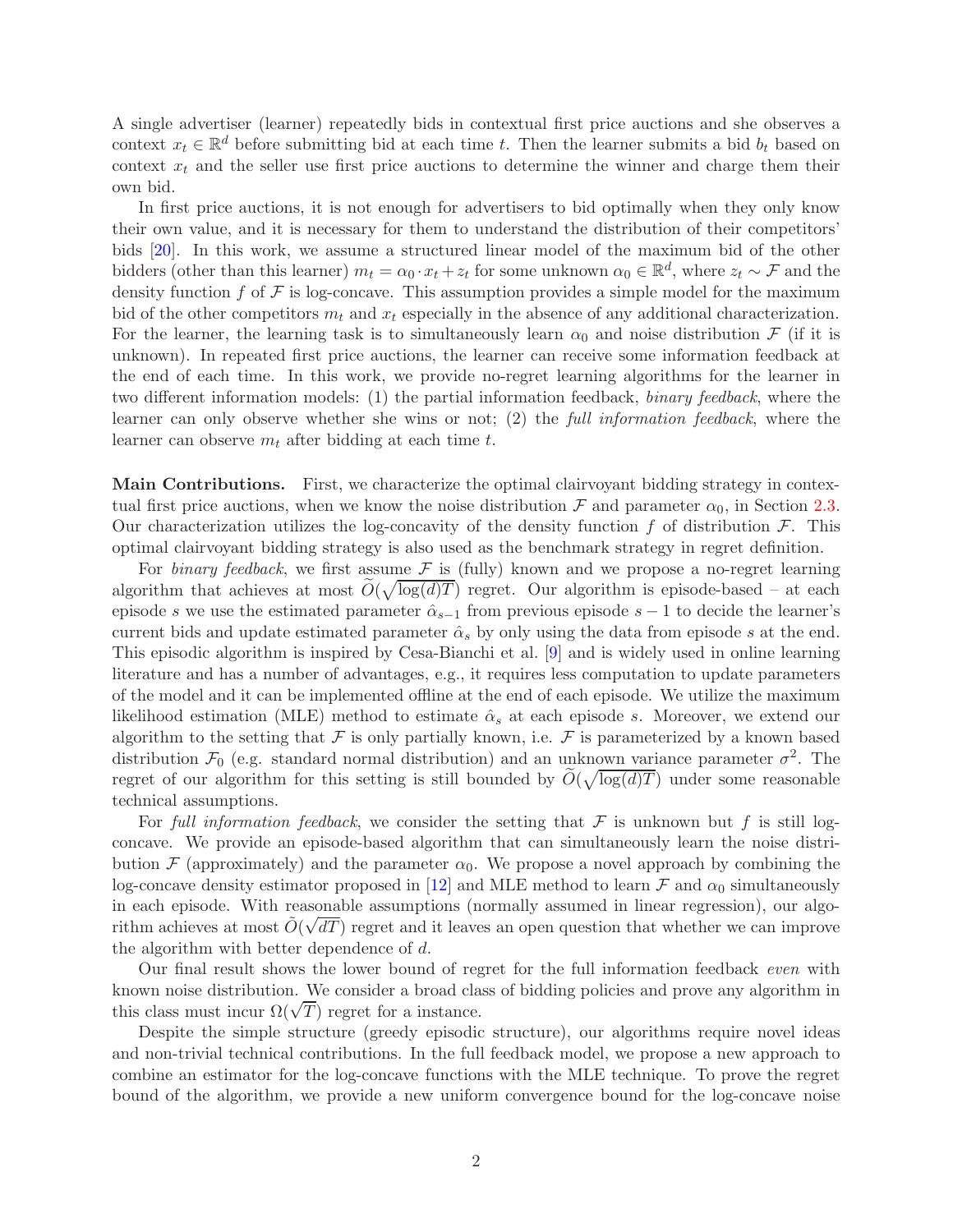A single advertiser (learner) repeatedly bids in contextual first price auctions and she observes a context $x_t \in \mathbb{R}^d$ before submitting bid at each time $t$. Then the learner submits a bid $b_t$ based on context $x_t$ and the seller use first price auctions to determine the winner and charge them their own bid.

In first price auctions, it is not enough for advertisers to bid optimally when they only know their own value, and it is necessary for them to understand the distribution of their competitors' bids [20]. In this work, we assume a structured linear model of the maximum bid of the other bidders (other than this learner) $m_t = \alpha_0 \cdot x_t + z_t$ for some unknown $\alpha_0 \in \mathbb{R}^d$, where $z_t \sim \mathcal{F}$ and the density function $f$ of $\mathcal{F}$ is log-concave. This assumption provides a simple model for the maximum bid of the other competitors $m_t$ and $x_t$ especially in the absence of any additional characterization. For the learner, the learning task is to simultaneously learn $\alpha_0$ and noise distribution $\mathcal{F}$ (if it is unknown). In repeated first price auctions, the learner can receive some information feedback at the end of each time. In this work, we provide no-regret learning algorithms for the learner in two different information models: (1) the partial information feedback, *binary feedback*, where the learner can only observe whether she wins or not; (2) the *full information feedback*, where the learner can observe $m_t$ after bidding at each time $t$.

**Main Contributions.** First, we characterize the optimal clairvoyant bidding strategy in contextual first price auctions, when we know the noise distribution $\mathcal{F}$ and parameter $\alpha_0$, in Section 2.3. Our characterization utilizes the log-concavity of the density function $f$ of distribution $\mathcal{F}$. This optimal clairvoyant bidding strategy is also used as the benchmark strategy in regret definition.

For *binary feedback*, we first assume $\mathcal{F}$ is (fully) known and we propose a no-regret learning algorithm that achieves at most $\widetilde{O}(\sqrt{\log(d)T})$ regret. Our algorithm is episode-based – at each episode $s$ we use the estimated parameter $\hat{\alpha}_{s-1}$ from previous episode $s-1$ to decide the learner's current bids and update estimated parameter $\hat{\alpha}_s$ by only using the data from episode $s$ at the end. This episodic algorithm is inspired by Cesa-Bianchi et al. [9] and is widely used in online learning literature and has a number of advantages, e.g., it requires less computation to update parameters of the model and it can be implemented offline at the end of each episode. We utilize the maximum likelihood estimation (MLE) method to estimate $\hat{\alpha}_s$ at each episode $s$. Moreover, we extend our algorithm to the setting that $\mathcal{F}$ is only partially known, i.e. $\mathcal{F}$ is parameterized by a known based distribution $\mathcal{F}_0$ (e.g. standard normal distribution) and an unknown variance parameter $\sigma^2$. The regret of our algorithm for this setting is still bounded by $\widetilde{O}(\sqrt{\log(d)T})$ under some reasonable technical assumptions.

For *full information feedback*, we consider the setting that $\mathcal{F}$ is unknown but $f$ is still log-concave. We provide an episode-based algorithm that can simultaneously learn the noise distribution $\mathcal{F}$ (approximately) and the parameter $\alpha_0$. We propose a novel approach by combining the log-concave density estimator proposed in [12] and MLE method to learn $\mathcal{F}$ and $\alpha_0$ simultaneously in each episode. With reasonable assumptions (normally assumed in linear regression), our algorithm achieves at most $\widetilde{O}(\sqrt{dT})$ regret and it leaves an open question that whether we can improve the algorithm with better dependence of $d$.

Our final result shows the lower bound of regret for the full information feedback *even* with known noise distribution. We consider a broad class of bidding policies and prove any algorithm in this class must incur $\Omega(\sqrt{T})$ regret for a instance.

Despite the simple structure (greedy episodic structure), our algorithms require novel ideas and non-trivial technical contributions. In the full feedback model, we propose a new approach to combine an estimator for the log-concave functions with the MLE technique. To prove the regret bound of the algorithm, we provide a new uniform convergence bound for the log-concave noise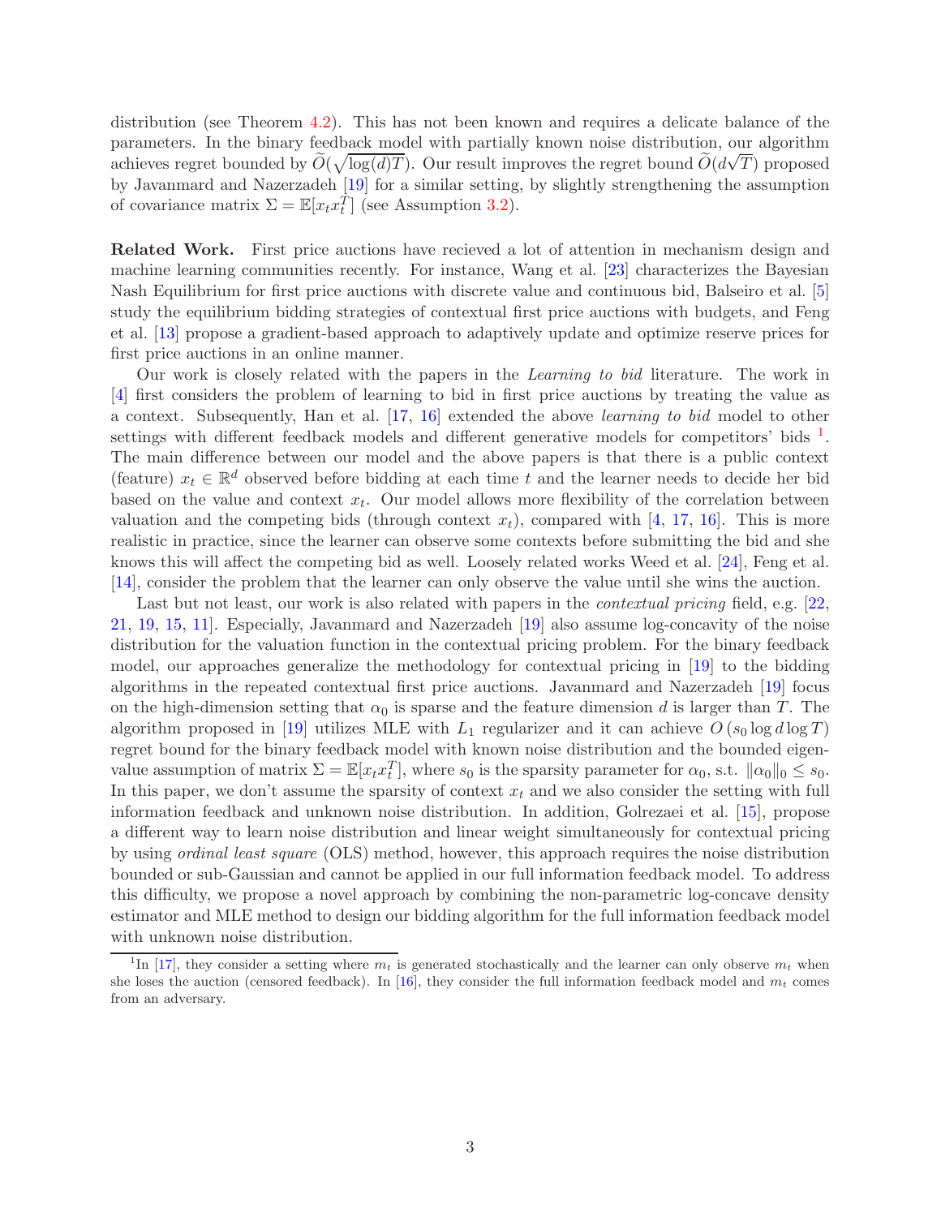distribution (see Theorem 4.2). This has not been known and requires a delicate balance of the parameters. In the binary feedback model with partially known noise distribution, our algorithm achieves regret bounded by $\widetilde{O}(\sqrt{\log(d)T})$. Our result improves the regret bound $\widetilde{O}(d\sqrt{T})$ proposed by Javanmard and Nazerzadeh [19] for a similar setting, by slightly strengthening the assumption of covariance matrix $\Sigma = \mathbb{E}[x_t x_t^T]$ (see Assumption 3.2).

**Related Work.** First price auctions have recieved a lot of attention in mechanism design and machine learning communities recently. For instance, Wang et al. [23] characterizes the Bayesian Nash Equilibrium for first price auctions with discrete value and continuous bid, Balseiro et al. [5] study the equilibrium bidding strategies of contextual first price auctions with budgets, and Feng et al. [13] propose a gradient-based approach to adaptively update and optimize reserve prices for first price auctions in an online manner.

Our work is closely related with the papers in the *Learning to bid* literature. The work in [4] first considers the problem of learning to bid in first price auctions by treating the value as a context. Subsequently, Han et al. [17, 16] extended the above *learning to bid* model to other settings with different feedback models and different generative models for competitors' bids [1]. The main difference between our model and the above papers is that there is a public context (feature) $x_t \in \mathbb{R}^d$ observed before bidding at each time $t$ and the learner needs to decide her bid based on the value and context $x_t$. Our model allows more flexibility of the correlation between valuation and the competing bids (through context $x_t$), compared with [4, 17, 16]. This is more realistic in practice, since the learner can observe some contexts before submitting the bid and she knows this will affect the competing bid as well. Loosely related works Weed et al. [24], Feng et al. [14], consider the problem that the learner can only observe the value until she wins the auction.

Last but not least, our work is also related with papers in the *contextual pricing* field, e.g. [22, 21, 19, 15, 11]. Especially, Javanmard and Nazerzadeh [19] also assume log-concavity of the noise distribution for the valuation function in the contextual pricing problem. For the binary feedback model, our approaches generalize the methodology for contextual pricing in [19] to the bidding algorithms in the repeated contextual first price auctions. Javanmard and Nazerzadeh [19] focus on the high-dimension setting that $\alpha_0$ is sparse and the feature dimension $d$ is larger than $T$. The algorithm proposed in [19] utilizes MLE with $L_1$ regularizer and it can achieve $O(s_0 \log d \log T)$ regret bound for the binary feedback model with known noise distribution and the bounded eigenvalue assumption of matrix $\Sigma = \mathbb{E}[x_t x_t^T]$, where $s_0$ is the sparsity parameter for $\alpha_0$, s.t. $\|\alpha_0\|_0 \leq s_0$. In this paper, we don't assume the sparsity of context $x_t$ and we also consider the setting with full information feedback and unknown noise distribution. In addition, Golrezaei et al. [15], propose a different way to learn noise distribution and linear weight simultaneously for contextual pricing by using *ordinal least square* (OLS) method, however, this approach requires the noise distribution bounded or sub-Gaussian and cannot be applied in our full information feedback model. To address this difficulty, we propose a novel approach by combining the non-parametric log-concave density estimator and MLE method to design our bidding algorithm for the full information feedback model with unknown noise distribution.

[1] In [17], they consider a setting where $m_t$ is generated stochastically and the learner can only observe $m_t$ when she loses the auction (censored feedback). In [16], they consider the full information feedback model and $m_t$ comes from an adversary.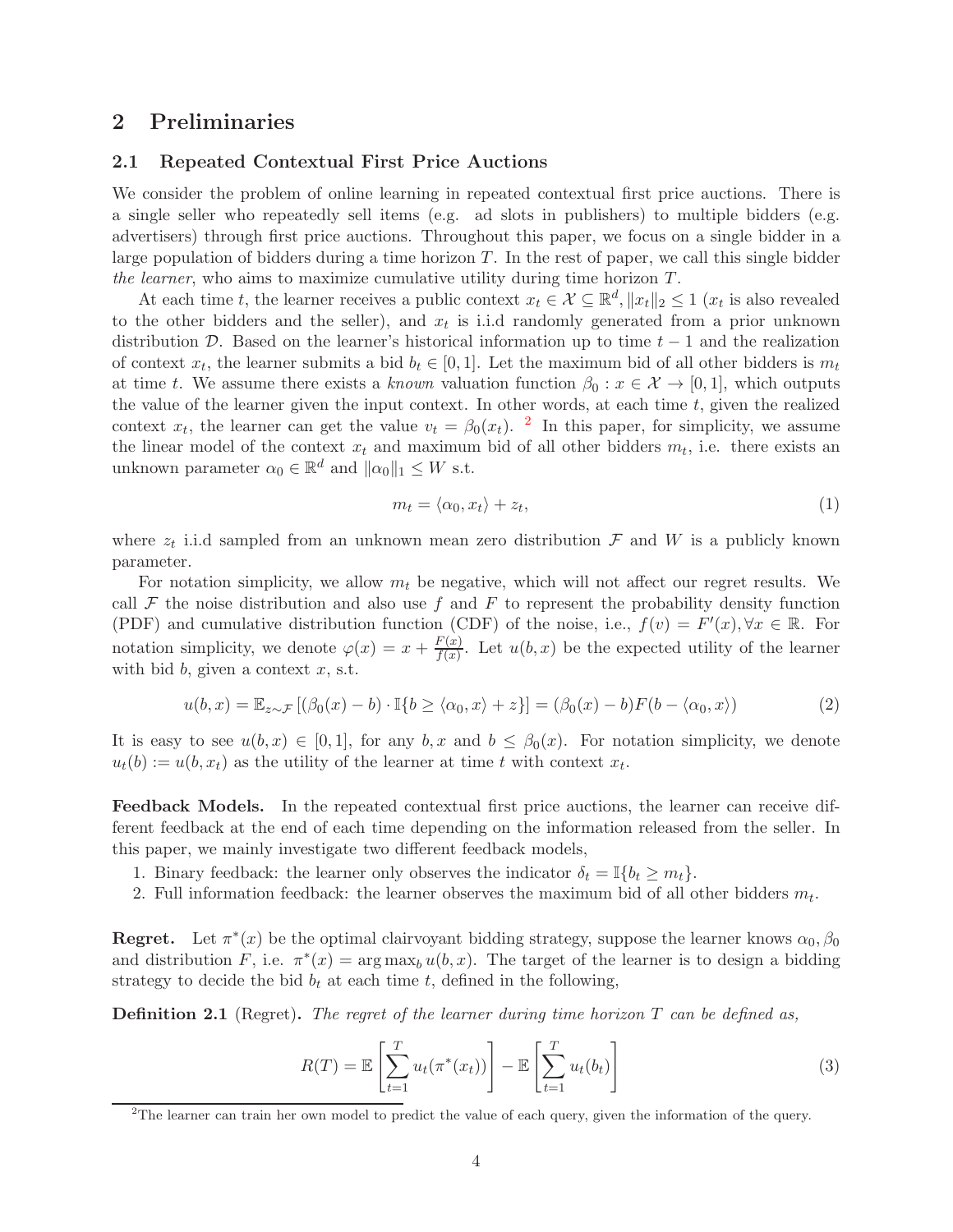## 2 Preliminaries

### 2.1 Repeated Contextual First Price Auctions

We consider the problem of online learning in repeated contextual first price auctions. There is a single seller who repeatedly sell items (e.g. ad slots in publishers) to multiple bidders (e.g. advertisers) through first price auctions. Throughout this paper, we focus on a single bidder in a large population of bidders during a time horizon $T$. In the rest of paper, we call this single bidder *the learner*, who aims to maximize cumulative utility during time horizon $T$.

At each time $t$, the learner receives a public context $x_t \in \mathcal{X} \subseteq \mathbb{R}^d, \|x_t\|_2 \leq 1$ ($x_t$ is also revealed to the other bidders and the seller), and $x_t$ is i.i.d randomly generated from a prior unknown distribution $\mathcal{D}$. Based on the learner's historical information up to time $t-1$ and the realization of context $x_t$, the learner submits a bid $b_t \in [0,1]$. Let the maximum bid of all other bidders is $m_t$ at time $t$. We assume there exists a *known* valuation function $\beta_0 : x \in \mathcal{X} \to [0,1]$, which outputs the value of the learner given the input context. In other words, at each time $t$, given the realized context $x_t$, the learner can get the value $v_t = \beta_0(x_t)$. [2] In this paper, for simplicity, we assume the linear model of the context $x_t$ and maximum bid of all other bidders $m_t$, i.e. there exists an unknown parameter $\alpha_0 \in \mathbb{R}^d$ and $\|\alpha_0\|_1 \leq W$ s.t.

$$m_t = \langle \alpha_0, x_t \rangle + z_t, \tag{1}$$

where $z_t$ i.i.d sampled from an unknown mean zero distribution $\mathcal{F}$ and $W$ is a publicly known parameter.

For notation simplicity, we allow $m_t$ be negative, which will not affect our regret results. We call $\mathcal{F}$ the noise distribution and also use $f$ and $F$ to represent the probability density function (PDF) and cumulative distribution function (CDF) of the noise, i.e., $f(v) = F'(x), \forall x \in \mathbb{R}$. For notation simplicity, we denote $\varphi(x) = x + \frac{F(x)}{f(x)}$. Let $u(b, x)$ be the expected utility of the learner with bid $b$, given a context $x$, s.t.

$$u(b,x) = \mathbb{E}_{z \sim \mathcal{F}} \left[ (\beta_0(x) - b) \cdot \mathbb{I}\{b \geq \langle \alpha_0, x \rangle + z\} \right] = (\beta_0(x) - b) F(b - \langle \alpha_0, x \rangle) \tag{2}$$

It is easy to see $u(b,x) \in [0,1]$, for any $b, x$ and $b \leq \beta_0(x)$. For notation simplicity, we denote $u_t(b) := u(b, x_t)$ as the utility of the learner at time $t$ with context $x_t$.

**Feedback Models.** In the repeated contextual first price auctions, the learner can receive different feedback at the end of each time depending on the information released from the seller. In this paper, we mainly investigate two different feedback models,

1. Binary feedback: the learner only observes the indicator $\delta_t = \mathbb{I}\{b_t \geq m_t\}$.
2. Full information feedback: the learner observes the maximum bid of all other bidders $m_t$.

**Regret.** Let $\pi^*(x)$ be the optimal clairvoyant bidding strategy, suppose the learner knows $\alpha_0, \beta_0$ and distribution $F$, i.e. $\pi^*(x) = \arg\max_b u(b,x)$. The target of the learner is to design a bidding strategy to decide the bid $b_t$ at each time $t$, defined in the following,

**Definition 2.1** (Regret)**.** *The regret of the learner during time horizon $T$ can be defined as,*

$$R(T) = \mathbb{E}\left[\sum_{t=1}^{T} u_t(\pi^*(x_t))\right] - \mathbb{E}\left[\sum_{t=1}^{T} u_t(b_t)\right] \tag{3}$$

[2] The learner can train her own model to predict the value of each query, given the information of the query.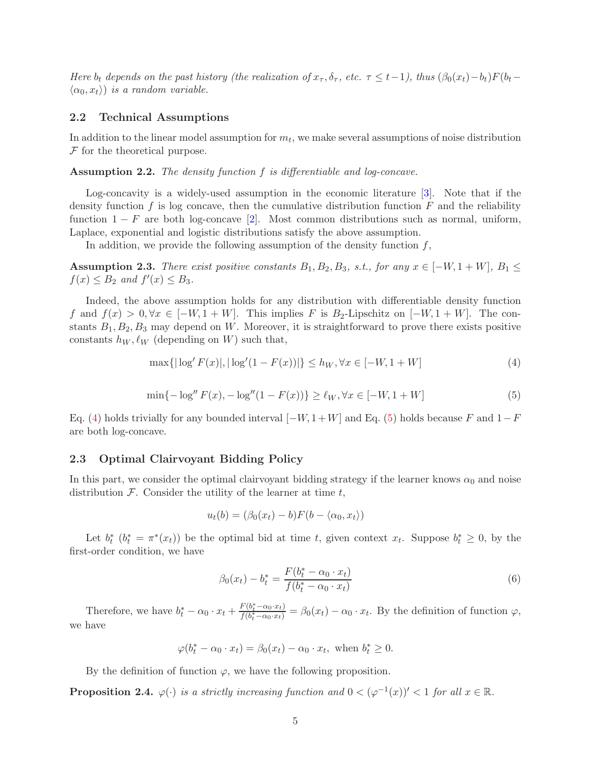*Here $b_t$ depends on the past history (the realization of $x_\tau, \delta_\tau$, etc. $\tau \leq t-1$), thus $(\beta_0(x_t)-b_t)F(b_t - \langle \alpha_0, x_t\rangle)$ is a random variable.*

## 2.2 Technical Assumptions

In addition to the linear model assumption for $m_t$, we make several assumptions of noise distribution $\mathcal{F}$ for the theoretical purpose.

**Assumption 2.2.** *The density function $f$ is differentiable and log-concave.*

Log-concavity is a widely-used assumption in the economic literature [3]. Note that if the density function $f$ is log concave, then the cumulative distribution function $F$ and the reliability function $1-F$ are both log-concave [2]. Most common distributions such as normal, uniform, Laplace, exponential and logistic distributions satisfy the above assumption.

In addition, we provide the following assumption of the density function $f$,

**Assumption 2.3.** *There exist positive constants $B_1, B_2, B_3$, s.t., for any $x \in [-W, 1+W]$, $B_1 \leq f(x) \leq B_2$ and $f'(x) \leq B_3$.*

Indeed, the above assumption holds for any distribution with differentiable density function $f$ and $f(x) > 0, \forall x \in [-W, 1+W]$. This implies $F$ is $B_2$-Lipschitz on $[-W, 1+W]$. The constants $B_1, B_2, B_3$ may depend on $W$. Moreover, it is straightforward to prove there exists positive constants $h_W, \ell_W$ (depending on $W$) such that,

$$\max\{|\log' F(x)|, |\log'(1-F(x))|\} \leq h_W, \forall x \in [-W, 1+W] \tag{4}$$

$$\min\{-\log'' F(x), -\log''(1-F(x))\} \geq \ell_W, \forall x \in [-W, 1+W] \tag{5}$$

Eq. (4) holds trivially for any bounded interval $[-W, 1+W]$ and Eq. (5) holds because $F$ and $1-F$ are both log-concave.

## 2.3 Optimal Clairvoyant Bidding Policy

In this part, we consider the optimal clairvoyant bidding strategy if the learner knows $\alpha_0$ and noise distribution $\mathcal{F}$. Consider the utility of the learner at time $t$,

$$u_t(b) = (\beta_0(x_t) - b)F(b - \langle \alpha_0, x_t\rangle)$$

Let $b_t^*$ ($b_t^* = \pi^*(x_t)$) be the optimal bid at time $t$, given context $x_t$. Suppose $b_t^* \geq 0$, by the first-order condition, we have

$$\beta_0(x_t) - b_t^* = \frac{F(b_t^* - \alpha_0 \cdot x_t)}{f(b_t^* - \alpha_0 \cdot x_t)} \tag{6}$$

Therefore, we have $b_t^* - \alpha_0 \cdot x_t + \frac{F(b_t^* - \alpha_0 \cdot x_t)}{f(b_t^* - \alpha_0 \cdot x_t)} = \beta_0(x_t) - \alpha_0 \cdot x_t$. By the definition of function $\varphi$, we have

$$\varphi(b_t^* - \alpha_0 \cdot x_t) = \beta_0(x_t) - \alpha_0 \cdot x_t, \text{ when } b_t^* \geq 0.$$

By the definition of function $\varphi$, we have the following proposition.

**Proposition 2.4.** *$\varphi(\cdot)$ is a strictly increasing function and $0 < (\varphi^{-1}(x))' < 1$ for all $x \in \mathbb{R}$.*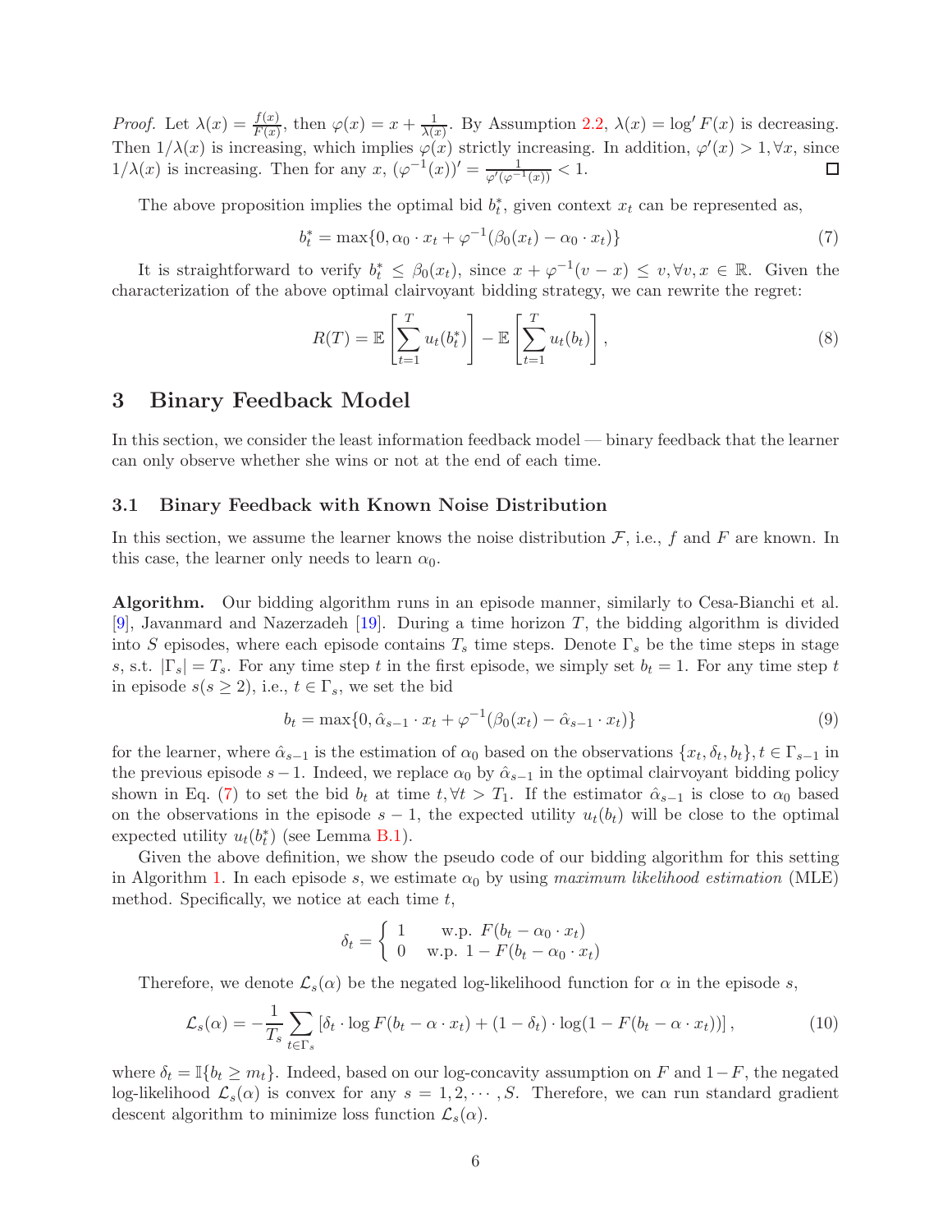*Proof.* Let $\lambda(x) = \frac{f(x)}{F(x)}$, then $\varphi(x) = x + \frac{1}{\lambda(x)}$. By Assumption 2.2, $\lambda(x) = \log' F(x)$ is decreasing. Then $1/\lambda(x)$ is increasing, which implies $\varphi(x)$ strictly increasing. In addition, $\varphi'(x) > 1, \forall x$, since $1/\lambda(x)$ is increasing. Then for any $x$, $(\varphi^{-1}(x))' = \frac{1}{\varphi'(\varphi^{-1}(x))} < 1$. □

The above proposition implies the optimal bid $b_t^*$, given context $x_t$ can be represented as,

$$b_t^* = \max\{0, \alpha_0 \cdot x_t + \varphi^{-1}(\beta_0(x_t) - \alpha_0 \cdot x_t)\} \tag{7}$$

It is straightforward to verify $b_t^* \leq \beta_0(x_t)$, since $x + \varphi^{-1}(v - x) \leq v, \forall v, x \in \mathbb{R}$. Given the characterization of the above optimal clairvoyant bidding strategy, we can rewrite the regret:

$$R(T) = \mathbb{E}\left[\sum_{t=1}^{T} u_t(b_t^*)\right] - \mathbb{E}\left[\sum_{t=1}^{T} u_t(b_t)\right], \tag{8}$$

# 3 Binary Feedback Model

In this section, we consider the least information feedback model — binary feedback that the learner can only observe whether she wins or not at the end of each time.

## 3.1 Binary Feedback with Known Noise Distribution

In this section, we assume the learner knows the noise distribution $\mathcal{F}$, i.e., $f$ and $F$ are known. In this case, the learner only needs to learn $\alpha_0$.

**Algorithm.** Our bidding algorithm runs in an episode manner, similarly to Cesa-Bianchi et al. [9], Javanmard and Nazerzadeh [19]. During a time horizon $T$, the bidding algorithm is divided into $S$ episodes, where each episode contains $T_s$ time steps. Denote $\Gamma_s$ be the time steps in stage $s$, s.t. $|\Gamma_s| = T_s$. For any time step $t$ in the first episode, we simply set $b_t = 1$. For any time step $t$ in episode $s(s \geq 2)$, i.e., $t \in \Gamma_s$, we set the bid

$$b_t = \max\{0, \hat{\alpha}_{s-1} \cdot x_t + \varphi^{-1}(\beta_0(x_t) - \hat{\alpha}_{s-1} \cdot x_t)\} \tag{9}$$

for the learner, where $\hat{\alpha}_{s-1}$ is the estimation of $\alpha_0$ based on the observations $\{x_t, \delta_t, b_t\}, t \in \Gamma_{s-1}$ in the previous episode $s-1$. Indeed, we replace $\alpha_0$ by $\hat{\alpha}_{s-1}$ in the optimal clairvoyant bidding policy shown in Eq. (7) to set the bid $b_t$ at time $t, \forall t > T_1$. If the estimator $\hat{\alpha}_{s-1}$ is close to $\alpha_0$ based on the observations in the episode $s-1$, the expected utility $u_t(b_t)$ will be close to the optimal expected utility $u_t(b_t^*)$ (see Lemma B.1).

Given the above definition, we show the pseudo code of our bidding algorithm for this setting in Algorithm 1. In each episode $s$, we estimate $\alpha_0$ by using *maximum likelihood estimation* (MLE) method. Specifically, we notice at each time $t$,

$$\delta_t = \begin{cases} 1 & \text{w.p. } F(b_t - \alpha_0 \cdot x_t) \\ 0 & \text{w.p. } 1 - F(b_t - \alpha_0 \cdot x_t) \end{cases}$$

Therefore, we denote $\mathcal{L}_s(\alpha)$ be the negated log-likelihood function for $\alpha$ in the episode $s$,

$$\mathcal{L}_s(\alpha) = -\frac{1}{T_s}\sum_{t \in \Gamma_s}\left[\delta_t \cdot \log F(b_t - \alpha \cdot x_t) + (1 - \delta_t) \cdot \log(1 - F(b_t - \alpha \cdot x_t))\right], \tag{10}$$

where $\delta_t = \mathbb{I}\{b_t \geq m_t\}$. Indeed, based on our log-concavity assumption on $F$ and $1 - F$, the negated log-likelihood $\mathcal{L}_s(\alpha)$ is convex for any $s = 1, 2, \cdots, S$. Therefore, we can run standard gradient descent algorithm to minimize loss function $\mathcal{L}_s(\alpha)$.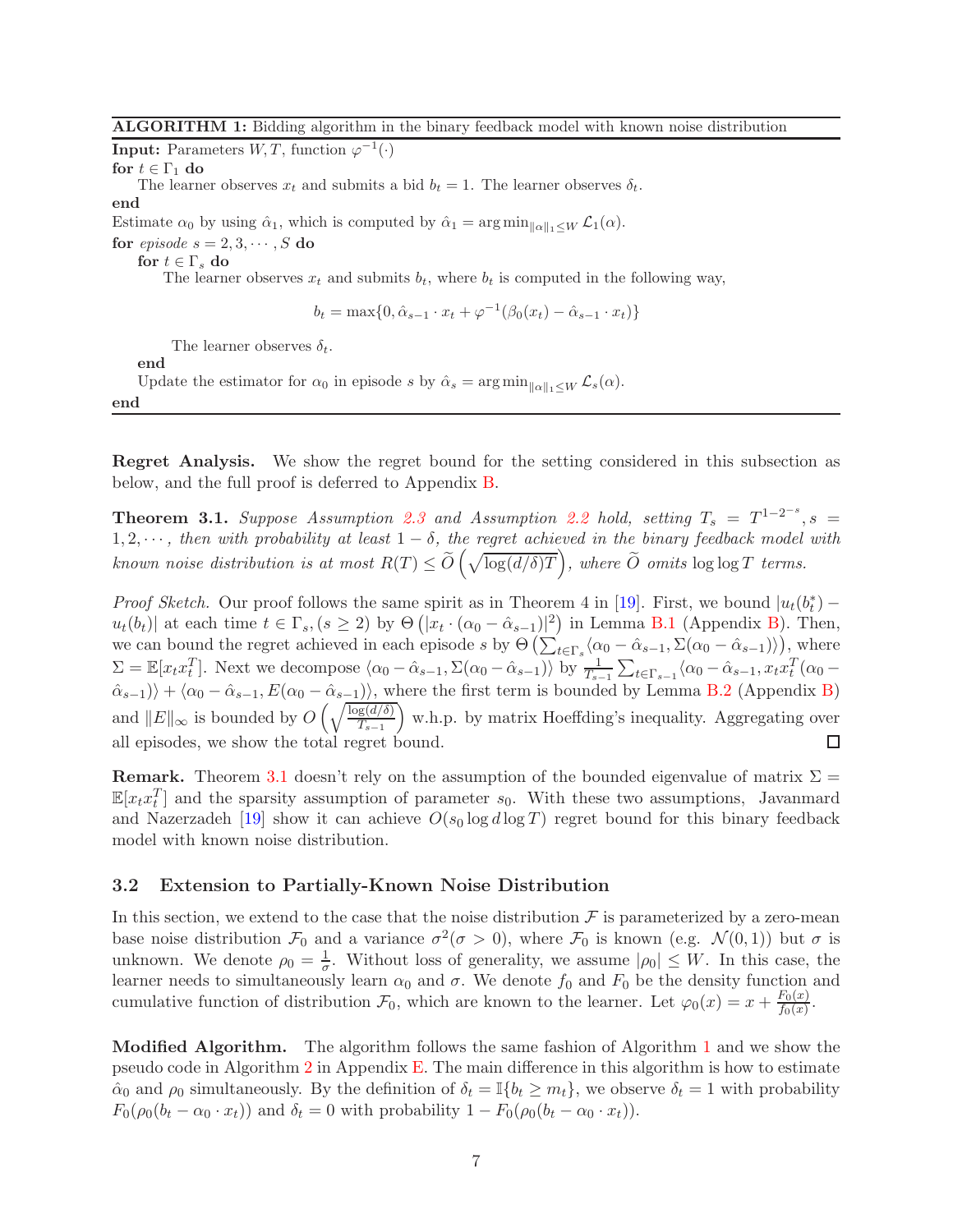**ALGORITHM 1:** Bidding algorithm in the binary feedback model with known noise distribution

**Input:** Parameters $W, T$, function $\varphi^{-1}(\cdot)$

**for** $t \in \Gamma_1$ **do**

  The learner observes $x_t$ and submits a bid $b_t = 1$. The learner observes $\delta_t$.

**end**

Estimate $\alpha_0$ by using $\hat{\alpha}_1$, which is computed by $\hat{\alpha}_1 = \arg\min_{\|\alpha\|_1 \leq W} \mathcal{L}_1(\alpha)$.

**for** *episode* $s = 2, 3, \cdots, S$ **do**

  **for** $t \in \Gamma_s$ **do**

    The learner observes $x_t$ and submits $b_t$, where $b_t$ is computed in the following way,

$$b_t = \max\{0, \hat{\alpha}_{s-1} \cdot x_t + \varphi^{-1}(\beta_0(x_t) - \hat{\alpha}_{s-1} \cdot x_t)\}$$

    The learner observes $\delta_t$.

  **end**

  Update the estimator for $\alpha_0$ in episode $s$ by $\hat{\alpha}_s = \arg\min_{\|\alpha\|_1 \leq W} \mathcal{L}_s(\alpha)$.

**end**

**Regret Analysis.** We show the regret bound for the setting considered in this subsection as below, and the full proof is deferred to Appendix B.

**Theorem 3.1.** *Suppose Assumption 2.3 and Assumption 2.2 hold, setting $T_s = T^{1-2^{-s}}, s = 1, 2, \cdots$, then with probability at least $1 - \delta$, the regret achieved in the binary feedback model with known noise distribution is at most $R(T) \leq \widetilde{O}\left(\sqrt{\log(d/\delta)T}\right)$, where $\widetilde{O}$ omits $\log\log T$ terms.*

*Proof Sketch.* Our proof follows the same spirit as in Theorem 4 in [19]. First, we bound $|u_t(b_t^*) - u_t(b_t)|$ at each time $t \in \Gamma_s, (s \geq 2)$ by $\Theta\left(|x_t \cdot (\alpha_0 - \hat{\alpha}_{s-1})|^2\right)$ in Lemma B.1 (Appendix B). Then, we can bound the regret achieved in each episode $s$ by $\Theta\left(\sum_{t \in \Gamma_s} \langle \alpha_0 - \hat{\alpha}_{s-1}, \Sigma(\alpha_0 - \hat{\alpha}_{s-1})\rangle\right)$, where $\Sigma = \mathbb{E}[x_t x_t^T]$. Next we decompose $\langle \alpha_0 - \hat{\alpha}_{s-1}, \Sigma(\alpha_0 - \hat{\alpha}_{s-1})\rangle$ by $\frac{1}{T_{s-1}} \sum_{t \in \Gamma_{s-1}} \langle \alpha_0 - \hat{\alpha}_{s-1}, x_t x_t^T(\alpha_0 - \hat{\alpha}_{s-1})\rangle + \langle \alpha_0 - \hat{\alpha}_{s-1}, E(\alpha_0 - \hat{\alpha}_{s-1})\rangle$, where the first term is bounded by Lemma B.2 (Appendix B) and $\|E\|_\infty$ is bounded by $O\left(\sqrt{\frac{\log(d/\delta)}{T_{s-1}}}\right)$ w.h.p. by matrix Hoeffding's inequality. Aggregating over all episodes, we show the total regret bound. $\square$

**Remark.** Theorem 3.1 doesn't rely on the assumption of the bounded eigenvalue of matrix $\Sigma = \mathbb{E}[x_t x_t^T]$ and the sparsity assumption of parameter $s_0$. With these two assumptions, Javanmard and Nazerzadeh [19] show it can achieve $O(s_0 \log d \log T)$ regret bound for this binary feedback model with known noise distribution.

### 3.2 Extension to Partially-Known Noise Distribution

In this section, we extend to the case that the noise distribution $\mathcal{F}$ is parameterized by a zero-mean base noise distribution $\mathcal{F}_0$ and a variance $\sigma^2 (\sigma > 0)$, where $\mathcal{F}_0$ is known (e.g. $\mathcal{N}(0, 1)$) but $\sigma$ is unknown. We denote $\rho_0 = \frac{1}{\sigma}$. Without loss of generality, we assume $|\rho_0| \leq W$. In this case, the learner needs to simultaneously learn $\alpha_0$ and $\sigma$. We denote $f_0$ and $F_0$ be the density function and cumulative function of distribution $\mathcal{F}_0$, which are known to the learner. Let $\varphi_0(x) = x + \frac{F_0(x)}{f_0(x)}$.

**Modified Algorithm.** The algorithm follows the same fashion of Algorithm 1 and we show the pseudo code in Algorithm 2 in Appendix E. The main difference in this algorithm is how to estimate $\hat{\alpha}_0$ and $\rho_0$ simultaneously. By the definition of $\delta_t = \mathbb{I}\{b_t \geq m_t\}$, we observe $\delta_t = 1$ with probability $F_0(\rho_0(b_t - \alpha_0 \cdot x_t))$ and $\delta_t = 0$ with probability $1 - F_0(\rho_0(b_t - \alpha_0 \cdot x_t))$.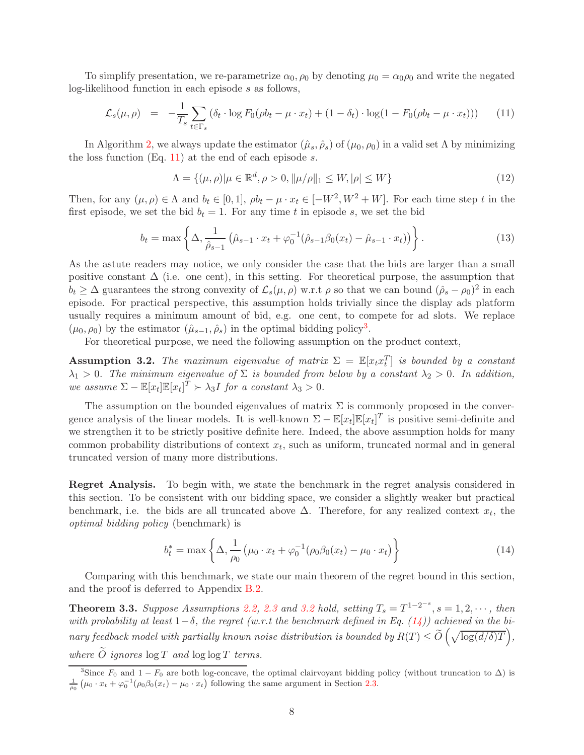To simplify presentation, we re-parametrize $\alpha_0, \rho_0$ by denoting $\mu_0 = \alpha_0\rho_0$ and write the negated log-likelihood function in each episode $s$ as follows,

$$\mathcal{L}_s(\mu, \rho) \;\; = \;\; -\frac{1}{T_s}\sum_{t\in\Gamma_s}\left(\delta_t \cdot \log F_0(\rho b_t - \mu\cdot x_t) + (1-\delta_t)\cdot \log(1 - F_0(\rho b_t - \mu \cdot x_t))\right) \tag{11}$$

In Algorithm 2, we always update the estimator $(\hat{\mu}_s, \hat{\rho}_s)$ of $(\mu_0, \rho_0)$ in a valid set $\Lambda$ by minimizing the loss function (Eq. 11) at the end of each episode $s$.

$$\Lambda = \{(\mu, \rho) | \mu \in \mathbb{R}^d, \rho > 0, \|\mu/\rho\|_1 \le W, |\rho| \le W\} \tag{12}$$

Then, for any $(\mu, \rho) \in \Lambda$ and $b_t \in [0, 1]$, $\rho b_t - \mu \cdot x_t \in [-W^2, W^2 + W]$. For each time step $t$ in the first episode, we set the bid $b_t = 1$. For any time $t$ in episode $s$, we set the bid

$$b_t = \max\left\{\Delta, \frac{1}{\hat{\rho}_{s-1}}\left(\hat{\mu}_{s-1}\cdot x_t + \varphi_0^{-1}(\hat{\rho}_{s-1}\beta_0(x_t) - \hat{\mu}_{s-1}\cdot x_t)\right)\right\}. \tag{13}$$

As the astute readers may notice, we only consider the case that the bids are larger than a small positive constant $\Delta$ (i.e. one cent), in this setting. For theoretical purpose, the assumption that $b_t \ge \Delta$ guarantees the strong convexity of $\mathcal{L}_s(\mu, \rho)$ w.r.t $\rho$ so that we can bound $(\hat{\rho}_s - \rho_0)^2$ in each episode. For practical perspective, this assumption holds trivially since the display ads platform usually requires a minimum amount of bid, e.g. one cent, to compete for ad slots. We replace $(\mu_0, \rho_0)$ by the estimator $(\hat{\mu}_{s-1}, \hat{\rho}_s)$ in the optimal bidding policy[3].

For theoretical purpose, we need the following assumption on the product context,

**Assumption 3.2.** *The maximum eigenvalue of matrix $\Sigma = \mathbb{E}[x_t x_t^T]$ is bounded by a constant $\lambda_1 > 0$. The minimum eigenvalue of $\Sigma$ is bounded from below by a constant $\lambda_2 > 0$. In addition, we assume $\Sigma - \mathbb{E}[x_t]\mathbb{E}[x_t]^T \succ \lambda_3 I$ for a constant $\lambda_3 > 0$.*

The assumption on the bounded eigenvalues of matrix $\Sigma$ is commonly proposed in the convergence analysis of the linear models. It is well-known $\Sigma - \mathbb{E}[x_t]\mathbb{E}[x_t]^T$ is positive semi-definite and we strengthen it to be strictly positive definite here. Indeed, the above assumption holds for many common probability distributions of context $x_t$, such as uniform, truncated normal and in general truncated version of many more distributions.

**Regret Analysis.** To begin with, we state the benchmark in the regret analysis considered in this section. To be consistent with our bidding space, we consider a slightly weaker but practical benchmark, i.e. the bids are all truncated above $\Delta$. Therefore, for any realized context $x_t$, the *optimal bidding policy* (benchmark) is

$$b_t^* = \max\left\{\Delta, \frac{1}{\rho_0}\left(\mu_0\cdot x_t + \varphi_0^{-1}(\rho_0\beta_0(x_t) - \mu_0\cdot x_t)\right)\right\} \tag{14}$$

Comparing with this benchmark, we state our main theorem of the regret bound in this section, and the proof is deferred to Appendix B.2.

**Theorem 3.3.** *Suppose Assumptions 2.2, 2.3 and 3.2 hold, setting $T_s = T^{1-2^{-s}}, s = 1, 2, \cdots$, then with probability at least $1-\delta$, the regret (w.r.t the benchmark defined in Eq. (14)) achieved in the binary feedback model with partially known noise distribution is bounded by $R(T) \le \widetilde{O}\left(\sqrt{\log(d/\delta)T}\right)$, where $\widetilde{O}$ ignores $\log T$ and $\log\log T$ terms.*

[3] Since $F_0$ and $1 - F_0$ are both log-concave, the optimal clairvoyant bidding policy (without truncation to $\Delta$) is $\frac{1}{\rho_0}\left(\mu_0 \cdot x_t + \varphi_0^{-1}(\rho_0\beta_0(x_t) - \mu_0\cdot x_t)\right)$ following the same argument in Section 2.3.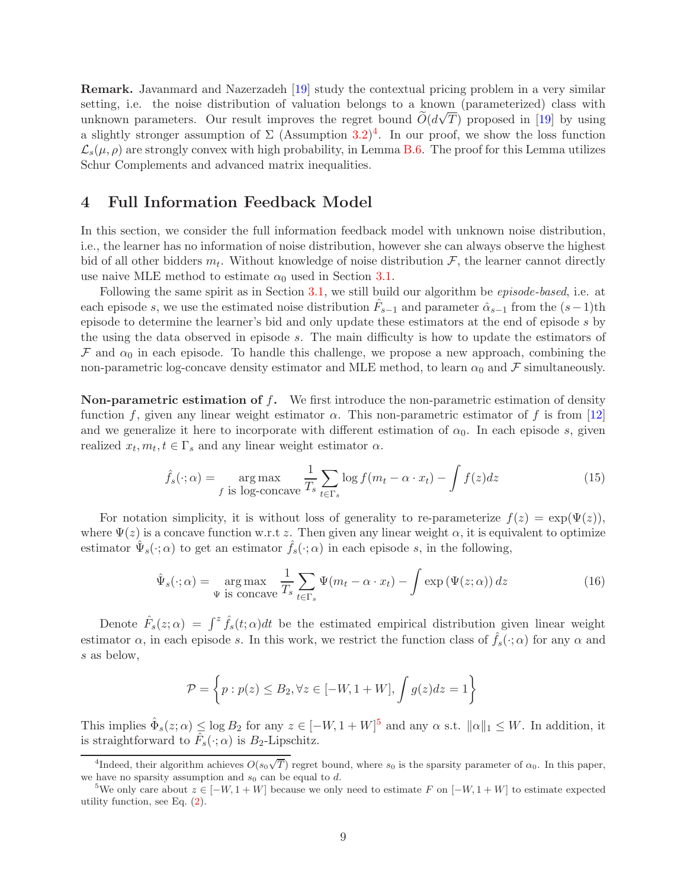**Remark.** Javanmard and Nazerzadeh [19] study the contextual pricing problem in a very similar setting, i.e. the noise distribution of valuation belongs to a known (parameterized) class with unknown parameters. Our result improves the regret bound $\widetilde{O}(d\sqrt{T})$ proposed in [19] by using a slightly stronger assumption of $\Sigma$ (Assumption 3.2)[4]. In our proof, we show the loss function $\mathcal{L}_s(\mu, \rho)$ are strongly convex with high probability, in Lemma B.6. The proof for this Lemma utilizes Schur Complements and advanced matrix inequalities.

## 4 Full Information Feedback Model

In this section, we consider the full information feedback model with unknown noise distribution, i.e., the learner has no information of noise distribution, however she can always observe the highest bid of all other bidders $m_t$. Without knowledge of noise distribution $\mathcal{F}$, the learner cannot directly use naive MLE method to estimate $\alpha_0$ used in Section 3.1.

Following the same spirit as in Section 3.1, we still build our algorithm be *episode-based*, i.e. at each episode $s$, we use the estimated noise distribution $\hat{F}_{s-1}$ and parameter $\hat{\alpha}_{s-1}$ from the $(s-1)$th episode to determine the learner's bid and only update these estimators at the end of episode $s$ by the using the data observed in episode $s$. The main difficulty is how to update the estimators of $\mathcal{F}$ and $\alpha_0$ in each episode. To handle this challenge, we propose a new approach, combining the non-parametric log-concave density estimator and MLE method, to learn $\alpha_0$ and $\mathcal{F}$ simultaneously.

**Non-parametric estimation of $f$.** We first introduce the non-parametric estimation of density function $f$, given any linear weight estimator $\alpha$. This non-parametric estimator of $f$ is from [12] and we generalize it here to incorporate with different estimation of $\alpha_0$. In each episode $s$, given realized $x_t, m_t, t \in \Gamma_s$ and any linear weight estimator $\alpha$.

$$\hat{f}_s(\cdot; \alpha) = \underset{f \text{ is log-concave}}{\arg\max} \frac{1}{T_s} \sum_{t \in \Gamma_s} \log f(m_t - \alpha \cdot x_t) - \int f(z) dz \tag{15}$$

For notation simplicity, it is without loss of generality to re-parameterize $f(z) = \exp(\Psi(z))$, where $\Psi(z)$ is a concave function w.r.t $z$. Then given any linear weight $\alpha$, it is equivalent to optimize estimator $\hat{\Psi}_s(\cdot; \alpha)$ to get an estimator $\hat{f}_s(\cdot; \alpha)$ in each episode $s$, in the following,

$$\hat{\Psi}_s(\cdot; \alpha) = \underset{\Psi \text{ is concave}}{\arg\max} \frac{1}{T_s} \sum_{t \in \Gamma_s} \Psi(m_t - \alpha \cdot x_t) - \int \exp\left(\Psi(z; \alpha)\right) dz \tag{16}$$

Denote $\hat{F}_s(z; \alpha) = \int^z \hat{f}_s(t; \alpha) dt$ be the estimated empirical distribution given linear weight estimator $\alpha$, in each episode $s$. In this work, we restrict the function class of $\hat{f}_s(\cdot; \alpha)$ for any $\alpha$ and $s$ as below,

$$\mathcal{P} = \left\{ p : p(z) \leq B_2, \forall z \in [-W, 1 + W], \int g(z) dz = 1 \right\}$$

This implies $\hat{\Phi}_s(z; \alpha) \leq \log B_2$ for any $z \in [-W, 1 + W]$[5] and any $\alpha$ s.t. $\|\alpha\|_1 \leq W$. In addition, it is straightforward to $\hat{F}_s(\cdot; \alpha)$ is $B_2$-Lipschitz.

---

[4] Indeed, their algorithm achieves $O(s_0\sqrt{T})$ regret bound, where $s_0$ is the sparsity parameter of $\alpha_0$. In this paper, we have no sparsity assumption and $s_0$ can be equal to $d$.

[5] We only care about $z \in [-W, 1 + W]$ because we only need to estimate $F$ on $[-W, 1 + W]$ to estimate expected utility function, see Eq. (2).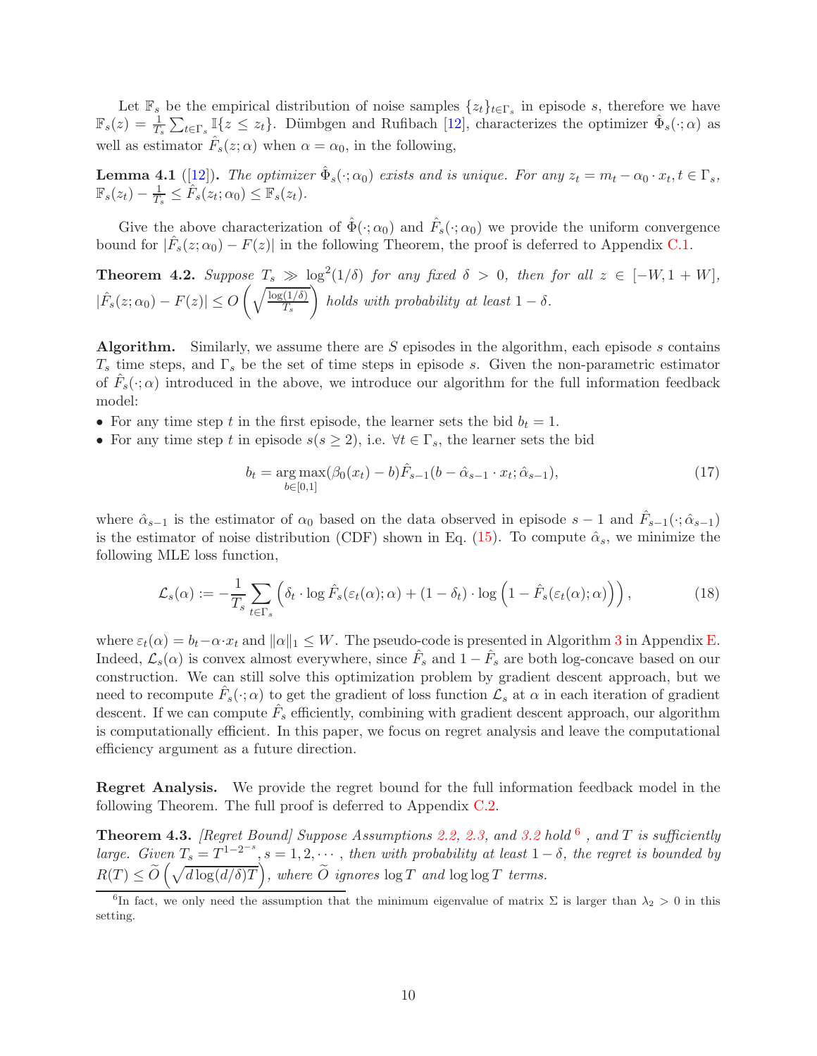Let $\mathbb{F}_s$ be the empirical distribution of noise samples $\{z_t\}_{t\in\Gamma_s}$ in episode $s$, therefore we have $\mathbb{F}_s(z) = \frac{1}{T_s}\sum_{t\in\Gamma_s}\mathbb{I}\{z \le z_t\}$. Dümbgen and Rufibach [12], characterizes the optimizer $\hat{\Phi}_s(\cdot;\alpha)$ as well as estimator $\hat{F}_s(z;\alpha)$ when $\alpha = \alpha_0$, in the following,

**Lemma 4.1** ([12]). *The optimizer $\hat{\Phi}_s(\cdot;\alpha_0)$ exists and is unique. For any $z_t = m_t - \alpha_0 \cdot x_t, t \in \Gamma_s$, $\mathbb{F}_s(z_t) - \frac{1}{T_s} \le \hat{F}_s(z_t;\alpha_0) \le \mathbb{F}_s(z_t)$.*

Give the above characterization of $\hat{\Phi}(\cdot;\alpha_0)$ and $\hat{F}_s(\cdot;\alpha_0)$ we provide the uniform convergence bound for $|\hat{F}_s(z;\alpha_0) - F(z)|$ in the following Theorem, the proof is deferred to Appendix C.1.

**Theorem 4.2.** *Suppose $T_s \gg \log^2(1/\delta)$ for any fixed $\delta > 0$, then for all $z \in [-W, 1+W]$, $|\hat{F}_s(z;\alpha_0) - F(z)| \le O\left(\sqrt{\frac{\log(1/\delta)}{T_s}}\right)$ holds with probability at least $1-\delta$.*

**Algorithm.** Similarly, we assume there are $S$ episodes in the algorithm, each episode $s$ contains $T_s$ time steps, and $\Gamma_s$ be the set of time steps in episode $s$. Given the non-parametric estimator of $\hat{F}_s(\cdot;\alpha)$ introduced in the above, we introduce our algorithm for the full information feedback model:

- For any time step $t$ in the first episode, the learner sets the bid $b_t = 1$.
- For any time step $t$ in episode $s (s \ge 2)$, i.e. $\forall t \in \Gamma_s$, the learner sets the bid

$$b_t = \arg\max_{b\in[0,1]}(\beta_0(x_t) - b)\hat{F}_{s-1}(b - \hat{\alpha}_{s-1}\cdot x_t;\hat{\alpha}_{s-1}), \tag{17}$$

where $\hat{\alpha}_{s-1}$ is the estimator of $\alpha_0$ based on the data observed in episode $s-1$ and $\hat{F}_{s-1}(\cdot;\hat{\alpha}_{s-1})$ is the estimator of noise distribution (CDF) shown in Eq. (15). To compute $\hat{\alpha}_s$, we minimize the following MLE loss function,

$$\mathcal{L}_s(\alpha) := -\frac{1}{T_s}\sum_{t\in\Gamma_s}\left(\delta_t \cdot \log \hat{F}_s(\varepsilon_t(\alpha);\alpha) + (1-\delta_t)\cdot\log\left(1 - \hat{F}_s(\varepsilon_t(\alpha);\alpha)\right)\right), \tag{18}$$

where $\varepsilon_t(\alpha) = b_t - \alpha\cdot x_t$ and $\|\alpha\|_1 \le W$. The pseudo-code is presented in Algorithm 3 in Appendix E. Indeed, $\mathcal{L}_s(\alpha)$ is convex almost everywhere, since $\hat{F}_s$ and $1-\hat{F}_s$ are both log-concave based on our construction. We can still solve this optimization problem by gradient descent approach, but we need to recompute $\hat{F}_s(\cdot;\alpha)$ to get the gradient of loss function $\mathcal{L}_s$ at $\alpha$ in each iteration of gradient descent. If we can compute $\hat{F}_s$ efficiently, combining with gradient descent approach, our algorithm is computationally efficient. In this paper, we focus on regret analysis and leave the computational efficiency argument as a future direction.

**Regret Analysis.** We provide the regret bound for the full information feedback model in the following Theorem. The full proof is deferred to Appendix C.2.

**Theorem 4.3.** *[Regret Bound] Suppose Assumptions 2.2, 2.3, and 3.2 hold [6], and $T$ is sufficiently large. Given $T_s = T^{1-2^{-s}}, s = 1, 2, \cdots$, then with probability at least $1-\delta$, the regret is bounded by $R(T) \le \widetilde{O}\left(\sqrt{d\log(d/\delta)T}\right)$, where $\widetilde{O}$ ignores $\log T$ and $\log\log T$ terms.*

[6] In fact, we only need the assumption that the minimum eigenvalue of matrix $\Sigma$ is larger than $\lambda_2 > 0$ in this setting.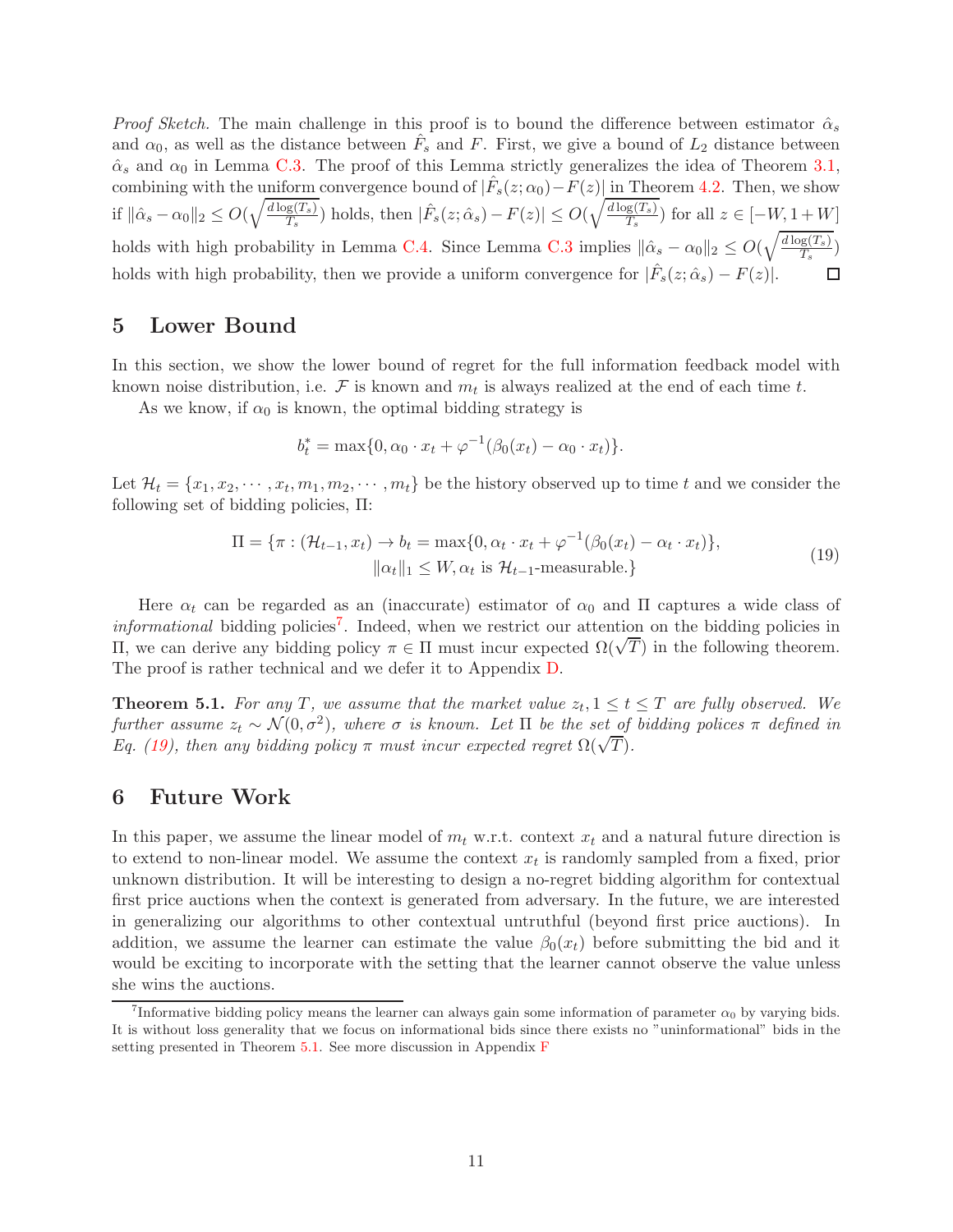*Proof Sketch.* The main challenge in this proof is to bound the difference between estimator $\hat{\alpha}_s$ and $\alpha_0$, as well as the distance between $\hat{F}_s$ and $F$. First, we give a bound of $L_2$ distance between $\hat{\alpha}_s$ and $\alpha_0$ in Lemma C.3. The proof of this Lemma strictly generalizes the idea of Theorem 3.1, combining with the uniform convergence bound of $|\hat{F}_s(z; \alpha_0) - F(z)|$ in Theorem 4.2. Then, we show if $\|\hat{\alpha}_s - \alpha_0\|_2 \leq O(\sqrt{\frac{d\log(T_s)}{T_s}})$ holds, then $|\hat{F}_s(z; \hat{\alpha}_s) - F(z)| \leq O(\sqrt{\frac{d\log(T_s)}{T_s}})$ for all $z \in [-W, 1+W]$ holds with high probability in Lemma C.4. Since Lemma C.3 implies $\|\hat{\alpha}_s - \alpha_0\|_2 \leq O(\sqrt{\frac{d\log(T_s)}{T_s}})$ holds with high probability, then we provide a uniform convergence for $|\hat{F}_s(z; \hat{\alpha}_s) - F(z)|$. $\square$

## 5 Lower Bound

In this section, we show the lower bound of regret for the full information feedback model with known noise distribution, i.e. $\mathcal{F}$ is known and $m_t$ is always realized at the end of each time $t$.

As we know, if $\alpha_0$ is known, the optimal bidding strategy is

$$b_t^* = \max\{0, \alpha_0 \cdot x_t + \varphi^{-1}(\beta_0(x_t) - \alpha_0 \cdot x_t)\}.$$

Let $\mathcal{H}_t = \{x_1, x_2, \cdots, x_t, m_1, m_2, \cdots, m_t\}$ be the history observed up to time $t$ and we consider the following set of bidding policies, $\Pi$:

$$\Pi = \{\pi : (\mathcal{H}_{t-1}, x_t) \to b_t = \max\{0, \alpha_t \cdot x_t + \varphi^{-1}(\beta_0(x_t) - \alpha_t \cdot x_t)\}, \quad \|\alpha_t\|_1 \leq W, \alpha_t \text{ is } \mathcal{H}_{t-1}\text{-measurable.}\} \tag{19}$$

Here $\alpha_t$ can be regarded as an (inaccurate) estimator of $\alpha_0$ and $\Pi$ captures a wide class of *informational* bidding policies[7]. Indeed, when we restrict our attention on the bidding policies in $\Pi$, we can derive any bidding policy $\pi \in \Pi$ must incur expected $\Omega(\sqrt{T})$ in the following theorem. The proof is rather technical and we defer it to Appendix D.

**Theorem 5.1.** *For any $T$, we assume that the market value $z_t, 1 \leq t \leq T$ are fully observed. We further assume $z_t \sim \mathcal{N}(0, \sigma^2)$, where $\sigma$ is known. Let $\Pi$ be the set of bidding polices $\pi$ defined in Eq. (19), then any bidding policy $\pi$ must incur expected regret $\Omega(\sqrt{T})$.*

## 6 Future Work

In this paper, we assume the linear model of $m_t$ w.r.t. context $x_t$ and a natural future direction is to extend to non-linear model. We assume the context $x_t$ is randomly sampled from a fixed, prior unknown distribution. It will be interesting to design a no-regret bidding algorithm for contextual first price auctions when the context is generated from adversary. In the future, we are interested in generalizing our algorithms to other contextual untruthful (beyond first price auctions). In addition, we assume the learner can estimate the value $\beta_0(x_t)$ before submitting the bid and it would be exciting to incorporate with the setting that the learner cannot observe the value unless she wins the auctions.

[7] Informative bidding policy means the learner can always gain some information of parameter $\alpha_0$ by varying bids. It is without loss generality that we focus on informational bids since there exists no "uninformational" bids in the setting presented in Theorem 5.1. See more discussion in Appendix F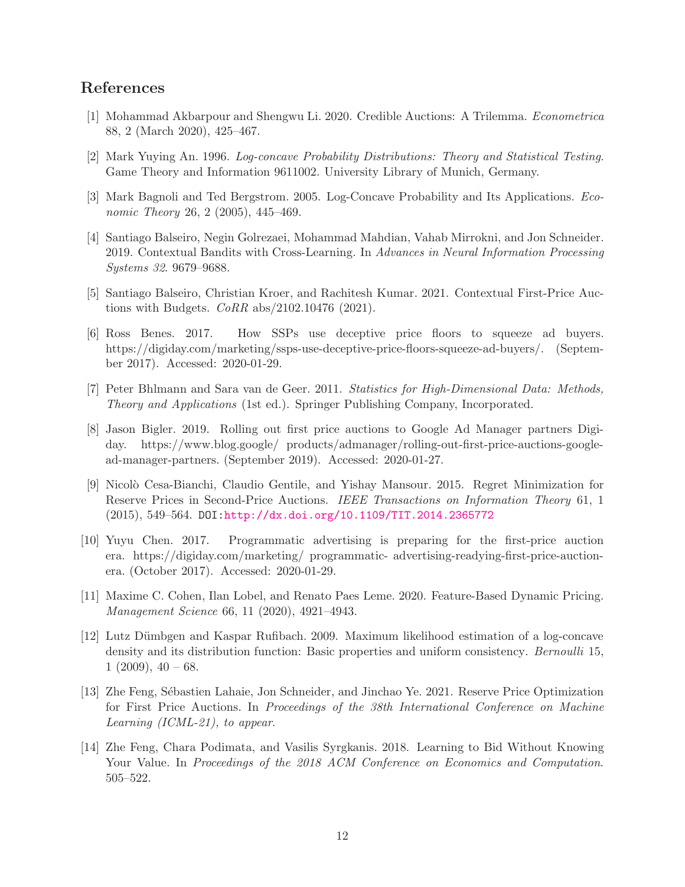## References

[1] Mohammad Akbarpour and Shengwu Li. 2020. Credible Auctions: A Trilemma. *Econometrica* 88, 2 (March 2020), 425–467.

[2] Mark Yuying An. 1996. *Log-concave Probability Distributions: Theory and Statistical Testing*. Game Theory and Information 9611002. University Library of Munich, Germany.

[3] Mark Bagnoli and Ted Bergstrom. 2005. Log-Concave Probability and Its Applications. *Economic Theory* 26, 2 (2005), 445–469.

[4] Santiago Balseiro, Negin Golrezaei, Mohammad Mahdian, Vahab Mirrokni, and Jon Schneider. 2019. Contextual Bandits with Cross-Learning. In *Advances in Neural Information Processing Systems 32*. 9679–9688.

[5] Santiago Balseiro, Christian Kroer, and Rachitesh Kumar. 2021. Contextual First-Price Auctions with Budgets. *CoRR* abs/2102.10476 (2021).

[6] Ross Benes. 2017. How SSPs use deceptive price floors to squeeze ad buyers. https://digiday.com/marketing/ssps-use-deceptive-price-floors-squeeze-ad-buyers/. (September 2017). Accessed: 2020-01-29.

[7] Peter Bhlmann and Sara van de Geer. 2011. *Statistics for High-Dimensional Data: Methods, Theory and Applications* (1st ed.). Springer Publishing Company, Incorporated.

[8] Jason Bigler. 2019. Rolling out first price auctions to Google Ad Manager partners Digiday. https://www.blog.google/ products/admanager/rolling-out-first-price-auctions-google-ad-manager-partners. (September 2019). Accessed: 2020-01-27.

[9] Nicolò Cesa-Bianchi, Claudio Gentile, and Yishay Mansour. 2015. Regret Minimization for Reserve Prices in Second-Price Auctions. *IEEE Transactions on Information Theory* 61, 1 (2015), 549–564. DOI:http://dx.doi.org/10.1109/TIT.2014.2365772

[10] Yuyu Chen. 2017. Programmatic advertising is preparing for the first-price auction era. https://digiday.com/marketing/ programmatic- advertising-readying-first-price-auction-era. (October 2017). Accessed: 2020-01-29.

[11] Maxime C. Cohen, Ilan Lobel, and Renato Paes Leme. 2020. Feature-Based Dynamic Pricing. *Management Science* 66, 11 (2020), 4921–4943.

[12] Lutz Dümbgen and Kaspar Rufibach. 2009. Maximum likelihood estimation of a log-concave density and its distribution function: Basic properties and uniform consistency. *Bernoulli* 15, 1 (2009), 40 – 68.

[13] Zhe Feng, Sébastien Lahaie, Jon Schneider, and Jinchao Ye. 2021. Reserve Price Optimization for First Price Auctions. In *Proceedings of the 38th International Conference on Machine Learning (ICML-21), to appear*.

[14] Zhe Feng, Chara Podimata, and Vasilis Syrgkanis. 2018. Learning to Bid Without Knowing Your Value. In *Proceedings of the 2018 ACM Conference on Economics and Computation*. 505–522.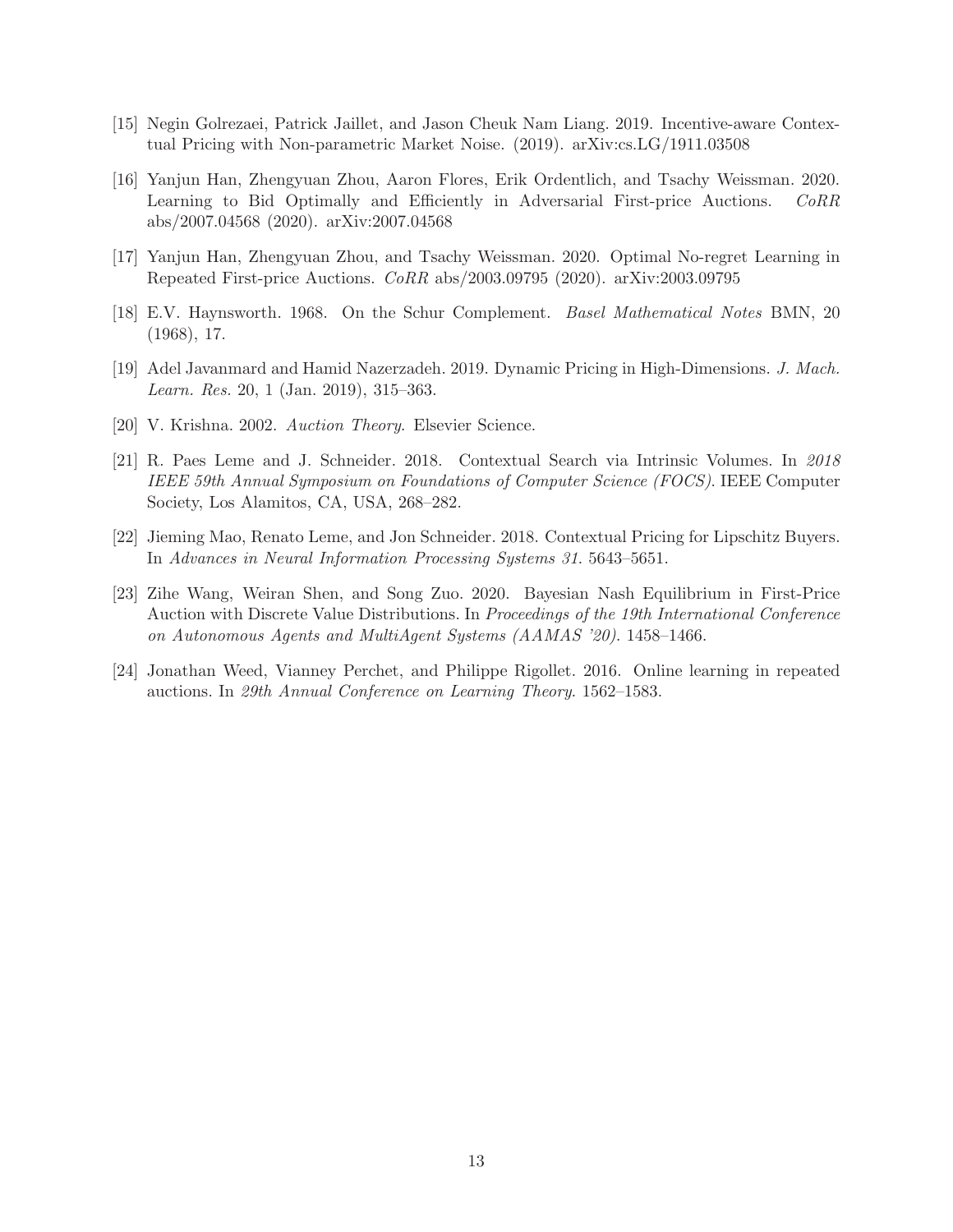[15] Negin Golrezaei, Patrick Jaillet, and Jason Cheuk Nam Liang. 2019. Incentive-aware Contextual Pricing with Non-parametric Market Noise. (2019). arXiv:cs.LG/1911.03508

[16] Yanjun Han, Zhengyuan Zhou, Aaron Flores, Erik Ordentlich, and Tsachy Weissman. 2020. Learning to Bid Optimally and Efficiently in Adversarial First-price Auctions. *CoRR* abs/2007.04568 (2020). arXiv:2007.04568

[17] Yanjun Han, Zhengyuan Zhou, and Tsachy Weissman. 2020. Optimal No-regret Learning in Repeated First-price Auctions. *CoRR* abs/2003.09795 (2020). arXiv:2003.09795

[18] E.V. Haynsworth. 1968. On the Schur Complement. *Basel Mathematical Notes* BMN, 20 (1968), 17.

[19] Adel Javanmard and Hamid Nazerzadeh. 2019. Dynamic Pricing in High-Dimensions. *J. Mach. Learn. Res.* 20, 1 (Jan. 2019), 315–363.

[20] V. Krishna. 2002. *Auction Theory*. Elsevier Science.

[21] R. Paes Leme and J. Schneider. 2018. Contextual Search via Intrinsic Volumes. In *2018 IEEE 59th Annual Symposium on Foundations of Computer Science (FOCS)*. IEEE Computer Society, Los Alamitos, CA, USA, 268–282.

[22] Jieming Mao, Renato Leme, and Jon Schneider. 2018. Contextual Pricing for Lipschitz Buyers. In *Advances in Neural Information Processing Systems 31*. 5643–5651.

[23] Zihe Wang, Weiran Shen, and Song Zuo. 2020. Bayesian Nash Equilibrium in First-Price Auction with Discrete Value Distributions. In *Proceedings of the 19th International Conference on Autonomous Agents and MultiAgent Systems (AAMAS '20)*. 1458–1466.

[24] Jonathan Weed, Vianney Perchet, and Philippe Rigollet. 2016. Online learning in repeated auctions. In *29th Annual Conference on Learning Theory*. 1562–1583.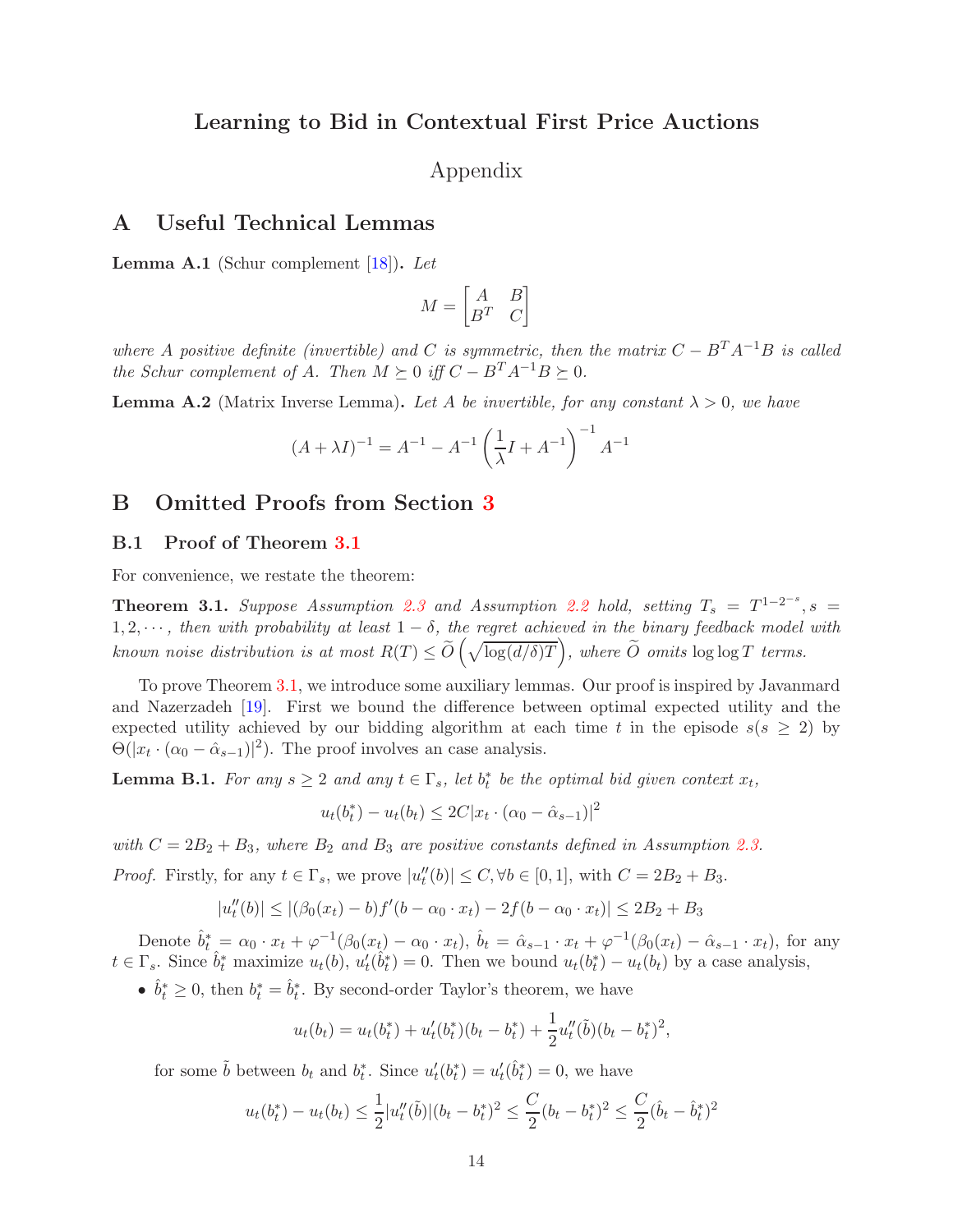# Learning to Bid in Contextual First Price Auctions

Appendix

## A Useful Technical Lemmas

**Lemma A.1** (Schur complement [18])**.** *Let*

$$M = \begin{bmatrix} A & B \\ B^T & C \end{bmatrix}$$

*where $A$ positive definite (invertible) and $C$ is symmetric, then the matrix $C - B^T A^{-1} B$ is called the Schur complement of $A$. Then $M \succeq 0$ iff $C - B^T A^{-1} B \succeq 0$.*

**Lemma A.2** (Matrix Inverse Lemma)**.** *Let $A$ be invertible, for any constant $\lambda > 0$, we have*

$$(A + \lambda I)^{-1} = A^{-1} - A^{-1}\left(\frac{1}{\lambda} I + A^{-1}\right)^{-1} A^{-1}$$

## B Omitted Proofs from Section 3

### B.1 Proof of Theorem 3.1

For convenience, we restate the theorem:

**Theorem 3.1.** *Suppose Assumption 2.3 and Assumption 2.2 hold, setting $T_s = T^{1-2^{-s}}, s = 1, 2, \cdots$, then with probability at least $1 - \delta$, the regret achieved in the binary feedback model with known noise distribution is at most $R(T) \le \widetilde{O}\left(\sqrt{\log(d/\delta) T}\right)$, where $\widetilde{O}$ omits $\log\log T$ terms.*

To prove Theorem 3.1, we introduce some auxiliary lemmas. Our proof is inspired by Javanmard and Nazerzadeh [19]. First we bound the difference between optimal expected utility and the expected utility achieved by our bidding algorithm at each time $t$ in the episode $s (s \ge 2)$ by $\Theta(|x_t \cdot (\alpha_0 - \hat{\alpha}_{s-1})|^2)$. The proof involves an case analysis.

**Lemma B.1.** *For any $s \ge 2$ and any $t \in \Gamma_s$, let $b_t^*$ be the optimal bid given context $x_t$,*

$$u_t(b_t^*) - u_t(b_t) \le 2C|x_t \cdot (\alpha_0 - \hat{\alpha}_{s-1})|^2$$

*with $C = 2B_2 + B_3$, where $B_2$ and $B_3$ are positive constants defined in Assumption 2.3.*

*Proof.* Firstly, for any $t \in \Gamma_s$, we prove $|u_t''(b)| \le C, \forall b \in [0, 1]$, with $C = 2B_2 + B_3$.

$$|u_t''(b)| \le |(\beta_0(x_t) - b) f'(b - \alpha_0 \cdot x_t) - 2f(b - \alpha_0 \cdot x_t)| \le 2B_2 + B_3$$

Denote $\hat{b}_t^* = \alpha_0 \cdot x_t + \varphi^{-1}(\beta_0(x_t) - \alpha_0 \cdot x_t)$, $\hat{b}_t = \hat{\alpha}_{s-1} \cdot x_t + \varphi^{-1}(\beta_0(x_t) - \hat{\alpha}_{s-1} \cdot x_t)$, for any $t \in \Gamma_s$. Since $\hat{b}_t^*$ maximize $u_t(b)$, $u_t'(\hat{b}_t^*) = 0$. Then we bound $u_t(b_t^*) - u_t(b_t)$ by a case analysis,

- $\hat{b}_t^* \ge 0$, then $b_t^* = \hat{b}_t^*$. By second-order Taylor's theorem, we have

$$u_t(b_t) = u_t(b_t^*) + u_t'(b_t^*)(b_t - b_t^*) + \frac{1}{2} u_t''(\tilde{b})(b_t - b_t^*)^2,$$

for some $\tilde{b}$ between $b_t$ and $b_t^*$. Since $u_t'(b_t^*) = u_t'(\hat{b}_t^*) = 0$, we have

$$u_t(b_t^*) - u_t(b_t) \le \frac{1}{2} |u_t''(\tilde{b})| (b_t - b_t^*)^2 \le \frac{C}{2} (b_t - b_t^*)^2 \le \frac{C}{2} (\hat{b}_t - \hat{b}_t^*)^2$$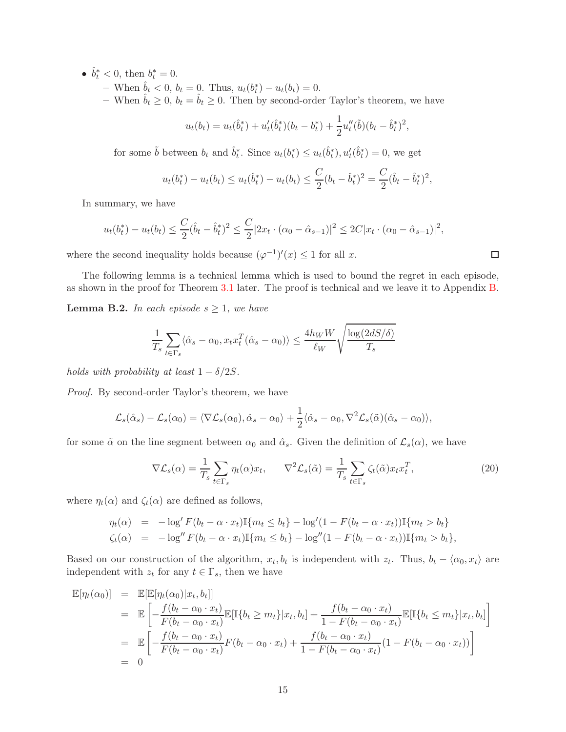- $\hat{b}_t^* < 0$, then $b_t^* = 0$.
  - When $\hat{b}_t < 0$, $b_t = 0$. Thus, $u_t(b_t^*) - u_t(b_t) = 0$.
  - When $\hat{b}_t \geq 0$, $b_t = \hat{b}_t \geq 0$. Then by second-order Taylor's theorem, we have

$$u_t(b_t) = u_t(\hat{b}_t^*) + u_t'(\hat{b}_t^*)(b_t - b_t^*) + \frac{1}{2}u_t''(\tilde{b})(b_t - \hat{b}_t^*)^2,$$

for some $\tilde{b}$ between $b_t$ and $\hat{b}_t^*$. Since $u_t(b_t^*) \leq u_t(\hat{b}_t^*), u_t'(\hat{b}_t^*) = 0$, we get

$$u_t(b_t^*) - u_t(b_t) \leq u_t(\hat{b}_t^*) - u_t(b_t) \leq \frac{C}{2}(b_t - \hat{b}_t^*)^2 = \frac{C}{2}(\hat{b}_t - \hat{b}_t^*)^2,$$

In summary, we have

$$u_t(b_t^*) - u_t(b_t) \leq \frac{C}{2}(\hat{b}_t - \hat{b}_t^*)^2 \leq \frac{C}{2}|2x_t \cdot (\alpha_0 - \hat{\alpha}_{s-1})|^2 \leq 2C|x_t \cdot (\alpha_0 - \hat{\alpha}_{s-1})|^2,$$

where the second inequality holds because $(\varphi^{-1})'(x) \leq 1$ for all $x$. □

The following lemma is a technical lemma which is used to bound the regret in each episode, as shown in the proof for Theorem 3.1 later. The proof is technical and we leave it to Appendix B.

**Lemma B.2.** *In each episode $s \geq 1$, we have*

$$\frac{1}{T_s}\sum_{t\in\Gamma_s}\langle\hat{\alpha}_s - \alpha_0, x_t x_t^T(\hat{\alpha}_s - \alpha_0)\rangle \leq \frac{4h_W W}{\ell_W}\sqrt{\frac{\log(2dS/\delta)}{T_s}}$$

*holds with probability at least $1 - \delta/2S$.*

*Proof.* By second-order Taylor's theorem, we have

$$\mathcal{L}_s(\hat{\alpha}_s) - \mathcal{L}_s(\alpha_0) = \langle\nabla\mathcal{L}_s(\alpha_0), \hat{\alpha}_s - \alpha_0\rangle + \frac{1}{2}\langle\hat{\alpha}_s - \alpha_0, \nabla^2\mathcal{L}_s(\tilde{\alpha})(\hat{\alpha}_s - \alpha_0)\rangle,$$

for some $\tilde{\alpha}$ on the line segment between $\alpha_0$ and $\hat{\alpha}_s$. Given the definition of $\mathcal{L}_s(\alpha)$, we have

$$\nabla\mathcal{L}_s(\alpha) = \frac{1}{T_s}\sum_{t\in\Gamma_s}\eta_t(\alpha)x_t, \qquad \nabla^2\mathcal{L}_s(\tilde{\alpha}) = \frac{1}{T_s}\sum_{t\in\Gamma_s}\zeta_t(\tilde{\alpha})x_t x_t^T, \tag{20}$$

where $\eta_t(\alpha)$ and $\zeta_t(\alpha)$ are defined as follows,

$$\begin{aligned}
\eta_t(\alpha) &= -\log' F(b_t - \alpha\cdot x_t)\mathbb{I}\{m_t \leq b_t\} - \log'(1 - F(b_t - \alpha\cdot x_t))\mathbb{I}\{m_t > b_t\} \\
\zeta_t(\alpha) &= -\log'' F(b_t - \alpha\cdot x_t)\mathbb{I}\{m_t \leq b_t\} - \log''(1 - F(b_t - \alpha\cdot x_t))\mathbb{I}\{m_t > b_t\},
\end{aligned}$$

Based on our construction of the algorithm, $x_t, b_t$ is independent with $z_t$. Thus, $b_t - \langle\alpha_0, x_t\rangle$ are independent with $z_t$ for any $t \in \Gamma_s$, then we have

$$\begin{aligned}
\mathbb{E}[\eta_t(\alpha_0)] &= \mathbb{E}[\mathbb{E}[\eta_t(\alpha_0)|x_t, b_t]] \\
&= \mathbb{E}\left[-\frac{f(b_t - \alpha_0\cdot x_t)}{F(b_t - \alpha_0\cdot x_t)}\mathbb{E}[\mathbb{I}\{b_t \geq m_t\}|x_t, b_t] + \frac{f(b_t - \alpha_0\cdot x_t)}{1 - F(b_t - \alpha_0\cdot x_t)}\mathbb{E}[\mathbb{I}\{b_t \leq m_t\}|x_t, b_t]\right] \\
&= \mathbb{E}\left[-\frac{f(b_t - \alpha_0\cdot x_t)}{F(b_t - \alpha_0\cdot x_t)}F(b_t - \alpha_0\cdot x_t) + \frac{f(b_t - \alpha_0\cdot x_t)}{1 - F(b_t - \alpha_0\cdot x_t)}(1 - F(b_t - \alpha_0\cdot x_t))\right] \\
&= 0
\end{aligned}$$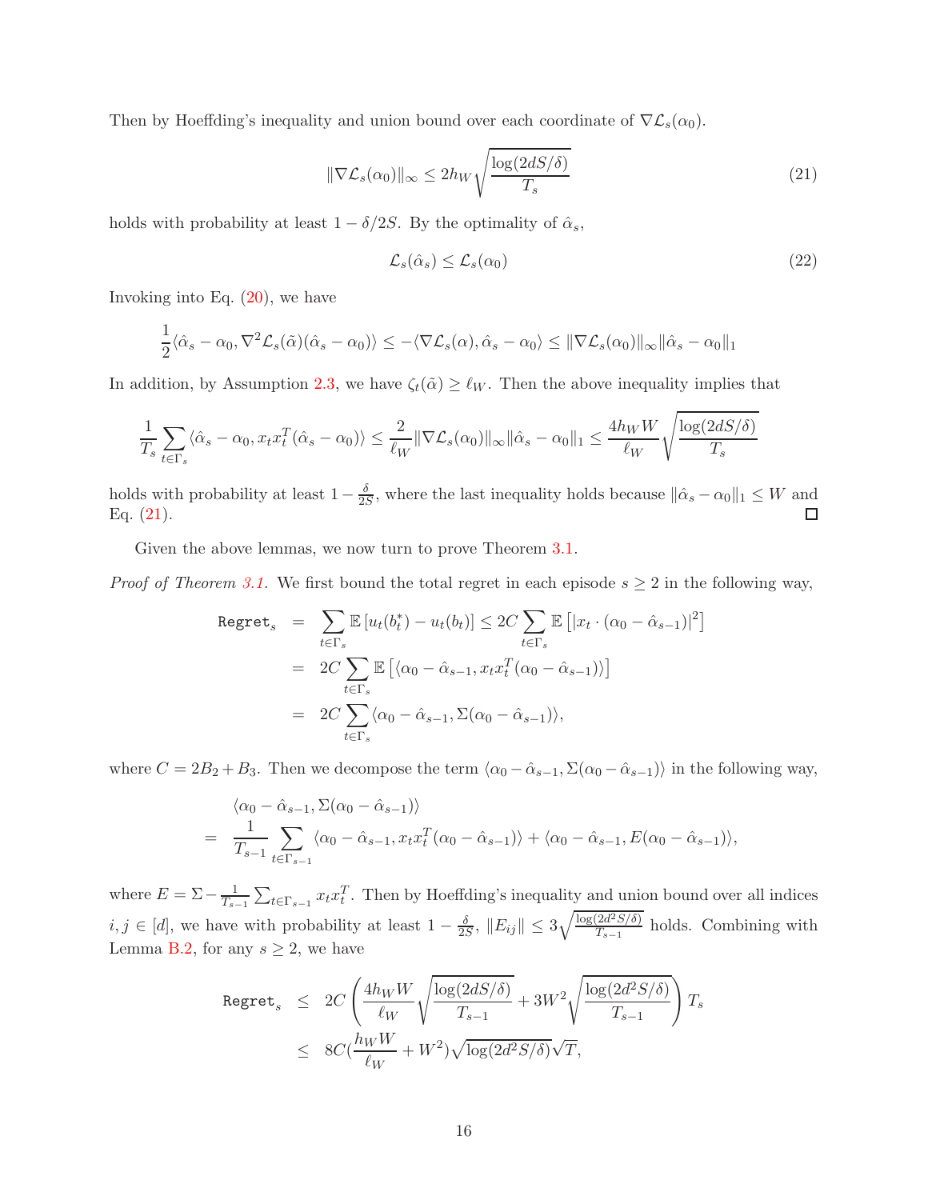Then by Hoeffding's inequality and union bound over each coordinate of $\nabla\mathcal{L}_s(\alpha_0)$.

$$\|\nabla\mathcal{L}_s(\alpha_0)\|_\infty \le 2h_W\sqrt{\frac{\log(2dS/\delta)}{T_s}} \tag{21}$$

holds with probability at least $1-\delta/2S$. By the optimality of $\hat{\alpha}_s$,

$$\mathcal{L}_s(\hat{\alpha}_s) \le \mathcal{L}_s(\alpha_0) \tag{22}$$

Invoking into Eq. (20), we have

$$\frac{1}{2}\langle\hat{\alpha}_s-\alpha_0, \nabla^2\mathcal{L}_s(\tilde{\alpha})(\hat{\alpha}_s-\alpha_0)\rangle \le -\langle\nabla\mathcal{L}_s(\alpha),\hat{\alpha}_s-\alpha_0\rangle \le \|\nabla\mathcal{L}_s(\alpha_0)\|_\infty\|\hat{\alpha}_s-\alpha_0\|_1$$

In addition, by Assumption 2.3, we have $\zeta_t(\tilde{\alpha}) \ge \ell_W$. Then the above inequality implies that

$$\frac{1}{T_s}\sum_{t\in\Gamma_s}\langle\hat{\alpha}_s-\alpha_0, x_tx_t^T(\hat{\alpha}_s-\alpha_0)\rangle \le \frac{2}{\ell_W}\|\nabla\mathcal{L}_s(\alpha_0)\|_\infty\|\hat{\alpha}_s-\alpha_0\|_1 \le \frac{4h_WW}{\ell_W}\sqrt{\frac{\log(2dS/\delta)}{T_s}}$$

holds with probability at least $1-\frac{\delta}{2S}$, where the last inequality holds because $\|\hat{\alpha}_s-\alpha_0\|_1 \le W$ and Eq. (21). □

Given the above lemmas, we now turn to prove Theorem 3.1.

*Proof of Theorem 3.1.* We first bound the total regret in each episode $s \ge 2$ in the following way,

$$\begin{aligned}
\texttt{Regret}_s &= \sum_{t\in\Gamma_s}\mathbb{E}\left[u_t(b_t^*)-u_t(b_t)\right] \le 2C\sum_{t\in\Gamma_s}\mathbb{E}\left[|x_t\cdot(\alpha_0-\hat{\alpha}_{s-1})|^2\right] \\
&= 2C\sum_{t\in\Gamma_s}\mathbb{E}\left[\langle\alpha_0-\hat{\alpha}_{s-1}, x_tx_t^T(\alpha_0-\hat{\alpha}_{s-1})\rangle\right] \\
&= 2C\sum_{t\in\Gamma_s}\langle\alpha_0-\hat{\alpha}_{s-1}, \Sigma(\alpha_0-\hat{\alpha}_{s-1})\rangle,
\end{aligned}$$

where $C = 2B_2+B_3$. Then we decompose the term $\langle\alpha_0-\hat{\alpha}_{s-1}, \Sigma(\alpha_0-\hat{\alpha}_{s-1})\rangle$ in the following way,

$$\begin{aligned}
&\langle\alpha_0-\hat{\alpha}_{s-1}, \Sigma(\alpha_0-\hat{\alpha}_{s-1})\rangle \\
=\ &\frac{1}{T_{s-1}}\sum_{t\in\Gamma_{s-1}}\langle\alpha_0-\hat{\alpha}_{s-1}, x_tx_t^T(\alpha_0-\hat{\alpha}_{s-1})\rangle + \langle\alpha_0-\hat{\alpha}_{s-1}, E(\alpha_0-\hat{\alpha}_{s-1})\rangle,
\end{aligned}$$

where $E = \Sigma - \frac{1}{T_{s-1}}\sum_{t\in\Gamma_{s-1}}x_tx_t^T$. Then by Hoeffding's inequality and union bound over all indices $i,j\in[d]$, we have with probability at least $1-\frac{\delta}{2S}$, $\|E_{ij}\| \le 3\sqrt{\frac{\log(2d^2S/\delta)}{T_{s-1}}}$ holds. Combining with Lemma B.2, for any $s \ge 2$, we have

$$\begin{aligned}
\texttt{Regret}_s &\le 2C\left(\frac{4h_WW}{\ell_W}\sqrt{\frac{\log(2dS/\delta)}{T_{s-1}}} + 3W^2\sqrt{\frac{\log(2d^2S/\delta)}{T_{s-1}}}\right)T_s \\
&\le 8C\left(\frac{h_WW}{\ell_W}+W^2\right)\sqrt{\log(2d^2S/\delta)}\sqrt{T},
\end{aligned}$$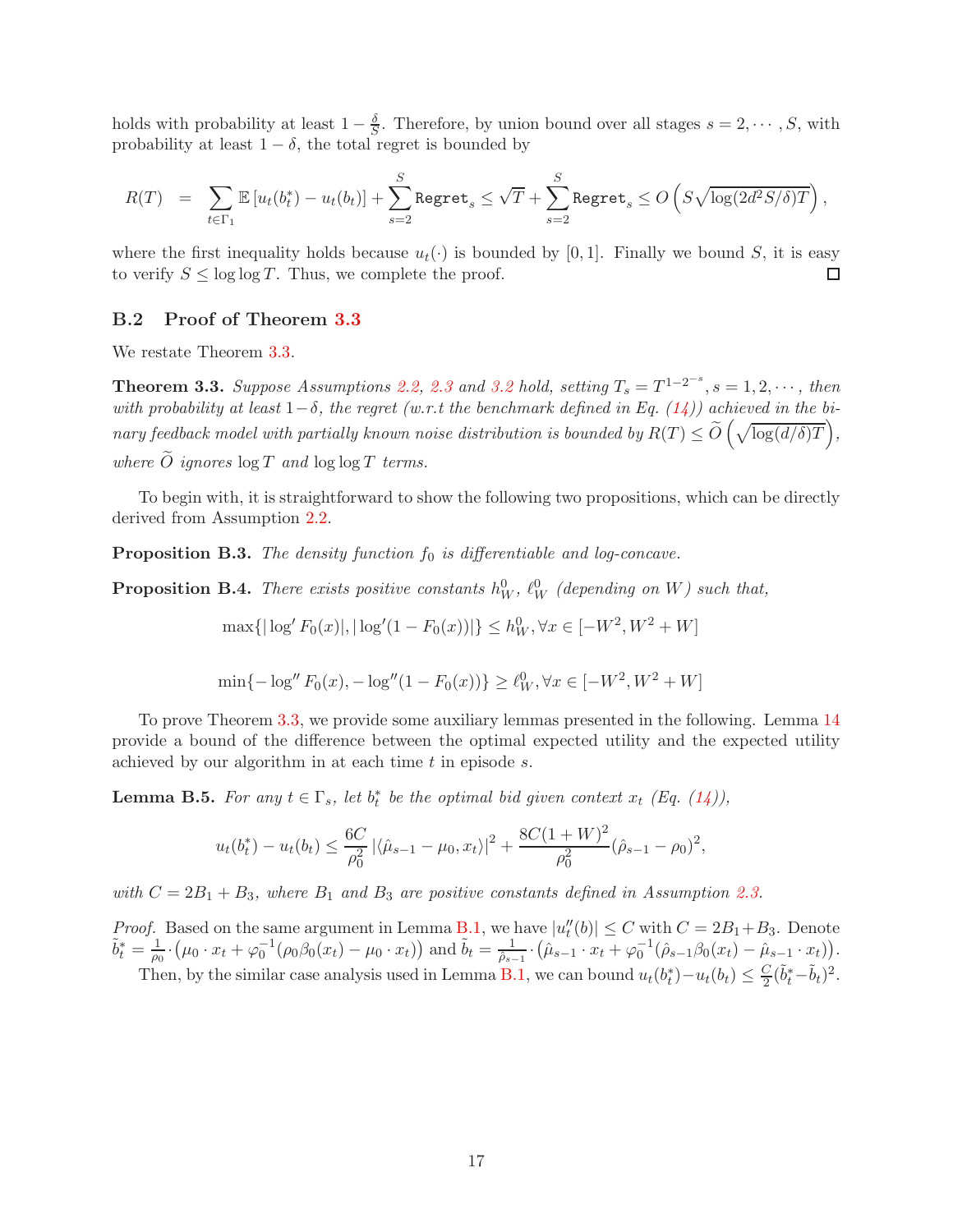holds with probability at least $1 - \frac{\delta}{S}$. Therefore, by union bound over all stages $s = 2, \cdots, S$, with probability at least $1 - \delta$, the total regret is bounded by

$$R(T) = \sum_{t \in \Gamma_1} \mathbb{E}\left[u_t(b_t^*) - u_t(b_t)\right] + \sum_{s=2}^{S} \texttt{Regret}_s \leq \sqrt{T} + \sum_{s=2}^{S} \texttt{Regret}_s \leq O\left(S\sqrt{\log(2d^2S/\delta)T}\right),$$

where the first inequality holds because $u_t(\cdot)$ is bounded by $[0, 1]$. Finally we bound $S$, it is easy to verify $S \leq \log\log T$. Thus, we complete the proof. □

### B.2 Proof of Theorem 3.3

We restate Theorem 3.3.

**Theorem 3.3.** *Suppose Assumptions 2.2, 2.3 and 3.2 hold, setting $T_s = T^{1-2^{-s}}, s = 1, 2, \cdots$, then with probability at least $1-\delta$, the regret (w.r.t the benchmark defined in Eq. (14)) achieved in the binary feedback model with partially known noise distribution is bounded by $R(T) \leq \widetilde{O}\left(\sqrt{\log(d/\delta)T}\right)$, where $\widetilde{O}$ ignores $\log T$ and $\log\log T$ terms.*

To begin with, it is straightforward to show the following two propositions, which can be directly derived from Assumption 2.2.

**Proposition B.3.** *The density function $f_0$ is differentiable and log-concave.*

**Proposition B.4.** *There exists positive constants $h_W^0$, $\ell_W^0$ (depending on $W$) such that,*

$$\max\{|\log' F_0(x)|, |\log'(1 - F_0(x))|\} \leq h_W^0, \forall x \in [-W^2, W^2 + W]$$

$$\min\{-\log'' F_0(x), -\log''(1 - F_0(x))\} \geq \ell_W^0, \forall x \in [-W^2, W^2 + W]$$

To prove Theorem 3.3, we provide some auxiliary lemmas presented in the following. Lemma 14 provide a bound of the difference between the optimal expected utility and the expected utility achieved by our algorithm in at each time $t$ in episode $s$.

**Lemma B.5.** *For any $t \in \Gamma_s$, let $b_t^*$ be the optimal bid given context $x_t$ (Eq. (14)),*

$$u_t(b_t^*) - u_t(b_t) \leq \frac{6C}{\rho_0^2}\left|\langle \hat{\mu}_{s-1} - \mu_0, x_t\rangle\right|^2 + \frac{8C(1+W)^2}{\rho_0^2}(\hat{\rho}_{s-1} - \rho_0)^2,$$

*with $C = 2B_1 + B_3$, where $B_1$ and $B_3$ are positive constants defined in Assumption 2.3.*

*Proof.* Based on the same argument in Lemma B.1, we have $|u_t''(b)| \leq C$ with $C = 2B_1 + B_3$. Denote $\tilde{b}_t^* = \frac{1}{\rho_0} \cdot \left(\mu_0 \cdot x_t + \varphi_0^{-1}(\rho_0\beta_0(x_t) - \mu_0 \cdot x_t)\right)$ and $\tilde{b}_t = \frac{1}{\hat{\rho}_{s-1}} \cdot \left(\hat{\mu}_{s-1} \cdot x_t + \varphi_0^{-1}(\hat{\rho}_{s-1}\beta_0(x_t) - \hat{\mu}_{s-1} \cdot x_t)\right)$.

Then, by the similar case analysis used in Lemma B.1, we can bound $u_t(b_t^*) - u_t(b_t) \leq \frac{C}{2}(\tilde{b}_t^* - \tilde{b}_t)^2$.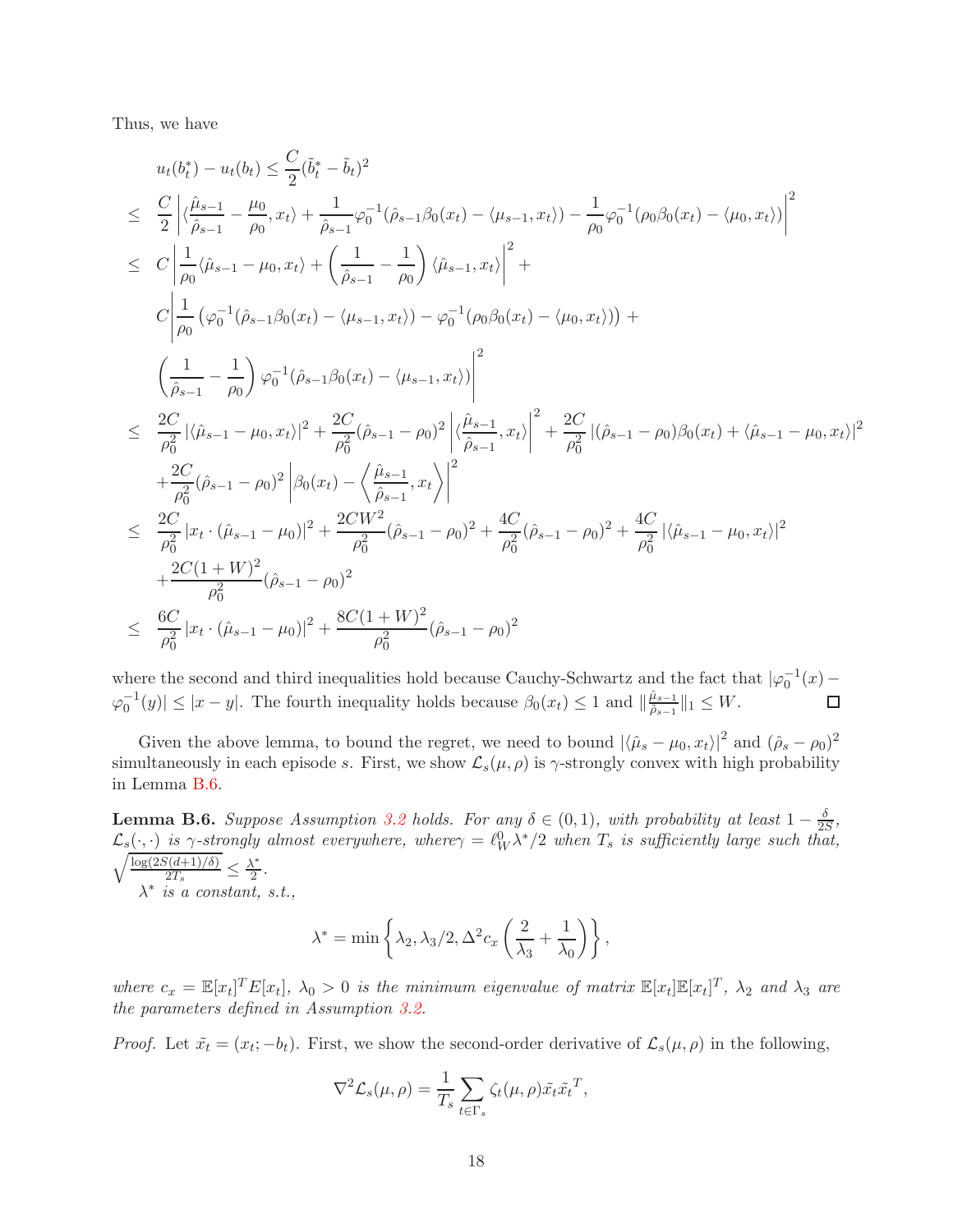Thus, we have

$$
\begin{aligned}
& u_t(b_t^*) - u_t(b_t) \le \frac{C}{2}(\tilde{b}_t^* - \tilde{b}_t)^2 \\
\le\ & \frac{C}{2}\left|\langle \frac{\hat{\mu}_{s-1}}{\hat{\rho}_{s-1}} - \frac{\mu_0}{\rho_0}, x_t\rangle + \frac{1}{\hat{\rho}_{s-1}}\varphi_0^{-1}(\hat{\rho}_{s-1}\beta_0(x_t) - \langle \mu_{s-1}, x_t\rangle) - \frac{1}{\rho_0}\varphi_0^{-1}(\rho_0\beta_0(x_t) - \langle \mu_0, x_t\rangle)\right|^2 \\
\le\ & C\left|\frac{1}{\rho_0}\langle \hat{\mu}_{s-1} - \mu_0, x_t\rangle + \left(\frac{1}{\hat{\rho}_{s-1}} - \frac{1}{\rho_0}\right)\langle \hat{\mu}_{s-1}, x_t\rangle\right|^2 + \\
& C\Bigg|\frac{1}{\rho_0}\left(\varphi_0^{-1}(\hat{\rho}_{s-1}\beta_0(x_t) - \langle \mu_{s-1}, x_t\rangle) - \varphi_0^{-1}(\rho_0\beta_0(x_t) - \langle \mu_0, x_t\rangle)\right) + \\
& \left(\frac{1}{\hat{\rho}_{s-1}} - \frac{1}{\rho_0}\right)\varphi_0^{-1}(\hat{\rho}_{s-1}\beta_0(x_t) - \langle \mu_{s-1}, x_t\rangle)\Bigg|^2 \\
\le\ & \frac{2C}{\rho_0^2}\left|\langle \hat{\mu}_{s-1} - \mu_0, x_t\rangle\right|^2 + \frac{2C}{\rho_0^2}(\hat{\rho}_{s-1} - \rho_0)^2\left|\langle \frac{\hat{\mu}_{s-1}}{\hat{\rho}_{s-1}}, x_t\rangle\right|^2 + \frac{2C}{\rho_0^2}\left|(\hat{\rho}_{s-1} - \rho_0)\beta_0(x_t) + \langle \hat{\mu}_{s-1} - \mu_0, x_t\rangle\right|^2 \\
& + \frac{2C}{\rho_0^2}(\hat{\rho}_{s-1} - \rho_0)^2\left|\beta_0(x_t) - \left\langle \frac{\hat{\mu}_{s-1}}{\hat{\rho}_{s-1}}, x_t\right\rangle\right|^2 \\
\le\ & \frac{2C}{\rho_0^2}\left|x_t \cdot (\hat{\mu}_{s-1} - \mu_0)\right|^2 + \frac{2CW^2}{\rho_0^2}(\hat{\rho}_{s-1} - \rho_0)^2 + \frac{4C}{\rho_0^2}(\hat{\rho}_{s-1} - \rho_0)^2 + \frac{4C}{\rho_0^2}\left|\langle \hat{\mu}_{s-1} - \mu_0, x_t\rangle\right|^2 \\
& + \frac{2C(1+W)^2}{\rho_0^2}(\hat{\rho}_{s-1} - \rho_0)^2 \\
\le\ & \frac{6C}{\rho_0^2}\left|x_t \cdot (\hat{\mu}_{s-1} - \mu_0)\right|^2 + \frac{8C(1+W)^2}{\rho_0^2}(\hat{\rho}_{s-1} - \rho_0)^2
\end{aligned}
$$

where the second and third inequalities hold because Cauchy-Schwartz and the fact that $|\varphi_0^{-1}(x) - \varphi_0^{-1}(y)| \le |x - y|$. The fourth inequality holds because $\beta_0(x_t) \le 1$ and $\|\frac{\hat{\mu}_{s-1}}{\hat{\rho}_{s-1}}\|_1 \le W$. ◻

Given the above lemma, to bound the regret, we need to bound $\left|\langle \hat{\mu}_s - \mu_0, x_t\rangle\right|^2$ and $(\hat{\rho}_s - \rho_0)^2$ simultaneously in each episode $s$. First, we show $\mathcal{L}_s(\mu, \rho)$ is $\gamma$-strongly convex with high probability in Lemma B.6.

**Lemma B.6.** *Suppose Assumption 3.2 holds. For any $\delta \in (0, 1)$, with probability at least $1 - \frac{\delta}{2S}$, $\mathcal{L}_s(\cdot, \cdot)$ is $\gamma$-strongly almost everywhere, where $\gamma = \ell_W^0 \lambda^*/2$ when $T_s$ is sufficiently large such that, $\sqrt{\frac{\log(2S(d+1)/\delta)}{2T_s}} \le \frac{\lambda^*}{2}$.*

*$\lambda^*$ is a constant, s.t.,*

$$
\lambda^* = \min\left\{\lambda_2, \lambda_3/2, \Delta^2 c_x\left(\frac{2}{\lambda_3} + \frac{1}{\lambda_0}\right)\right\},
$$

*where $c_x = \mathbb{E}[x_t]^T E[x_t]$, $\lambda_0 > 0$ is the minimum eigenvalue of matrix $\mathbb{E}[x_t]\mathbb{E}[x_t]^T$, $\lambda_2$ and $\lambda_3$ are the parameters defined in Assumption 3.2.*

*Proof.* Let $\tilde{x}_t = (x_t; -b_t)$. First, we show the second-order derivative of $\mathcal{L}_s(\mu, \rho)$ in the following,

$$
\nabla^2 \mathcal{L}_s(\mu, \rho) = \frac{1}{T_s}\sum_{t \in \Gamma_s} \zeta_t(\mu, \rho)\tilde{x}_t \tilde{x}_t^T,
$$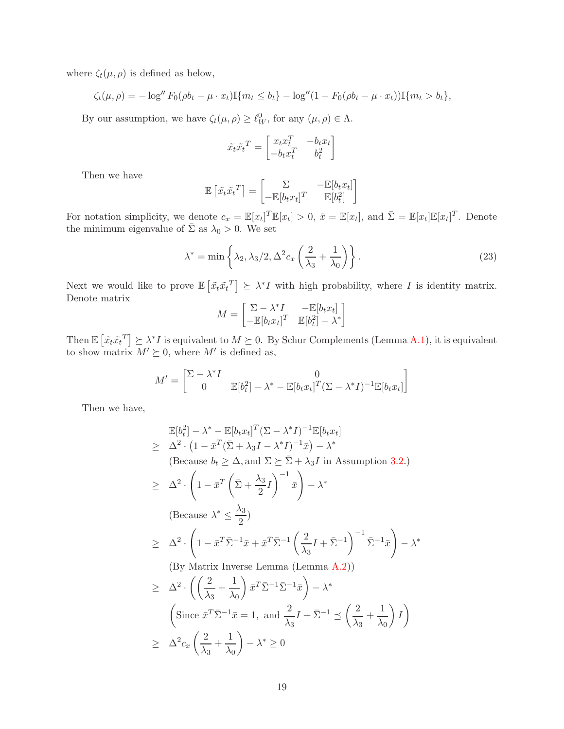where $\zeta_t(\mu, \rho)$ is defined as below,

$$\zeta_t(\mu,\rho) = -\log'' F_0(\rho b_t - \mu \cdot x_t)\mathbb{I}\{m_t \le b_t\} - \log''(1 - F_0(\rho b_t - \mu \cdot x_t))\mathbb{I}\{m_t > b_t\},$$

By our assumption, we have $\zeta_t(\mu, \rho) \ge \ell_W^0$, for any $(\mu, \rho) \in \Lambda$.

$$\tilde{x}_t \tilde{x}_t^T = \begin{bmatrix} x_t x_t^T & -b_t x_t \\ -b_t x_t^T & b_t^2 \end{bmatrix}$$

Then we have

$$\mathbb{E}\left[\tilde{x}_t \tilde{x}_t^T\right] = \begin{bmatrix} \Sigma & -\mathbb{E}[b_t x_t] \\ -\mathbb{E}[b_t x_t]^T & \mathbb{E}[b_t^2] \end{bmatrix}$$

For notation simplicity, we denote $c_x = \mathbb{E}[x_t]^T \mathbb{E}[x_t] > 0$, $\bar{x} = \mathbb{E}[x_t]$, and $\bar{\Sigma} = \mathbb{E}[x_t]\mathbb{E}[x_t]^T$. Denote the minimum eigenvalue of $\bar{\Sigma}$ as $\lambda_0 > 0$. We set

$$\lambda^* = \min\left\{\lambda_2, \lambda_3/2, \Delta^2 c_x\left(\frac{2}{\lambda_3} + \frac{1}{\lambda_0}\right)\right\}. \tag{23}$$

Next we would like to prove $\mathbb{E}\left[\tilde{x}_t \tilde{x}_t^T\right] \succeq \lambda^* I$ with high probability, where $I$ is identity matrix. Denote matrix

$$M = \begin{bmatrix} \Sigma - \lambda^* I & -\mathbb{E}[b_t x_t] \\ -\mathbb{E}[b_t x_t]^T & \mathbb{E}[b_t^2] - \lambda^* \end{bmatrix}$$

Then $\mathbb{E}\left[\tilde{x}_t \tilde{x}_t^T\right] \succeq \lambda^* I$ is equivalent to $M \succeq 0$. By Schur Complements (Lemma A.1), it is equivalent to show matrix $M' \succeq 0$, where $M'$ is defined as,

$$M' = \begin{bmatrix} \Sigma - \lambda^* I & 0 \\ 0 & \mathbb{E}[b_t^2] - \lambda^* - \mathbb{E}[b_t x_t]^T (\Sigma - \lambda^* I)^{-1} \mathbb{E}[b_t x_t] \end{bmatrix}$$

Then we have,

$$
\begin{aligned}
& \mathbb{E}[b_t^2] - \lambda^* - \mathbb{E}[b_t x_t]^T (\Sigma - \lambda^* I)^{-1} \mathbb{E}[b_t x_t] \\
\ge\; & \Delta^2 \cdot \left(1 - \bar{x}^T (\bar{\Sigma} + \lambda_3 I - \lambda^* I)^{-1} \bar{x}\right) - \lambda^* \\
& (\text{Because } b_t \ge \Delta, \text{and } \Sigma \succeq \bar{\Sigma} + \lambda_3 I \text{ in Assumption 3.2.}) \\
\ge\; & \Delta^2 \cdot \left(1 - \bar{x}^T \left(\bar{\Sigma} + \frac{\lambda_3}{2} I\right)^{-1} \bar{x}\right) - \lambda^* \\
& (\text{Because } \lambda^* \le \frac{\lambda_3}{2}) \\
\ge\; & \Delta^2 \cdot \left(1 - \bar{x}^T \bar{\Sigma}^{-1} \bar{x} + \bar{x}^T \bar{\Sigma}^{-1} \left(\frac{2}{\lambda_3} I + \bar{\Sigma}^{-1}\right)^{-1} \bar{\Sigma}^{-1} \bar{x}\right) - \lambda^* \\
& (\text{By Matrix Inverse Lemma (Lemma A.2)}) \\
\ge\; & \Delta^2 \cdot \left(\left(\frac{2}{\lambda_3} + \frac{1}{\lambda_0}\right) \bar{x}^T \bar{\Sigma}^{-1} \bar{\Sigma}^{-1} \bar{x}\right) - \lambda^* \\
& \left(\text{Since } \bar{x}^T \bar{\Sigma}^{-1} \bar{x} = 1, \text{ and } \frac{2}{\lambda_3} I + \bar{\Sigma}^{-1} \preceq \left(\frac{2}{\lambda_3} + \frac{1}{\lambda_0}\right) I\right) \\
\ge\; & \Delta^2 c_x \left(\frac{2}{\lambda_3} + \frac{1}{\lambda_0}\right) - \lambda^* \ge 0
\end{aligned}
$$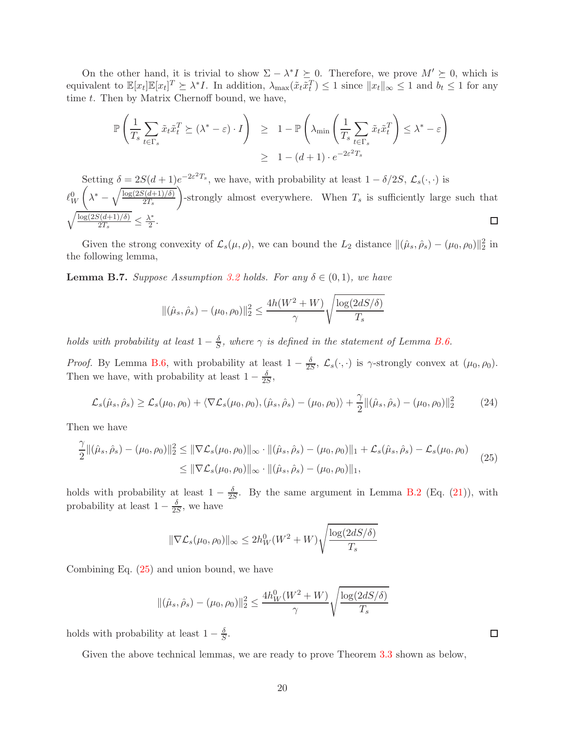On the other hand, it is trivial to show $\Sigma - \lambda^* I \succeq 0$. Therefore, we prove $M' \succeq 0$, which is equivalent to $\mathbb{E}[x_t]\mathbb{E}[x_t]^T \succeq \lambda^* I$. In addition, $\lambda_{\max}(\tilde{x}_t\tilde{x}_t^T) \le 1$ since $\|x_t\|_\infty \le 1$ and $b_t \le 1$ for any time $t$. Then by Matrix Chernoff bound, we have,

$$
\begin{aligned}
\mathbb{P}\left(\frac{1}{T_s}\sum_{t\in\Gamma_s}\tilde{x}_t\tilde{x}_t^T \succeq (\lambda^* - \varepsilon)\cdot I\right) &\ge 1 - \mathbb{P}\left(\lambda_{\min}\left(\frac{1}{T_s}\sum_{t\in\Gamma_s}\tilde{x}_t\tilde{x}_t^T\right) \le \lambda^* - \varepsilon\right) \\
&\ge 1 - (d+1)\cdot e^{-2\varepsilon^2 T_s}
\end{aligned}
$$

Setting $\delta = 2S(d+1)e^{-2\varepsilon^2 T_s}$, we have, with probability at least $1 - \delta/2S$, $\mathcal{L}_s(\cdot,\cdot)$ is $\ell_W^0\left(\lambda^* - \sqrt{\frac{\log(2S(d+1)/\delta)}{2T_s}}\right)$-strongly almost everywhere. When $T_s$ is sufficiently large such that $\sqrt{\frac{\log(2S(d+1)/\delta)}{2T_s}} \le \frac{\lambda^*}{2}$. ◻

Given the strong convexity of $\mathcal{L}_s(\mu,\rho)$, we can bound the $L_2$ distance $\|(\hat{\mu}_s,\hat{\rho}_s) - (\mu_0,\rho_0)\|_2^2$ in the following lemma,

**Lemma B.7.** *Suppose Assumption 3.2 holds. For any $\delta \in (0,1)$, we have*

$$
\|(\hat{\mu}_s,\hat{\rho}_s) - (\mu_0,\rho_0)\|_2^2 \le \frac{4h(W^2+W)}{\gamma}\sqrt{\frac{\log(2dS/\delta)}{T_s}}
$$

*holds with probability at least $1 - \frac{\delta}{S}$, where $\gamma$ is defined in the statement of Lemma B.6.*

*Proof.* By Lemma B.6, with probability at least $1 - \frac{\delta}{2S}$, $\mathcal{L}_s(\cdot,\cdot)$ is $\gamma$-strongly convex at $(\mu_0,\rho_0)$. Then we have, with probability at least $1 - \frac{\delta}{2S}$,

$$
\mathcal{L}_s(\hat{\mu}_s,\hat{\rho}_s) \ge \mathcal{L}_s(\mu_0,\rho_0) + \langle \nabla\mathcal{L}_s(\mu_0,\rho_0), (\hat{\mu}_s,\hat{\rho}_s) - (\mu_0,\rho_0)\rangle + \frac{\gamma}{2}\|(\hat{\mu}_s,\hat{\rho}_s) - (\mu_0,\rho_0)\|_2^2 \tag{24}
$$

Then we have

$$
\begin{aligned}
\frac{\gamma}{2}\|(\hat{\mu}_s,\hat{\rho}_s) - (\mu_0,\rho_0)\|_2^2 &\le \|\nabla\mathcal{L}_s(\mu_0,\rho_0)\|_\infty \cdot \|(\hat{\mu}_s,\hat{\rho}_s) - (\mu_0,\rho_0)\|_1 + \mathcal{L}_s(\hat{\mu}_s,\hat{\rho}_s) - \mathcal{L}_s(\mu_0,\rho_0) \\
&\le \|\nabla\mathcal{L}_s(\mu_0,\rho_0)\|_\infty \cdot \|(\hat{\mu}_s,\hat{\rho}_s) - (\mu_0,\rho_0)\|_1,
\end{aligned} \tag{25}
$$

holds with probability at least $1 - \frac{\delta}{2S}$. By the same argument in Lemma B.2 (Eq. (21)), with probability at least $1 - \frac{\delta}{2S}$, we have

$$
\|\nabla\mathcal{L}_s(\mu_0,\rho_0)\|_\infty \le 2h_W^0(W^2+W)\sqrt{\frac{\log(2dS/\delta)}{T_s}}
$$

Combining Eq. (25) and union bound, we have

$$
\|(\hat{\mu}_s,\hat{\rho}_s) - (\mu_0,\rho_0)\|_2^2 \le \frac{4h_W^0(W^2+W)}{\gamma}\sqrt{\frac{\log(2dS/\delta)}{T_s}}
$$

holds with probability at least $1 - \frac{\delta}{S}$. ◻

Given the above technical lemmas, we are ready to prove Theorem 3.3 shown as below,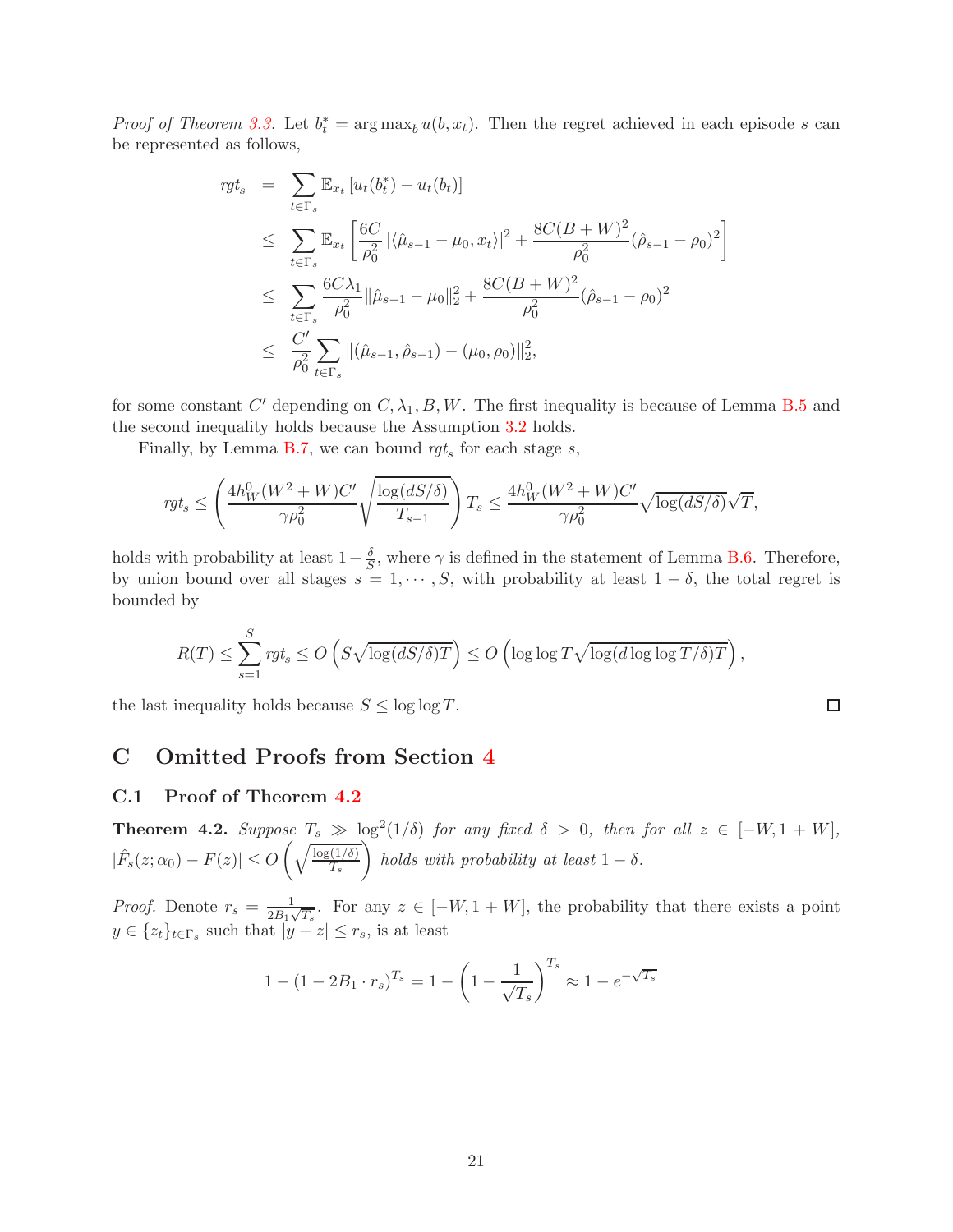*Proof of Theorem 3.3.* Let $b_t^* = \arg\max_b u(b, x_t)$. Then the regret achieved in each episode $s$ can be represented as follows,

$$
\begin{aligned}
rgt_s &= \sum_{t\in\Gamma_s} \mathbb{E}_{x_t}\left[u_t(b_t^*) - u_t(b_t)\right] \\
&\leq \sum_{t\in\Gamma_s} \mathbb{E}_{x_t}\left[\frac{6C}{\rho_0^2}\left|\langle \hat{\mu}_{s-1} - \mu_0, x_t\rangle\right|^2 + \frac{8C(B+W)^2}{\rho_0^2}(\hat{\rho}_{s-1} - \rho_0)^2\right] \\
&\leq \sum_{t\in\Gamma_s} \frac{6C\lambda_1}{\rho_0^2}\|\hat{\mu}_{s-1} - \mu_0\|_2^2 + \frac{8C(B+W)^2}{\rho_0^2}(\hat{\rho}_{s-1} - \rho_0)^2 \\
&\leq \frac{C'}{\rho_0^2}\sum_{t\in\Gamma_s} \|(\hat{\mu}_{s-1}, \hat{\rho}_{s-1}) - (\mu_0, \rho_0)\|_2^2,
\end{aligned}
$$

for some constant $C'$ depending on $C, \lambda_1, B, W$. The first inequality is because of Lemma B.5 and the second inequality holds because the Assumption 3.2 holds.

Finally, by Lemma B.7, we can bound $rgt_s$ for each stage $s$,

$$
rgt_s \leq \left(\frac{4h_W^0(W^2+W)C'}{\gamma\rho_0^2}\sqrt{\frac{\log(dS/\delta)}{T_{s-1}}}\right) T_s \leq \frac{4h_W^0(W^2+W)C'}{\gamma\rho_0^2}\sqrt{\log(dS/\delta)}\sqrt{T},
$$

holds with probability at least $1 - \frac{\delta}{S}$, where $\gamma$ is defined in the statement of Lemma B.6. Therefore, by union bound over all stages $s = 1, \cdots, S$, with probability at least $1 - \delta$, the total regret is bounded by

$$
R(T) \leq \sum_{s=1}^{S} rgt_s \leq O\left(S\sqrt{\log(dS/\delta)T}\right) \leq O\left(\log\log T\sqrt{\log(d\log\log T/\delta)T}\right),
$$

the last inequality holds because $S \leq \log\log T$. ☐

# C Omitted Proofs from Section 4

## C.1 Proof of Theorem 4.2

**Theorem 4.2.** *Suppose $T_s \gg \log^2(1/\delta)$ for any fixed $\delta > 0$, then for all $z \in [-W, 1+W]$, $|\hat{F}_s(z;\alpha_0) - F(z)| \leq O\left(\sqrt{\frac{\log(1/\delta)}{T_s}}\right)$ holds with probability at least $1-\delta$.*

*Proof.* Denote $r_s = \frac{1}{2B_1\sqrt{T_s}}$. For any $z \in [-W, 1+W]$, the probability that there exists a point $y \in \{z_t\}_{t\in\Gamma_s}$ such that $|y - z| \leq r_s$, is at least

$$
1 - (1 - 2B_1 \cdot r_s)^{T_s} = 1 - \left(1 - \frac{1}{\sqrt{T_s}}\right)^{T_s} \approx 1 - e^{-\sqrt{T_s}}
$$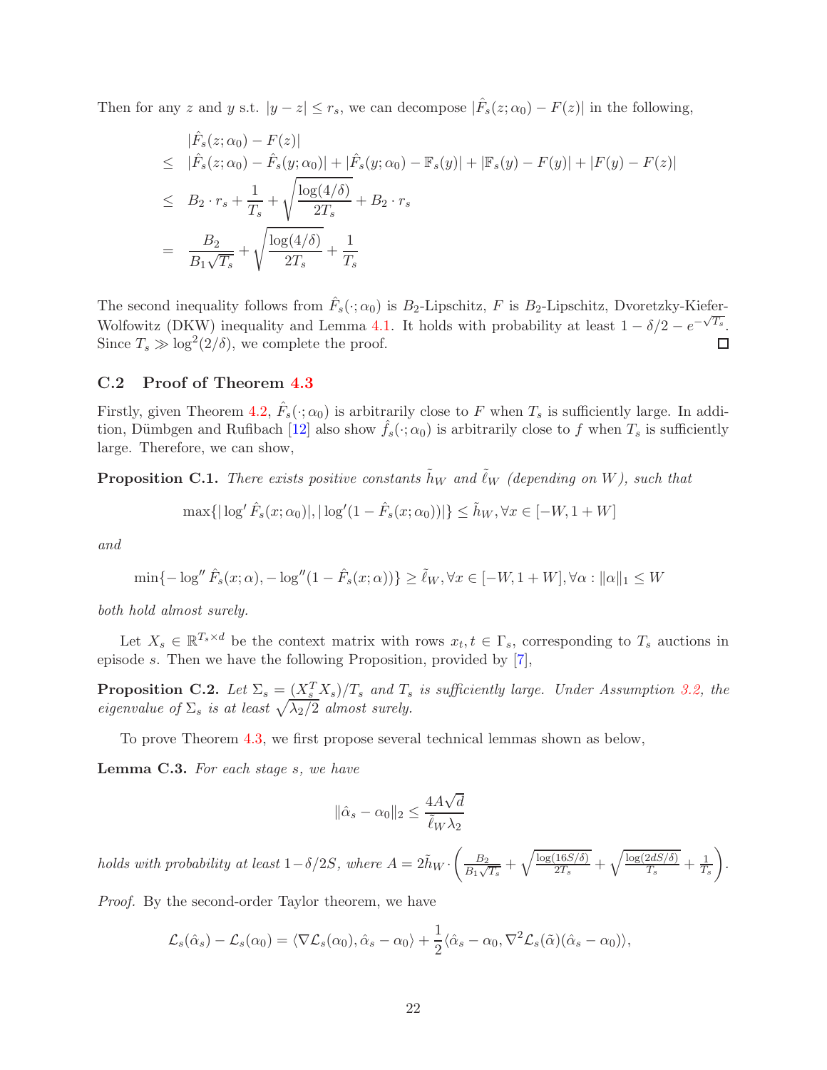Then for any $z$ and $y$ s.t. $|y - z| \leq r_s$, we can decompose $|\hat{F}_s(z; \alpha_0) - F(z)|$ in the following,

$$
\begin{aligned}
& |\hat{F}_s(z;\alpha_0) - F(z)| \\
\leq \quad & |\hat{F}_s(z;\alpha_0) - \hat{F}_s(y;\alpha_0)| + |\hat{F}_s(y;\alpha_0) - \mathbb{F}_s(y)| + |\mathbb{F}_s(y) - F(y)| + |F(y) - F(z)| \\
\leq \quad & B_2 \cdot r_s + \frac{1}{T_s} + \sqrt{\frac{\log(4/\delta)}{2T_s}} + B_2 \cdot r_s \\
= \quad & \frac{B_2}{B_1\sqrt{T_s}} + \sqrt{\frac{\log(4/\delta)}{2T_s}} + \frac{1}{T_s}
\end{aligned}
$$

The second inequality follows from $\hat{F}_s(\cdot;\alpha_0)$ is $B_2$-Lipschitz, $F$ is $B_2$-Lipschitz, Dvoretzky-Kiefer-Wolfowitz (DKW) inequality and Lemma 4.1. It holds with probability at least $1 - \delta/2 - e^{-\sqrt{T_s}}$. Since $T_s \gg \log^2(2/\delta)$, we complete the proof. ◻

### C.2 Proof of Theorem 4.3

Firstly, given Theorem 4.2, $\hat{F}_s(\cdot;\alpha_0)$ is arbitrarily close to $F$ when $T_s$ is sufficiently large. In addition, Dümbgen and Rufibach [12] also show $\hat{f}_s(\cdot;\alpha_0)$ is arbitrarily close to $f$ when $T_s$ is sufficiently large. Therefore, we can show,

**Proposition C.1.** *There exists positive constants $\tilde{h}_W$ and $\tilde{\ell}_W$ (depending on $W$), such that*

$$\max\{|\log' \hat{F}_s(x;\alpha_0)|, |\log'(1 - \hat{F}_s(x;\alpha_0))|\} \leq \tilde{h}_W, \forall x \in [-W, 1+W]$$

*and*

$$\min\{-\log'' \hat{F}_s(x;\alpha), -\log''(1 - \hat{F}_s(x;\alpha))\} \geq \tilde{\ell}_W, \forall x \in [-W, 1+W], \forall \alpha : \|\alpha\|_1 \leq W$$

*both hold almost surely.*

Let $X_s \in \mathbb{R}^{T_s \times d}$ be the context matrix with rows $x_t, t \in \Gamma_s$, corresponding to $T_s$ auctions in episode $s$. Then we have the following Proposition, provided by [7],

**Proposition C.2.** *Let $\Sigma_s = (X_s^T X_s)/T_s$ and $T_s$ is sufficiently large. Under Assumption 3.2, the eigenvalue of $\Sigma_s$ is at least $\sqrt{\lambda_2/2}$ almost surely.*

To prove Theorem 4.3, we first propose several technical lemmas shown as below,

**Lemma C.3.** *For each stage $s$, we have*

$$\|\hat{\alpha}_s - \alpha_0\|_2 \leq \frac{4A\sqrt{d}}{\tilde{\ell}_W \lambda_2}$$

*holds with probability at least $1-\delta/2S$, where $A = 2\tilde{h}_W \cdot \left(\frac{B_2}{B_1\sqrt{T_s}} + \sqrt{\frac{\log(16S/\delta)}{2T_s}} + \sqrt{\frac{\log(2dS/\delta)}{T_s}} + \frac{1}{T_s}\right)$.*

*Proof.* By the second-order Taylor theorem, we have

$$\mathcal{L}_s(\hat{\alpha}_s) - \mathcal{L}_s(\alpha_0) = \langle \nabla \mathcal{L}_s(\alpha_0), \hat{\alpha}_s - \alpha_0 \rangle + \frac{1}{2}\langle \hat{\alpha}_s - \alpha_0, \nabla^2 \mathcal{L}_s(\tilde{\alpha})(\hat{\alpha}_s - \alpha_0) \rangle,$$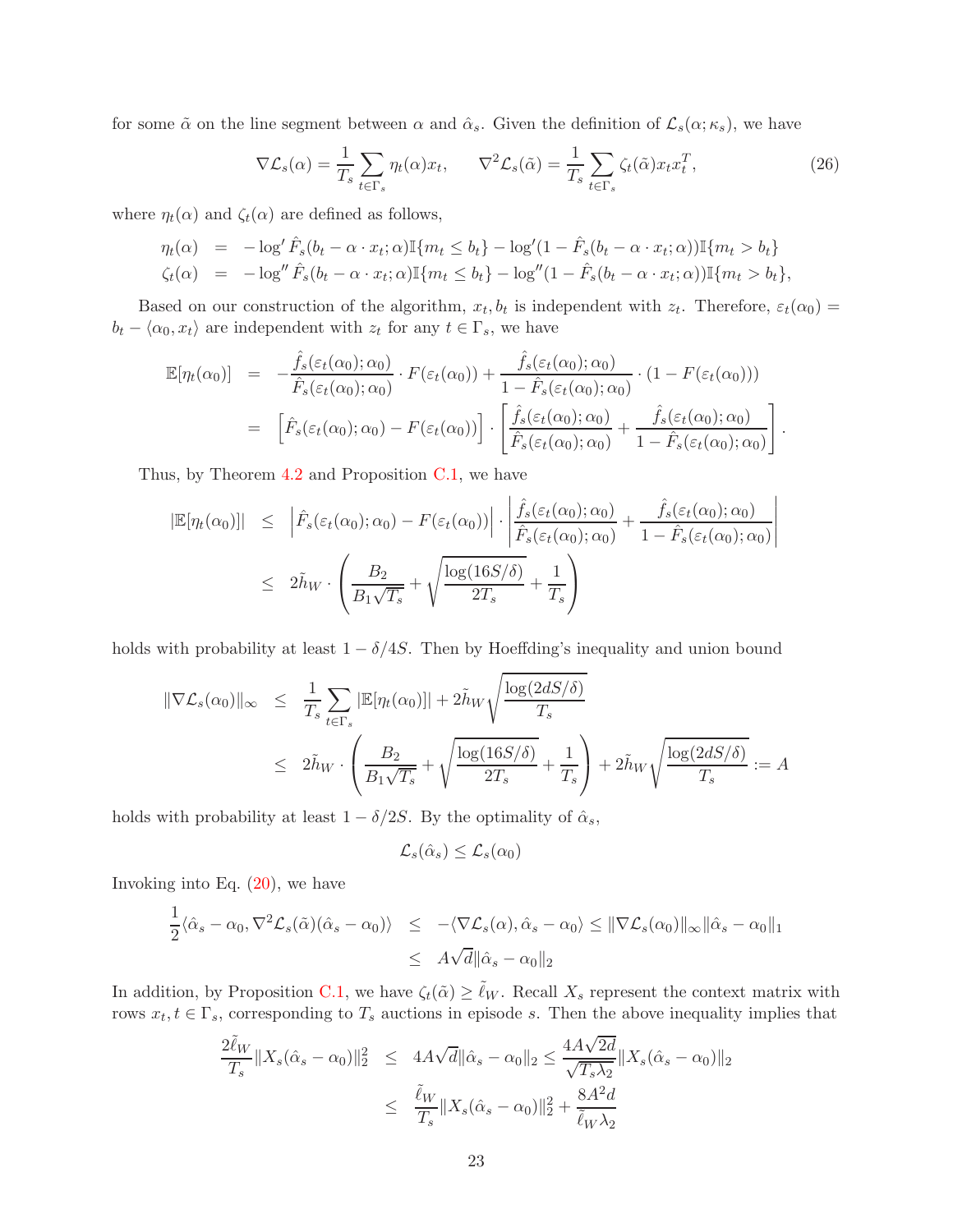for some $\tilde{\alpha}$ on the line segment between $\alpha$ and $\hat{\alpha}_s$. Given the definition of $\mathcal{L}_s(\alpha;\kappa_s)$, we have

$$\nabla \mathcal{L}_s(\alpha) = \frac{1}{T_s}\sum_{t\in\Gamma_s}\eta_t(\alpha)x_t, \qquad \nabla^2\mathcal{L}_s(\tilde{\alpha}) = \frac{1}{T_s}\sum_{t\in\Gamma_s}\zeta_t(\tilde{\alpha})x_t x_t^T, \tag{26}$$

where $\eta_t(\alpha)$ and $\zeta_t(\alpha)$ are defined as follows,

$$\begin{aligned}
\eta_t(\alpha) &= -\log' \hat{F}_s(b_t - \alpha\cdot x_t;\alpha)\mathbb{I}\{m_t \le b_t\} - \log'(1-\hat{F}_s(b_t-\alpha\cdot x_t;\alpha))\mathbb{I}\{m_t > b_t\}\\
\zeta_t(\alpha) &= -\log'' \hat{F}_s(b_t - \alpha\cdot x_t;\alpha)\mathbb{I}\{m_t \le b_t\} - \log''(1-\hat{F}_s(b_t-\alpha\cdot x_t;\alpha))\mathbb{I}\{m_t > b_t\},
\end{aligned}$$

Based on our construction of the algorithm, $x_t, b_t$ is independent with $z_t$. Therefore, $\varepsilon_t(\alpha_0) = b_t - \langle \alpha_0, x_t\rangle$ are independent with $z_t$ for any $t\in\Gamma_s$, we have

$$\begin{aligned}
\mathbb{E}[\eta_t(\alpha_0)] &= -\frac{\hat{f}_s(\varepsilon_t(\alpha_0);\alpha_0)}{\hat{F}_s(\varepsilon_t(\alpha_0);\alpha_0)}\cdot F(\varepsilon_t(\alpha_0)) + \frac{\hat{f}_s(\varepsilon_t(\alpha_0);\alpha_0)}{1-\hat{F}_s(\varepsilon_t(\alpha_0);\alpha_0)}\cdot(1-F(\varepsilon_t(\alpha_0)))\\
&= \Big[\hat{F}_s(\varepsilon_t(\alpha_0);\alpha_0) - F(\varepsilon_t(\alpha_0))\Big]\cdot\left[\frac{\hat{f}_s(\varepsilon_t(\alpha_0);\alpha_0)}{\hat{F}_s(\varepsilon_t(\alpha_0);\alpha_0)} + \frac{\hat{f}_s(\varepsilon_t(\alpha_0);\alpha_0)}{1-\hat{F}_s(\varepsilon_t(\alpha_0);\alpha_0)}\right].
\end{aligned}$$

Thus, by Theorem 4.2 and Proposition C.1, we have

$$\begin{aligned}
|\mathbb{E}[\eta_t(\alpha_0)]| &\le \Big|\hat{F}_s(\varepsilon_t(\alpha_0);\alpha_0) - F(\varepsilon_t(\alpha_0))\Big|\cdot\left|\frac{\hat{f}_s(\varepsilon_t(\alpha_0);\alpha_0)}{\hat{F}_s(\varepsilon_t(\alpha_0);\alpha_0)} + \frac{\hat{f}_s(\varepsilon_t(\alpha_0);\alpha_0)}{1-\hat{F}_s(\varepsilon_t(\alpha_0);\alpha_0)}\right|\\
&\le 2\tilde{h}_W\cdot\left(\frac{B_2}{B_1\sqrt{T_s}} + \sqrt{\frac{\log(16S/\delta)}{2T_s}} + \frac{1}{T_s}\right)
\end{aligned}$$

holds with probability at least $1-\delta/4S$. Then by Hoeffding's inequality and union bound

$$\begin{aligned}
\|\nabla\mathcal{L}_s(\alpha_0)\|_\infty &\le \frac{1}{T_s}\sum_{t\in\Gamma_s}|\mathbb{E}[\eta_t(\alpha_0)]| + 2\tilde{h}_W\sqrt{\frac{\log(2dS/\delta)}{T_s}}\\
&\le 2\tilde{h}_W\cdot\left(\frac{B_2}{B_1\sqrt{T_s}} + \sqrt{\frac{\log(16S/\delta)}{2T_s}} + \frac{1}{T_s}\right) + 2\tilde{h}_W\sqrt{\frac{\log(2dS/\delta)}{T_s}} := A
\end{aligned}$$

holds with probability at least $1-\delta/2S$. By the optimality of $\hat{\alpha}_s$,

$$\mathcal{L}_s(\hat{\alpha}_s) \le \mathcal{L}_s(\alpha_0)$$

Invoking into Eq. (20), we have

$$\begin{aligned}
\frac{1}{2}\langle\hat{\alpha}_s-\alpha_0, \nabla^2\mathcal{L}_s(\tilde{\alpha})(\hat{\alpha}_s-\alpha_0)\rangle &\le -\langle\nabla\mathcal{L}_s(\alpha),\hat{\alpha}_s-\alpha_0\rangle \le \|\nabla\mathcal{L}_s(\alpha_0)\|_\infty\|\hat{\alpha}_s-\alpha_0\|_1\\
&\le A\sqrt{d}\|\hat{\alpha}_s-\alpha_0\|_2
\end{aligned}$$

In addition, by Proposition C.1, we have $\zeta_t(\tilde{\alpha}) \ge \tilde{\ell}_W$. Recall $X_s$ represent the context matrix with rows $x_t, t\in\Gamma_s$, corresponding to $T_s$ auctions in episode $s$. Then the above inequality implies that

$$\begin{aligned}
\frac{2\tilde{\ell}_W}{T_s}\|X_s(\hat{\alpha}_s-\alpha_0)\|_2^2 &\le 4A\sqrt{d}\|\hat{\alpha}_s-\alpha_0\|_2 \le \frac{4A\sqrt{2d}}{\sqrt{T_s\lambda_2}}\|X_s(\hat{\alpha}_s-\alpha_0)\|_2\\
&\le \frac{\tilde{\ell}_W}{T_s}\|X_s(\hat{\alpha}_s-\alpha_0)\|_2^2 + \frac{8A^2 d}{\tilde{\ell}_W\lambda_2}
\end{aligned}$$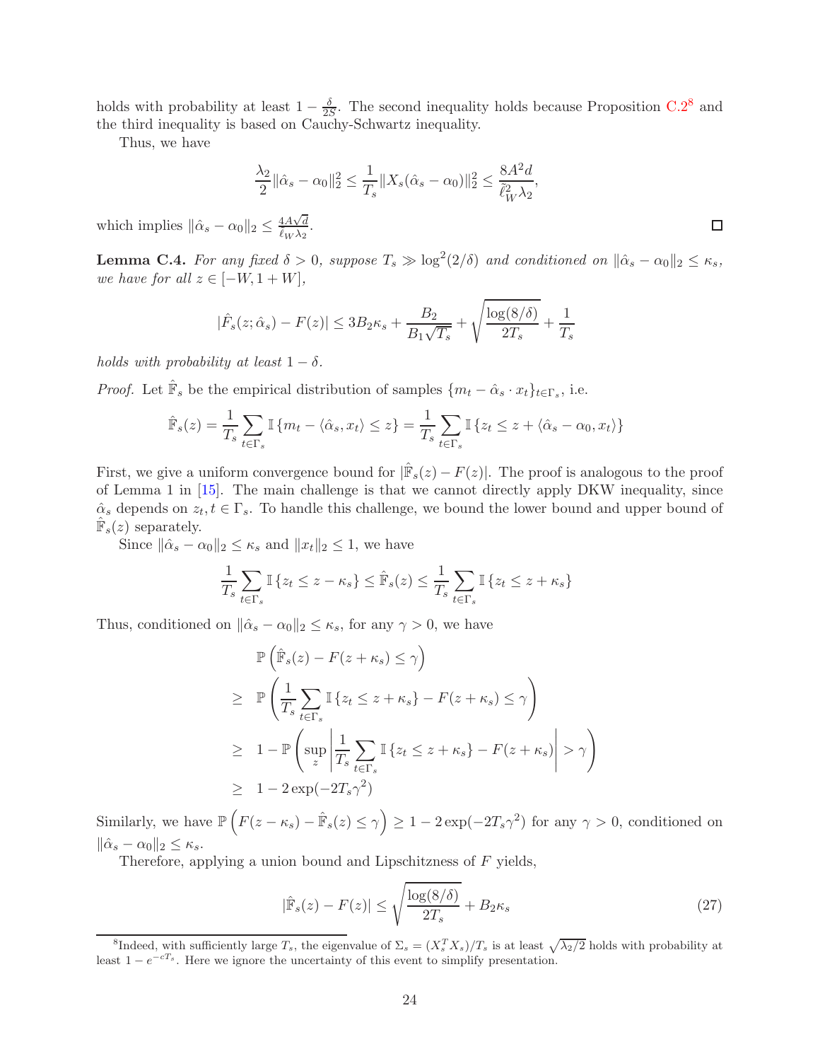holds with probability at least $1 - \frac{\delta}{2S}$. The second inequality holds because Proposition C.2[8] and the third inequality is based on Cauchy-Schwartz inequality.

Thus, we have

$$\frac{\lambda_2}{2}\|\hat{\alpha}_s - \alpha_0\|_2^2 \leq \frac{1}{T_s}\|X_s(\hat{\alpha}_s - \alpha_0)\|_2^2 \leq \frac{8A^2 d}{\tilde{\ell}_W^2 \lambda_2},$$

which implies $\|\hat{\alpha}_s - \alpha_0\|_2 \leq \frac{4A\sqrt{d}}{\ell_W \lambda_2}$. ◻

**Lemma C.4.** *For any fixed $\delta > 0$, suppose $T_s \gg \log^2(2/\delta)$ and conditioned on $\|\hat{\alpha}_s - \alpha_0\|_2 \leq \kappa_s$, we have for all $z \in [-W, 1+W]$,*

$$|\hat{F}_s(z; \hat{\alpha}_s) - F(z)| \leq 3B_2\kappa_s + \frac{B_2}{B_1\sqrt{T_s}} + \sqrt{\frac{\log(8/\delta)}{2T_s}} + \frac{1}{T_s}$$

*holds with probability at least $1 - \delta$.*

*Proof.* Let $\hat{\mathbb{F}}_s$ be the empirical distribution of samples $\{m_t - \hat{\alpha}_s \cdot x_t\}_{t \in \Gamma_s}$, i.e.

$$\hat{\mathbb{F}}_s(z) = \frac{1}{T_s}\sum_{t \in \Gamma_s} \mathbb{I}\{m_t - \langle \hat{\alpha}_s, x_t \rangle \leq z\} = \frac{1}{T_s}\sum_{t \in \Gamma_s} \mathbb{I}\{z_t \leq z + \langle \hat{\alpha}_s - \alpha_0, x_t \rangle\}$$

First, we give a uniform convergence bound for $|\hat{\mathbb{F}}_s(z) - F(z)|$. The proof is analogous to the proof of Lemma 1 in [15]. The main challenge is that we cannot directly apply DKW inequality, since $\hat{\alpha}_s$ depends on $z_t, t \in \Gamma_s$. To handle this challenge, we bound the lower bound and upper bound of $\hat{\mathbb{F}}_s(z)$ separately.

Since $\|\hat{\alpha}_s - \alpha_0\|_2 \leq \kappa_s$ and $\|x_t\|_2 \leq 1$, we have

$$\frac{1}{T_s}\sum_{t \in \Gamma_s} \mathbb{I}\{z_t \leq z - \kappa_s\} \leq \hat{\mathbb{F}}_s(z) \leq \frac{1}{T_s}\sum_{t \in \Gamma_s} \mathbb{I}\{z_t \leq z + \kappa_s\}$$

Thus, conditioned on $\|\hat{\alpha}_s - \alpha_0\|_2 \leq \kappa_s$, for any $\gamma > 0$, we have

$$\begin{aligned}
& \mathbb{P}\left(\hat{\mathbb{F}}_s(z) - F(z + \kappa_s) \leq \gamma\right) \\
\geq\ & \mathbb{P}\left(\frac{1}{T_s}\sum_{t \in \Gamma_s} \mathbb{I}\{z_t \leq z + \kappa_s\} - F(z + \kappa_s) \leq \gamma\right) \\
\geq\ & 1 - \mathbb{P}\left(\sup_z \left|\frac{1}{T_s}\sum_{t \in \Gamma_s} \mathbb{I}\{z_t \leq z + \kappa_s\} - F(z + \kappa_s)\right| > \gamma\right) \\
\geq\ & 1 - 2\exp(-2T_s\gamma^2)
\end{aligned}$$

Similarly, we have $\mathbb{P}\left(F(z - \kappa_s) - \hat{\mathbb{F}}_s(z) \leq \gamma\right) \geq 1 - 2\exp(-2T_s\gamma^2)$ for any $\gamma > 0$, conditioned on $\|\hat{\alpha}_s - \alpha_0\|_2 \leq \kappa_s$.

Therefore, applying a union bound and Lipschitzness of $F$ yields,

$$|\hat{\mathbb{F}}_s(z) - F(z)| \leq \sqrt{\frac{\log(8/\delta)}{2T_s}} + B_2\kappa_s \tag{27}$$

[8] Indeed, with sufficiently large $T_s$, the eigenvalue of $\Sigma_s = (X_s^T X_s)/T_s$ is at least $\sqrt{\lambda_2/2}$ holds with probability at least $1 - e^{-cT_s}$. Here we ignore the uncertainty of this event to simplify presentation.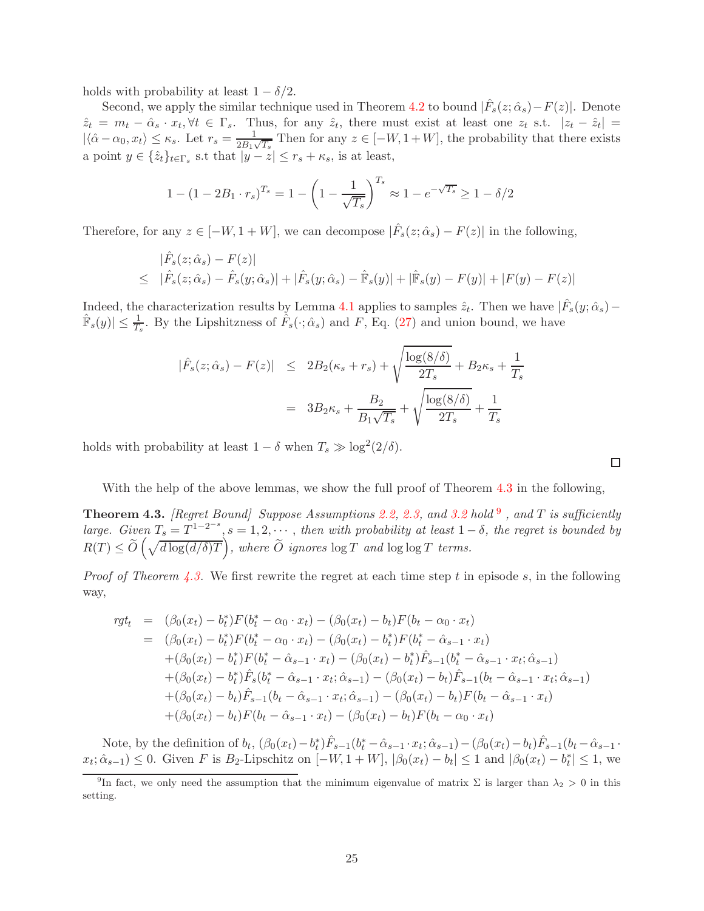holds with probability at least $1 - \delta/2$.

Second, we apply the similar technique used in Theorem 4.2 to bound $|\hat{F}_s(z; \hat{\alpha}_s) - F(z)|$. Denote $\hat{z}_t = m_t - \hat{\alpha}_s \cdot x_t, \forall t \in \Gamma_s$. Thus, for any $\hat{z}_t$, there must exist at least one $z_t$ s.t. $|z_t - \hat{z}_t| = |\langle \hat{\alpha} - \alpha_0, x_t \rangle \leq \kappa_s$. Let $r_s = \frac{1}{2B_1\sqrt{T_s}}$ Then for any $z \in [-W, 1+W]$, the probability that there exists a point $y \in \{\hat{z}_t\}_{t \in \Gamma_s}$ s.t that $|y - z| \leq r_s + \kappa_s$, is at least,

$$1 - (1 - 2B_1 \cdot r_s)^{T_s} = 1 - \left(1 - \frac{1}{\sqrt{T_s}}\right)^{T_s} \approx 1 - e^{-\sqrt{T_s}} \geq 1 - \delta/2$$

Therefore, for any $z \in [-W, 1+W]$, we can decompose $|\hat{F}_s(z; \hat{\alpha}_s) - F(z)|$ in the following,

$$\begin{aligned}
& |\hat{F}_s(z; \hat{\alpha}_s) - F(z)| \\
\leq \ & |\hat{F}_s(z; \hat{\alpha}_s) - \hat{F}_s(y; \hat{\alpha}_s)| + |\hat{F}_s(y; \hat{\alpha}_s) - \hat{\mathbb{F}}_s(y)| + |\hat{\mathbb{F}}_s(y) - F(y)| + |F(y) - F(z)|
\end{aligned}$$

Indeed, the characterization results by Lemma 4.1 applies to samples $\hat{z}_t$. Then we have $|\hat{F}_s(y; \hat{\alpha}_s) - \hat{\mathbb{F}}_s(y)| \leq \frac{1}{T_s}$. By the Lipshitzness of $\hat{F}_s(\cdot; \hat{\alpha}_s)$ and $F$, Eq. (27) and union bound, we have

$$\begin{aligned}
|\hat{F}_s(z; \hat{\alpha}_s) - F(z)| &\leq 2B_2(\kappa_s + r_s) + \sqrt{\frac{\log(8/\delta)}{2T_s}} + B_2\kappa_s + \frac{1}{T_s} \\
&= 3B_2\kappa_s + \frac{B_2}{B_1\sqrt{T_s}} + \sqrt{\frac{\log(8/\delta)}{2T_s}} + \frac{1}{T_s}
\end{aligned}$$

holds with probability at least $1 - \delta$ when $T_s \gg \log^2(2/\delta)$.

$\square$

With the help of the above lemmas, we show the full proof of Theorem 4.3 in the following,

**Theorem 4.3.** *[Regret Bound] Suppose Assumptions 2.2, 2.3, and 3.2 hold* [9] *, and $T$ is sufficiently large. Given $T_s = T^{1-2^{-s}}, s = 1, 2, \cdots$ , then with probability at least $1 - \delta$, the regret is bounded by $R(T) \leq \widetilde{O}\left(\sqrt{d\log(d/\delta)T}\right)$, where $\widetilde{O}$ ignores $\log T$ and $\log\log T$ terms.*

*Proof of Theorem 4.3.* We first rewrite the regret at each time step $t$ in episode $s$, in the following way,

$$\begin{aligned}
rgt_t &= (\beta_0(x_t) - b_t^*)F(b_t^* - \alpha_0 \cdot x_t) - (\beta_0(x_t) - b_t)F(b_t - \alpha_0 \cdot x_t) \\
&= (\beta_0(x_t) - b_t^*)F(b_t^* - \alpha_0 \cdot x_t) - (\beta_0(x_t) - b_t^*)F(b_t^* - \hat{\alpha}_{s-1} \cdot x_t) \\
&\quad + (\beta_0(x_t) - b_t^*)F(b_t^* - \hat{\alpha}_{s-1} \cdot x_t) - (\beta_0(x_t) - b_t^*)\hat{F}_{s-1}(b_t^* - \hat{\alpha}_{s-1} \cdot x_t; \hat{\alpha}_{s-1}) \\
&\quad + (\beta_0(x_t) - b_t^*)\hat{F}_s(b_t^* - \hat{\alpha}_{s-1} \cdot x_t; \hat{\alpha}_{s-1}) - (\beta_0(x_t) - b_t)\hat{F}_{s-1}(b_t - \hat{\alpha}_{s-1} \cdot x_t; \hat{\alpha}_{s-1}) \\
&\quad + (\beta_0(x_t) - b_t)\hat{F}_{s-1}(b_t - \hat{\alpha}_{s-1} \cdot x_t; \hat{\alpha}_{s-1}) - (\beta_0(x_t) - b_t)F(b_t - \hat{\alpha}_{s-1} \cdot x_t) \\
&\quad + (\beta_0(x_t) - b_t)F(b_t - \hat{\alpha}_{s-1} \cdot x_t) - (\beta_0(x_t) - b_t)F(b_t - \alpha_0 \cdot x_t)
\end{aligned}$$

Note, by the definition of $b_t$, $(\beta_0(x_t) - b_t^*)\hat{F}_{s-1}(b_t^* - \hat{\alpha}_{s-1} \cdot x_t; \hat{\alpha}_{s-1}) - (\beta_0(x_t) - b_t)\hat{F}_{s-1}(b_t - \hat{\alpha}_{s-1} \cdot x_t; \hat{\alpha}_{s-1}) \leq 0$. Given $F$ is $B_2$-Lipschitz on $[-W, 1+W]$, $|\beta_0(x_t) - b_t| \leq 1$ and $|\beta_0(x_t) - b_t^*| \leq 1$, we

[9] In fact, we only need the assumption that the minimum eigenvalue of matrix $\Sigma$ is larger than $\lambda_2 > 0$ in this setting.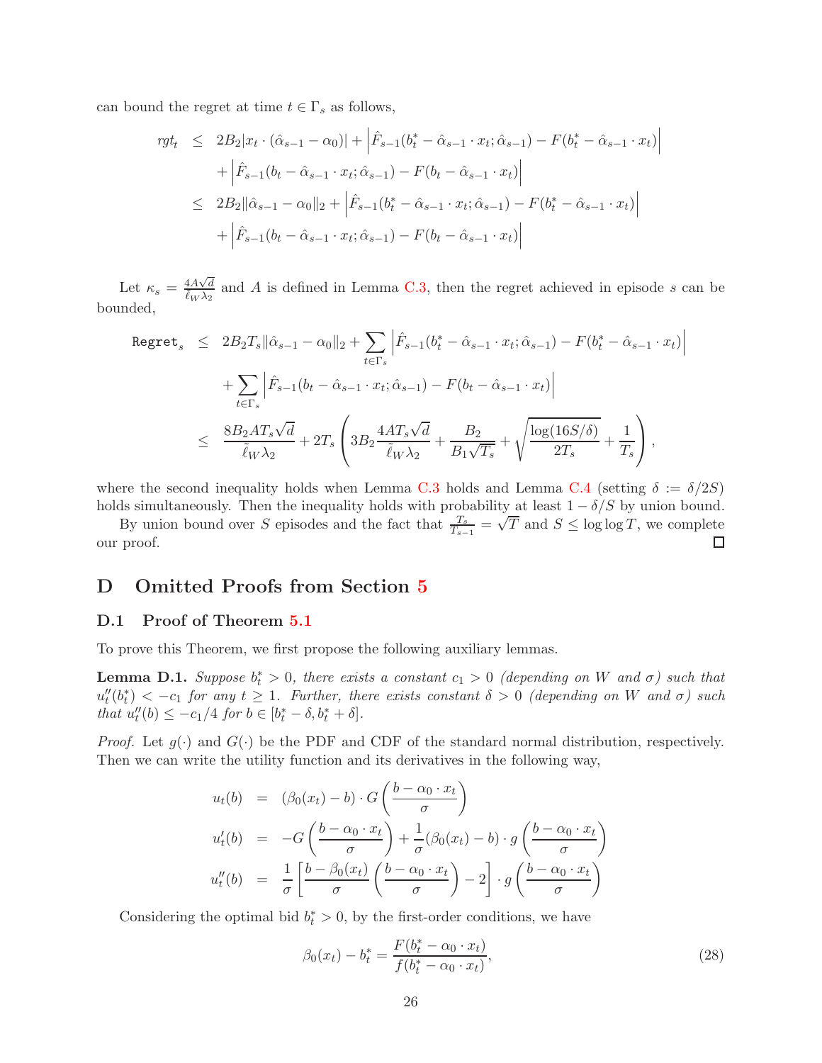can bound the regret at time $t \in \Gamma_s$ as follows,

$$
\begin{aligned}
rgt_t &\leq 2B_2|x_t \cdot (\hat{\alpha}_{s-1} - \alpha_0)| + \left|\hat{F}_{s-1}(b_t^* - \hat{\alpha}_{s-1} \cdot x_t; \hat{\alpha}_{s-1}) - F(b_t^* - \hat{\alpha}_{s-1} \cdot x_t)\right| \\
&\quad + \left|\hat{F}_{s-1}(b_t - \hat{\alpha}_{s-1} \cdot x_t; \hat{\alpha}_{s-1}) - F(b_t - \hat{\alpha}_{s-1} \cdot x_t)\right| \\
&\leq 2B_2\|\hat{\alpha}_{s-1} - \alpha_0\|_2 + \left|\hat{F}_{s-1}(b_t^* - \hat{\alpha}_{s-1} \cdot x_t; \hat{\alpha}_{s-1}) - F(b_t^* - \hat{\alpha}_{s-1} \cdot x_t)\right| \\
&\quad + \left|\hat{F}_{s-1}(b_t - \hat{\alpha}_{s-1} \cdot x_t; \hat{\alpha}_{s-1}) - F(b_t - \hat{\alpha}_{s-1} \cdot x_t)\right|
\end{aligned}
$$

Let $\kappa_s = \frac{4A\sqrt{d}}{\tilde{\ell}_W \lambda_2}$ and $A$ is defined in Lemma C.3, then the regret achieved in episode $s$ can be bounded,

$$
\begin{aligned}
\texttt{Regret}_s &\leq 2B_2 T_s\|\hat{\alpha}_{s-1} - \alpha_0\|_2 + \sum_{t\in\Gamma_s}\left|\hat{F}_{s-1}(b_t^* - \hat{\alpha}_{s-1} \cdot x_t; \hat{\alpha}_{s-1}) - F(b_t^* - \hat{\alpha}_{s-1} \cdot x_t)\right| \\
&\quad + \sum_{t\in\Gamma_s}\left|\hat{F}_{s-1}(b_t - \hat{\alpha}_{s-1} \cdot x_t; \hat{\alpha}_{s-1}) - F(b_t - \hat{\alpha}_{s-1} \cdot x_t)\right| \\
&\leq \frac{8B_2 A T_s\sqrt{d}}{\tilde{\ell}_W \lambda_2} + 2T_s\left(3B_2\frac{4AT_s\sqrt{d}}{\tilde{\ell}_W\lambda_2} + \frac{B_2}{B_1\sqrt{T_s}} + \sqrt{\frac{\log(16S/\delta)}{2T_s}} + \frac{1}{T_s}\right),
\end{aligned}
$$

where the second inequality holds when Lemma C.3 holds and Lemma C.4 (setting $\delta := \delta/2S$) holds simultaneously. Then the inequality holds with probability at least $1 - \delta/S$ by union bound.

By union bound over $S$ episodes and the fact that $\frac{T_s}{T_{s-1}} = \sqrt{T}$ and $S \leq \log\log T$, we complete our proof. ☐

# D Omitted Proofs from Section 5

## D.1 Proof of Theorem 5.1

To prove this Theorem, we first propose the following auxiliary lemmas.

**Lemma D.1.** *Suppose $b_t^* > 0$, there exists a constant $c_1 > 0$ (depending on $W$ and $\sigma$) such that $u_t''(b_t^*) < -c_1$ for any $t \geq 1$. Further, there exists constant $\delta > 0$ (depending on $W$ and $\sigma$) such that $u_t''(b) \leq -c_1/4$ for $b \in [b_t^* - \delta, b_t^* + \delta]$.*

*Proof.* Let $g(\cdot)$ and $G(\cdot)$ be the PDF and CDF of the standard normal distribution, respectively. Then we can write the utility function and its derivatives in the following way,

$$
\begin{aligned}
u_t(b) &= (\beta_0(x_t) - b) \cdot G\left(\frac{b - \alpha_0 \cdot x_t}{\sigma}\right) \\
u_t'(b) &= -G\left(\frac{b - \alpha_0 \cdot x_t}{\sigma}\right) + \frac{1}{\sigma}(\beta_0(x_t) - b) \cdot g\left(\frac{b - \alpha_0 \cdot x_t}{\sigma}\right) \\
u_t''(b) &= \frac{1}{\sigma}\left[\frac{b - \beta_0(x_t)}{\sigma}\left(\frac{b - \alpha_0 \cdot x_t}{\sigma}\right) - 2\right] \cdot g\left(\frac{b - \alpha_0 \cdot x_t}{\sigma}\right)
\end{aligned}
$$

Considering the optimal bid $b_t^* > 0$, by the first-order conditions, we have

$$
\beta_0(x_t) - b_t^* = \frac{F(b_t^* - \alpha_0 \cdot x_t)}{f(b_t^* - \alpha_0 \cdot x_t)}, \tag{28}
$$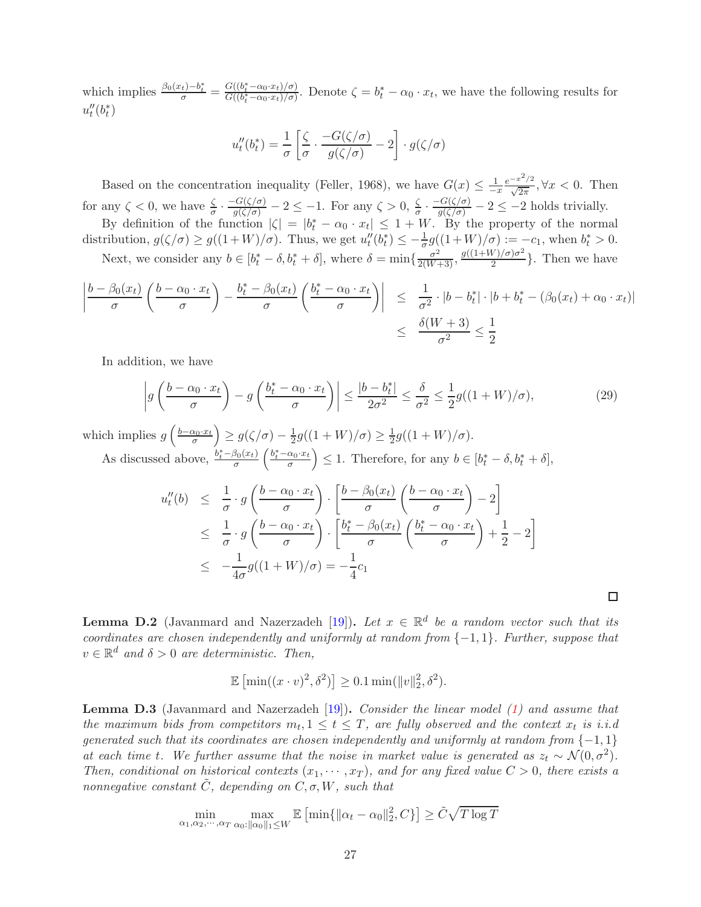which implies $\frac{\beta_0(x_t)-b_t^*}{\sigma} = \frac{G((b_t^*-\alpha_0\cdot x_t)/\sigma)}{G((b_t^*-\alpha_0\cdot x_t)/\sigma)}$. Denote $\zeta = b_t^* - \alpha_0 \cdot x_t$, we have the following results for $u_t''(b_t^*)$

$$u_t''(b_t^*) = \frac{1}{\sigma}\left[\frac{\zeta}{\sigma}\cdot\frac{-G(\zeta/\sigma)}{g(\zeta/\sigma)} - 2\right]\cdot g(\zeta/\sigma)$$

Based on the concentration inequality (Feller, 1968), we have $G(x) \le \frac{1}{-x}\frac{e^{-x^2/2}}{\sqrt{2\pi}}, \forall x < 0$. Then for any $\zeta < 0$, we have $\frac{\zeta}{\sigma}\cdot\frac{-G(\zeta/\sigma)}{g(\zeta/\sigma)} - 2 \le -1$. For any $\zeta > 0$, $\frac{\zeta}{\sigma}\cdot\frac{-G(\zeta/\sigma)}{g(\zeta/\sigma)} - 2 \le -2$ holds trivially.

By definition of the function $|\zeta| = |b_t^* - \alpha_0 \cdot x_t| \le 1 + W$. By the property of the normal distribution, $g(\zeta/\sigma) \ge g((1+W)/\sigma)$. Thus, we get $u_t''(b_t^*) \le -\frac{1}{\sigma}g((1+W)/\sigma) := -c_1$, when $b_t^* > 0$.

Next, we consider any $b \in [b_t^* - \delta, b_t^* + \delta]$, where $\delta = \min\{\frac{\sigma^2}{2(W+3)}, \frac{g((1+W)/\sigma)\sigma^2}{2}\}$. Then we have

$$\begin{aligned}\left|\frac{b-\beta_0(x_t)}{\sigma}\left(\frac{b-\alpha_0\cdot x_t}{\sigma}\right) - \frac{b_t^*-\beta_0(x_t)}{\sigma}\left(\frac{b_t^*-\alpha_0\cdot x_t}{\sigma}\right)\right| &\le \frac{1}{\sigma^2}\cdot|b-b_t^*|\cdot|b+b_t^*-(\beta_0(x_t)+\alpha_0\cdot x_t)| \\ &\le \frac{\delta(W+3)}{\sigma^2} \le \frac{1}{2}\end{aligned}$$

In addition, we have

$$\left|g\left(\frac{b-\alpha_0\cdot x_t}{\sigma}\right) - g\left(\frac{b_t^*-\alpha_0\cdot x_t}{\sigma}\right)\right| \le \frac{|b-b_t^*|}{2\sigma^2} \le \frac{\delta}{\sigma^2} \le \frac{1}{2}g((1+W)/\sigma), \tag{29}$$

which implies $g\left(\frac{b-\alpha_0\cdot x_t}{\sigma}\right) \ge g(\zeta/\sigma) - \frac{1}{2}g((1+W)/\sigma) \ge \frac{1}{2}g((1+W)/\sigma)$.

As discussed above, $\frac{b_t^*-\beta_0(x_t)}{\sigma}\left(\frac{b_t^*-\alpha_0\cdot x_t}{\sigma}\right) \le 1$. Therefore, for any $b \in [b_t^* - \delta, b_t^* + \delta]$,

$$\begin{aligned}u_t''(b) &\le \frac{1}{\sigma}\cdot g\left(\frac{b-\alpha_0\cdot x_t}{\sigma}\right)\cdot\left[\frac{b-\beta_0(x_t)}{\sigma}\left(\frac{b-\alpha_0\cdot x_t}{\sigma}\right) - 2\right] \\ &\le \frac{1}{\sigma}\cdot g\left(\frac{b-\alpha_0\cdot x_t}{\sigma}\right)\cdot\left[\frac{b_t^*-\beta_0(x_t)}{\sigma}\left(\frac{b_t^*-\alpha_0\cdot x_t}{\sigma}\right) + \frac{1}{2} - 2\right] \\ &\le -\frac{1}{4\sigma}g((1+W)/\sigma) = -\frac{1}{4}c_1\end{aligned}$$

□

**Lemma D.2** (Javanmard and Nazerzadeh [19]). *Let $x \in \mathbb{R}^d$ be a random vector such that its coordinates are chosen independently and uniformly at random from $\{-1, 1\}$. Further, suppose that $v \in \mathbb{R}^d$ and $\delta > 0$ are deterministic. Then,*

$$\mathbb{E}\left[\min((x\cdot v)^2, \delta^2)\right] \ge 0.1\min(\|v\|_2^2, \delta^2).$$

**Lemma D.3** (Javanmard and Nazerzadeh [19]). *Consider the linear model (1) and assume that the maximum bids from competitors $m_t, 1 \le t \le T$, are fully observed and the context $x_t$ is i.i.d generated such that its coordinates are chosen independently and uniformly at random from $\{-1, 1\}$ at each time $t$. We further assume that the noise in market value is generated as $z_t \sim \mathcal{N}(0, \sigma^2)$. Then, conditional on historical contexts $(x_1, \cdots, x_T)$, and for any fixed value $C > 0$, there exists a nonnegative constant $\tilde{C}$, depending on $C, \sigma, W$, such that*

$$\min_{\alpha_1,\alpha_2,\cdots,\alpha_T}\max_{\alpha_0:\|\alpha_0\|_1\le W}\mathbb{E}\left[\min\{\|\alpha_t-\alpha_0\|_2^2, C\}\right] \ge \tilde{C}\sqrt{T\log T}$$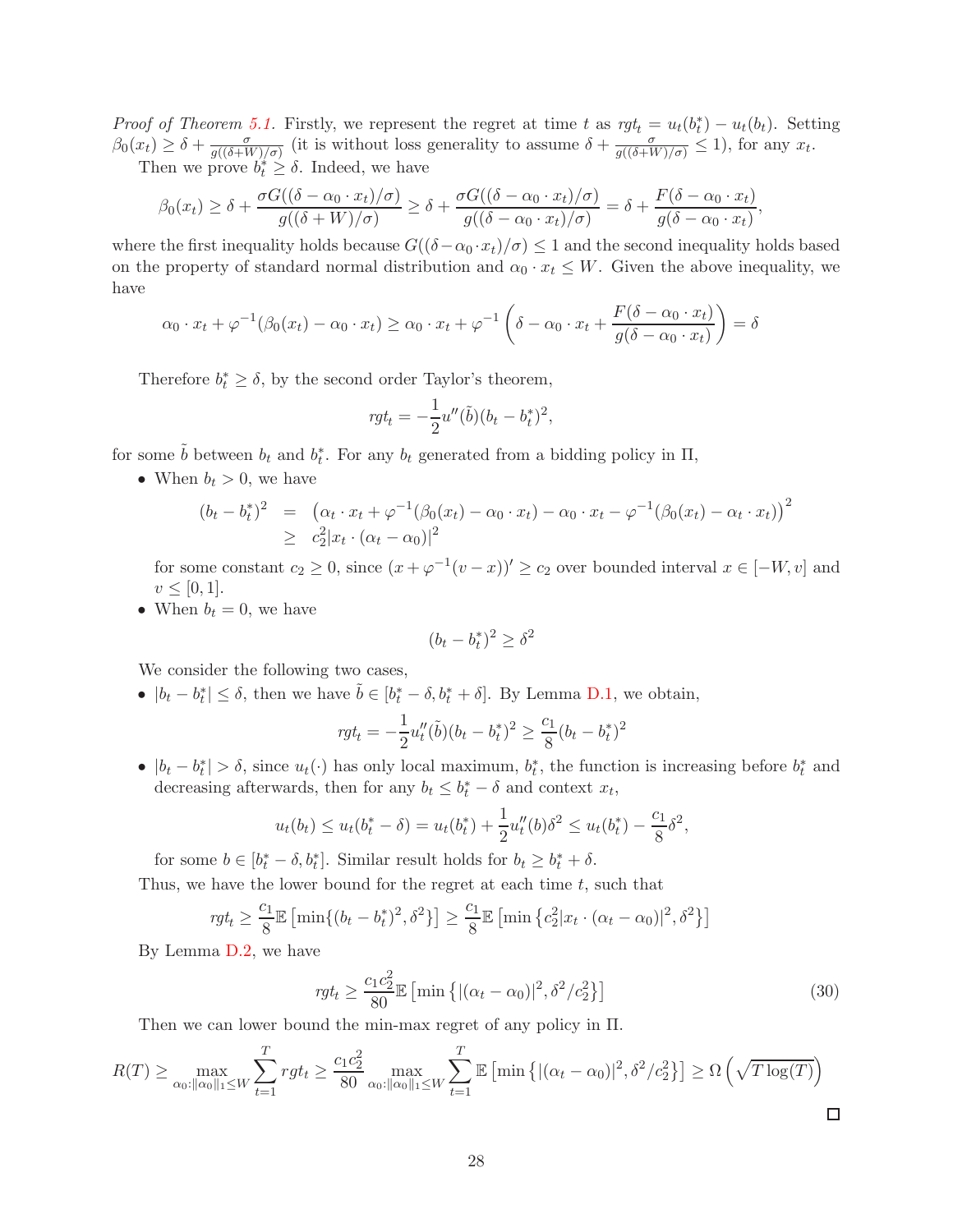*Proof of Theorem 5.1.* Firstly, we represent the regret at time $t$ as $rgt_t = u_t(b_t^*) - u_t(b_t)$. Setting $\beta_0(x_t) \geq \delta + \frac{\sigma}{g((\delta+W)/\sigma)}$ (it is without loss generality to assume $\delta + \frac{\sigma}{g((\delta+W)/\sigma)} \leq 1$), for any $x_t$.

Then we prove $b_t^* \geq \delta$. Indeed, we have

$$\beta_0(x_t) \geq \delta + \frac{\sigma G((\delta - \alpha_0 \cdot x_t)/\sigma)}{g((\delta+W)/\sigma)} \geq \delta + \frac{\sigma G((\delta - \alpha_0 \cdot x_t)/\sigma)}{g((\delta - \alpha_0 \cdot x_t)/\sigma)} = \delta + \frac{F(\delta - \alpha_0 \cdot x_t)}{g(\delta - \alpha_0 \cdot x_t)},$$

where the first inequality holds because $G((\delta - \alpha_0 \cdot x_t)/\sigma) \leq 1$ and the second inequality holds based on the property of standard normal distribution and $\alpha_0 \cdot x_t \leq W$. Given the above inequality, we have

$$\alpha_0 \cdot x_t + \varphi^{-1}(\beta_0(x_t) - \alpha_0 \cdot x_t) \geq \alpha_0 \cdot x_t + \varphi^{-1}\left(\delta - \alpha_0 \cdot x_t + \frac{F(\delta - \alpha_0 \cdot x_t)}{g(\delta - \alpha_0 \cdot x_t)}\right) = \delta$$

Therefore $b_t^* \geq \delta$, by the second order Taylor's theorem,

$$rgt_t = -\frac{1}{2}u''(\tilde{b})(b_t - b_t^*)^2,$$

for some $\tilde{b}$ between $b_t$ and $b_t^*$. For any $b_t$ generated from a bidding policy in $\Pi$,

- When $b_t > 0$, we have

$$\begin{aligned}(b_t - b_t^*)^2 &= \left(\alpha_t \cdot x_t + \varphi^{-1}(\beta_0(x_t) - \alpha_0 \cdot x_t) - \alpha_0 \cdot x_t - \varphi^{-1}(\beta_0(x_t) - \alpha_t \cdot x_t)\right)^2 \\ &\geq c_2^2 |x_t \cdot (\alpha_t - \alpha_0)|^2\end{aligned}$$

  for some constant $c_2 \geq 0$, since $(x + \varphi^{-1}(v - x))' \geq c_2$ over bounded interval $x \in [-W, v]$ and $v \leq [0, 1]$.

- When $b_t = 0$, we have

$$(b_t - b_t^*)^2 \geq \delta^2$$

We consider the following two cases,

- $|b_t - b_t^*| \leq \delta$, then we have $\tilde{b} \in [b_t^* - \delta, b_t^* + \delta]$. By Lemma D.1, we obtain,

$$rgt_t = -\frac{1}{2}u_t''(\tilde{b})(b_t - b_t^*)^2 \geq \frac{c_1}{8}(b_t - b_t^*)^2$$

- $|b_t - b_t^*| > \delta$, since $u_t(\cdot)$ has only local maximum, $b_t^*$, the function is increasing before $b_t^*$ and decreasing afterwards, then for any $b_t \leq b_t^* - \delta$ and context $x_t$,

$$u_t(b_t) \leq u_t(b_t^* - \delta) = u_t(b_t^*) + \frac{1}{2}u_t''(b)\delta^2 \leq u_t(b_t^*) - \frac{c_1}{8}\delta^2,$$

  for some $b \in [b_t^* - \delta, b_t^*]$. Similar result holds for $b_t \geq b_t^* + \delta$.

Thus, we have the lower bound for the regret at each time $t$, such that

$$rgt_t \geq \frac{c_1}{8}\mathbb{E}\left[\min\{(b_t - b_t^*)^2, \delta^2\}\right] \geq \frac{c_1}{8}\mathbb{E}\left[\min\left\{c_2^2|x_t \cdot (\alpha_t - \alpha_0)|^2, \delta^2\right\}\right]$$

By Lemma D.2, we have

$$rgt_t \geq \frac{c_1 c_2^2}{80}\mathbb{E}\left[\min\left\{|(\alpha_t - \alpha_0)|^2, \delta^2/c_2^2\right\}\right] \tag{30}$$

Then we can lower bound the min-max regret of any policy in $\Pi$.

$$R(T) \geq \max_{\alpha_0 : \|\alpha_0\|_1 \leq W} \sum_{t=1}^{T} rgt_t \geq \frac{c_1 c_2^2}{80} \max_{\alpha_0 : \|\alpha_0\|_1 \leq W} \sum_{t=1}^{T} \mathbb{E}\left[\min\left\{|(\alpha_t - \alpha_0)|^2, \delta^2/c_2^2\right\}\right] \geq \Omega\left(\sqrt{T\log(T)}\right)$$

□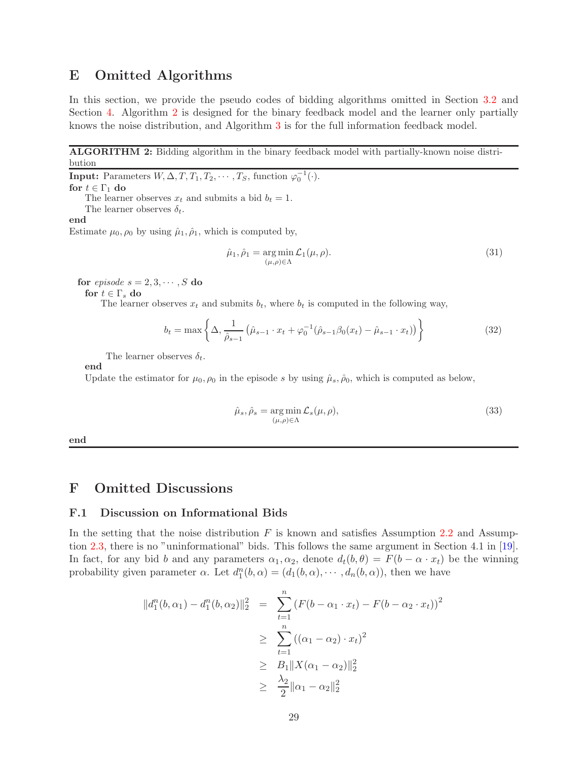# E Omitted Algorithms

In this section, we provide the pseudo codes of bidding algorithms omitted in Section 3.2 and Section 4. Algorithm 2 is designed for the binary feedback model and the learner only partially knows the noise distribution, and Algorithm 3 is for the full information feedback model.

---

**ALGORITHM 2:** Bidding algorithm in the binary feedback model with partially-known noise distribution

---

**Input:** Parameters $W, \Delta, T, T_1, T_2, \cdots, T_S$, function $\varphi_0^{-1}(\cdot)$.

**for** $t \in \Gamma_1$ **do**

  The learner observes $x_t$ and submits a bid $b_t = 1$.

  The learner observes $\delta_t$.

**end**

Estimate $\mu_0, \rho_0$ by using $\hat{\mu}_1, \hat{\rho}_1$, which is computed by,

$$\hat{\mu}_1, \hat{\rho}_1 = \underset{(\mu,\rho)\in\Lambda}{\arg\min}\, \mathcal{L}_1(\mu, \rho). \tag{31}$$

**for** *episode* $s = 2, 3, \cdots, S$ **do**

  **for** $t \in \Gamma_s$ **do**

    The learner observes $x_t$ and submits $b_t$, where $b_t$ is computed in the following way,

$$b_t = \max\left\{\Delta, \frac{1}{\hat{\rho}_{s-1}}\left(\hat{\mu}_{s-1}\cdot x_t + \varphi_0^{-1}(\hat{\rho}_{s-1}\beta_0(x_t) - \hat{\mu}_{s-1}\cdot x_t)\right)\right\} \tag{32}$$

    The learner observes $\delta_t$.

  **end**

  Update the estimator for $\mu_0, \rho_0$ in the episode $s$ by using $\hat{\mu}_s, \hat{\rho}_0$, which is computed as below,

$$\hat{\mu}_s, \hat{\rho}_s = \underset{(\mu,\rho)\in\Lambda}{\arg\min}\, \mathcal{L}_s(\mu, \rho), \tag{33}$$

**end**

---

# F Omitted Discussions

## F.1 Discussion on Informational Bids

In the setting that the noise distribution $F$ is known and satisfies Assumption 2.2 and Assumption 2.3, there is no "uninformational" bids. This follows the same argument in Section 4.1 in [19]. In fact, for any bid $b$ and any parameters $\alpha_1, \alpha_2$, denote $d_t(b, \theta) = F(b - \alpha \cdot x_t)$ be the winning probability given parameter $\alpha$. Let $d_1^n(b, \alpha) = (d_1(b, \alpha), \cdots, d_n(b, \alpha))$, then we have

$$\begin{aligned}
\|d_1^n(b, \alpha_1) - d_1^n(b, \alpha_2)\|_2^2 &= \sum_{t=1}^{n} \left(F(b - \alpha_1 \cdot x_t) - F(b - \alpha_2 \cdot x_t)\right)^2 \\
&\geq \sum_{t=1}^{n} \left((\alpha_1 - \alpha_2)\cdot x_t\right)^2 \\
&\geq B_1 \|X(\alpha_1 - \alpha_2)\|_2^2 \\
&\geq \frac{\lambda_2}{2}\|\alpha_1 - \alpha_2\|_2^2
\end{aligned}$$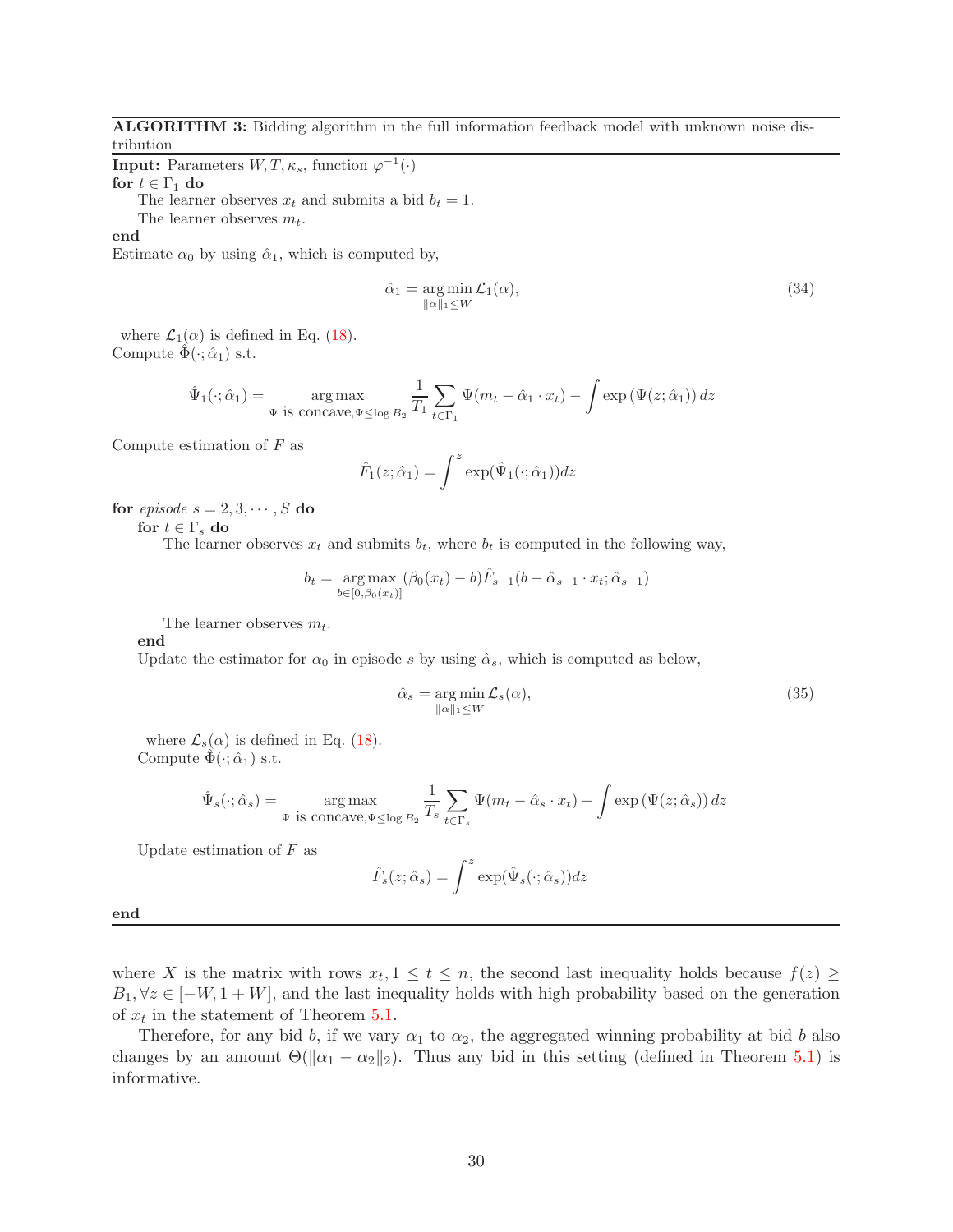**ALGORITHM 3:** Bidding algorithm in the full information feedback model with unknown noise distribution

**Input:** Parameters $W, T, \kappa_s$, function $\varphi^{-1}(\cdot)$

**for** $t \in \Gamma_1$ **do**

  The learner observes $x_t$ and submits a bid $b_t = 1$.

  The learner observes $m_t$.

**end**

Estimate $\alpha_0$ by using $\hat{\alpha}_1$, which is computed by,

$$\hat{\alpha}_1 = \arg\min_{\|\alpha\|_1 \le W} \mathcal{L}_1(\alpha), \tag{34}$$

where $\mathcal{L}_1(\alpha)$ is defined in Eq. (18).

Compute $\hat{\Phi}(\cdot; \hat{\alpha}_1)$ s.t.

$$\hat{\Psi}_1(\cdot; \hat{\alpha}_1) = \underset{\Psi \text{ is concave}, \Psi \le \log B_2}{\arg\max} \frac{1}{T_1} \sum_{t \in \Gamma_1} \Psi(m_t - \hat{\alpha}_1 \cdot x_t) - \int \exp\left(\Psi(z; \hat{\alpha}_1)\right) dz$$

Compute estimation of $F$ as

$$\hat{F}_1(z; \hat{\alpha}_1) = \int^z \exp(\hat{\Psi}_1(\cdot; \hat{\alpha}_1)) dz$$

**for** *episode* $s = 2, 3, \cdots, S$ **do**

  **for** $t \in \Gamma_s$ **do**

    The learner observes $x_t$ and submits $b_t$, where $b_t$ is computed in the following way,

$$b_t = \underset{b \in [0, \beta_0(x_t)]}{\arg\max} (\beta_0(x_t) - b) \hat{F}_{s-1}(b - \hat{\alpha}_{s-1} \cdot x_t; \hat{\alpha}_{s-1})$$

    The learner observes $m_t$.

  **end**

  Update the estimator for $\alpha_0$ in episode $s$ by using $\hat{\alpha}_s$, which is computed as below,

$$\hat{\alpha}_s = \arg\min_{\|\alpha\|_1 \le W} \mathcal{L}_s(\alpha), \tag{35}$$

  where $\mathcal{L}_s(\alpha)$ is defined in Eq. (18).

  Compute $\hat{\Phi}(\cdot; \hat{\alpha}_1)$ s.t.

$$\hat{\Psi}_s(\cdot; \hat{\alpha}_s) = \underset{\Psi \text{ is concave}, \Psi \le \log B_2}{\arg\max} \frac{1}{T_s} \sum_{t \in \Gamma_s} \Psi(m_t - \hat{\alpha}_s \cdot x_t) - \int \exp\left(\Psi(z; \hat{\alpha}_s)\right) dz$$

  Update estimation of $F$ as

$$\hat{F}_s(z; \hat{\alpha}_s) = \int^z \exp(\hat{\Psi}_s(\cdot; \hat{\alpha}_s)) dz$$

**end**

---

where $X$ is the matrix with rows $x_t, 1 \le t \le n$, the second last inequality holds because $f(z) \ge B_1, \forall z \in [-W, 1 + W]$, and the last inequality holds with high probability based on the generation of $x_t$ in the statement of Theorem 5.1.

Therefore, for any bid $b$, if we vary $\alpha_1$ to $\alpha_2$, the aggregated winning probability at bid $b$ also changes by an amount $\Theta(\|\alpha_1 - \alpha_2\|_2)$. Thus any bid in this setting (defined in Theorem 5.1) is informative.